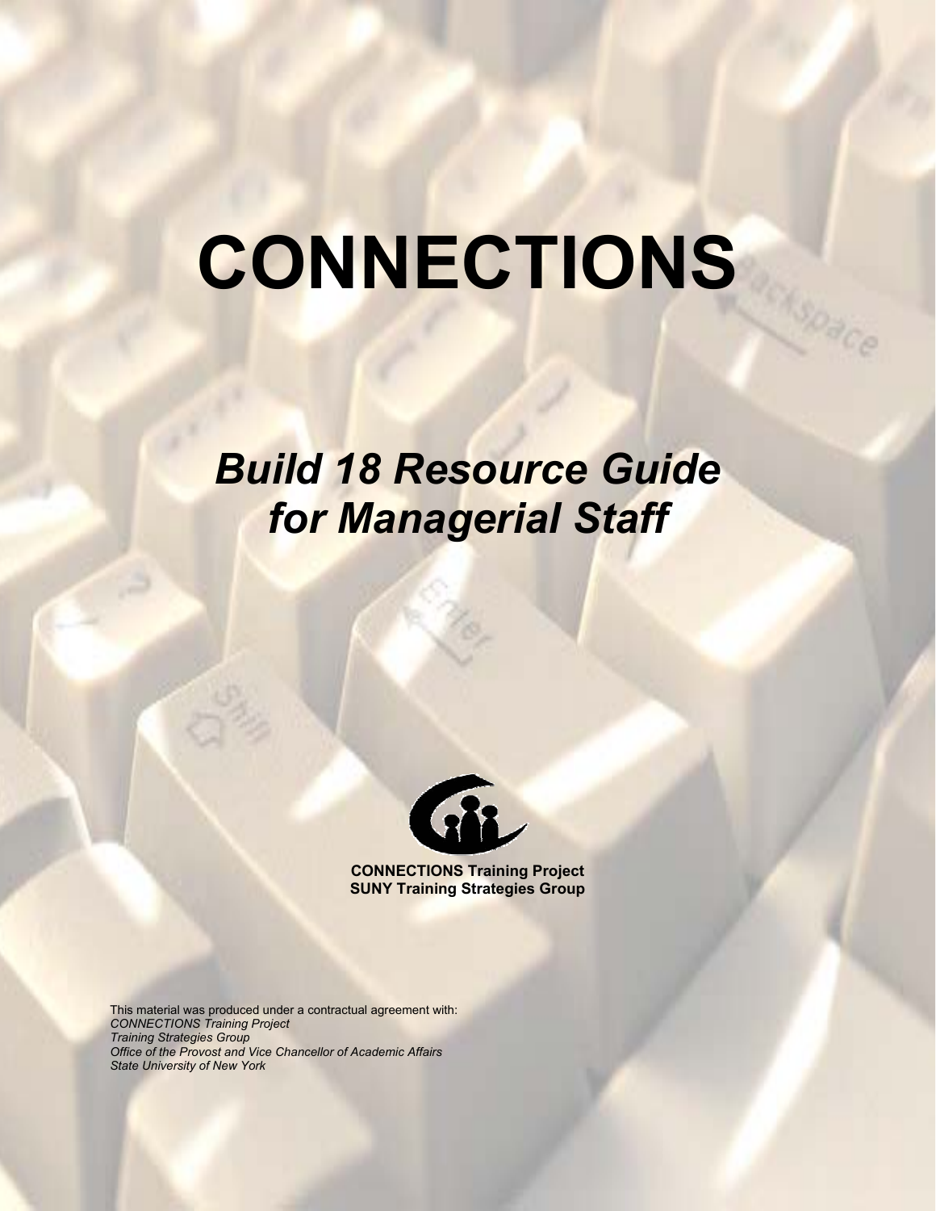# CONNECTIONS

## *Build 18 Resource Guide for Managerial Staff*

**CONNECTIONS Training Project**
**SUNY Training Strategies Group**

This material was produced under a contractual agreement with:
*CONNECTIONS Training Project*
*Training Strategies Group*
*Office of the Provost and Vice Chancellor of Academic Affairs*
*State University of New York*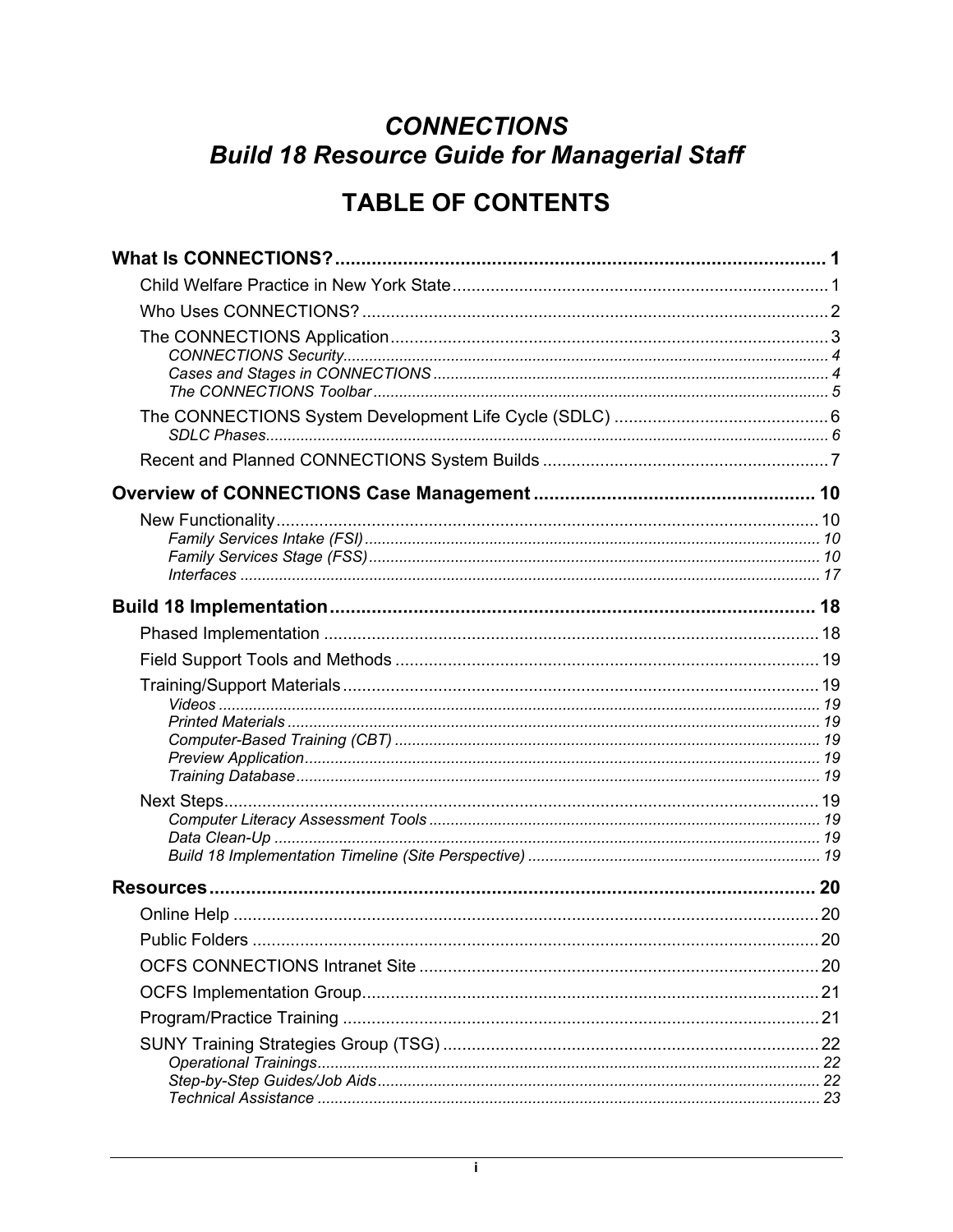# *CONNECTIONS*
# *Build 18 Resource Guide for Managerial Staff*

## TABLE OF CONTENTS

**What Is CONNECTIONS? ... 1**

- Child Welfare Practice in New York State ... 1
- Who Uses CONNECTIONS? ... 2
- The CONNECTIONS Application ... 3
  - *CONNECTIONS Security ... 4*
  - *Cases and Stages in CONNECTIONS ... 4*
  - *The CONNECTIONS Toolbar ... 5*
- The CONNECTIONS System Development Life Cycle (SDLC) ... 6
  - *SDLC Phases ... 6*
- Recent and Planned CONNECTIONS System Builds ... 7

**Overview of CONNECTIONS Case Management ... 10**

- New Functionality ... 10
  - *Family Services Intake (FSI) ... 10*
  - *Family Services Stage (FSS) ... 10*
  - *Interfaces ... 17*

**Build 18 Implementation ... 18**

- Phased Implementation ... 18
- Field Support Tools and Methods ... 19
- Training/Support Materials ... 19
  - *Videos ... 19*
  - *Printed Materials ... 19*
  - *Computer-Based Training (CBT) ... 19*
  - *Preview Application ... 19*
  - *Training Database ... 19*
- Next Steps ... 19
  - *Computer Literacy Assessment Tools ... 19*
  - *Data Clean-Up ... 19*
  - *Build 18 Implementation Timeline (Site Perspective) ... 19*

**Resources ... 20**

- Online Help ... 20
- Public Folders ... 20
- OCFS CONNECTIONS Intranet Site ... 20
- OCFS Implementation Group ... 21
- Program/Practice Training ... 21
- SUNY Training Strategies Group (TSG) ... 22
  - *Operational Trainings ... 22*
  - *Step-by-Step Guides/Job Aids ... 22*
  - *Technical Assistance ... 23*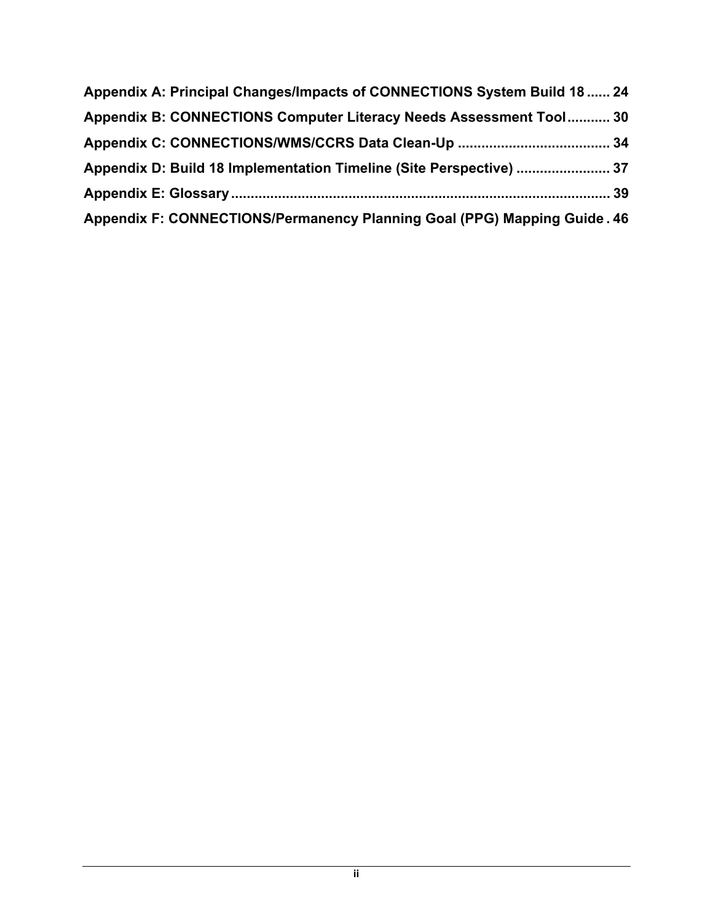**Appendix A: Principal Changes/Impacts of CONNECTIONS System Build 18 ...... 24**

**Appendix B: CONNECTIONS Computer Literacy Needs Assessment Tool........... 30**

**Appendix C: CONNECTIONS/WMS/CCRS Data Clean-Up ....................................... 34**

**Appendix D: Build 18 Implementation Timeline (Site Perspective) ........................ 37**

**Appendix E: Glossary ................................................................................................ 39**

**Appendix F: CONNECTIONS/Permanency Planning Goal (PPG) Mapping Guide . 46**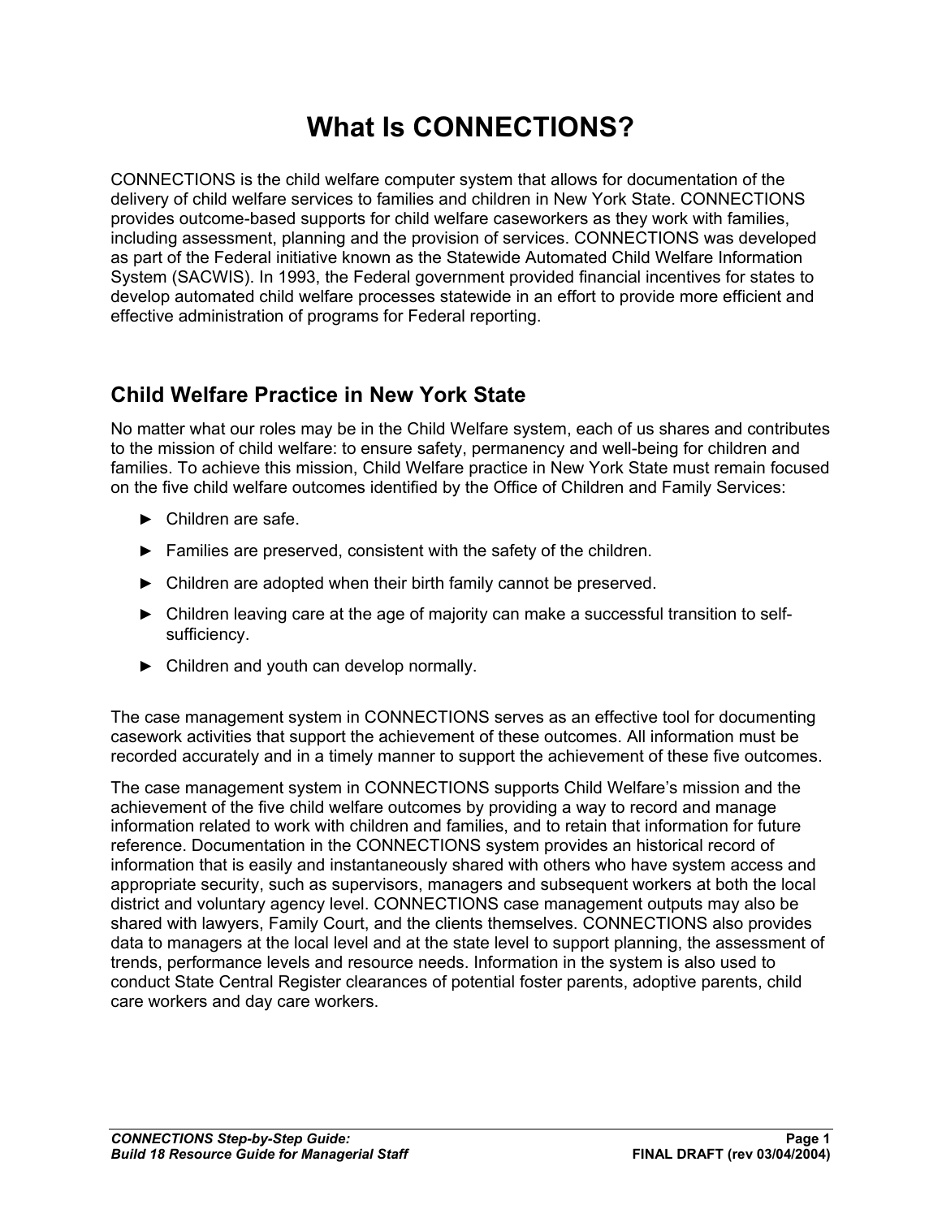# What Is CONNECTIONS?

CONNECTIONS is the child welfare computer system that allows for documentation of the delivery of child welfare services to families and children in New York State. CONNECTIONS provides outcome-based supports for child welfare caseworkers as they work with families, including assessment, planning and the provision of services. CONNECTIONS was developed as part of the Federal initiative known as the Statewide Automated Child Welfare Information System (SACWIS). In 1993, the Federal government provided financial incentives for states to develop automated child welfare processes statewide in an effort to provide more efficient and effective administration of programs for Federal reporting.

## Child Welfare Practice in New York State

No matter what our roles may be in the Child Welfare system, each of us shares and contributes to the mission of child welfare: to ensure safety, permanency and well-being for children and families. To achieve this mission, Child Welfare practice in New York State must remain focused on the five child welfare outcomes identified by the Office of Children and Family Services:

- Children are safe.
- Families are preserved, consistent with the safety of the children.
- Children are adopted when their birth family cannot be preserved.
- Children leaving care at the age of majority can make a successful transition to self-sufficiency.
- Children and youth can develop normally.

The case management system in CONNECTIONS serves as an effective tool for documenting casework activities that support the achievement of these outcomes. All information must be recorded accurately and in a timely manner to support the achievement of these five outcomes.

The case management system in CONNECTIONS supports Child Welfare's mission and the achievement of the five child welfare outcomes by providing a way to record and manage information related to work with children and families, and to retain that information for future reference. Documentation in the CONNECTIONS system provides an historical record of information that is easily and instantaneously shared with others who have system access and appropriate security, such as supervisors, managers and subsequent workers at both the local district and voluntary agency level. CONNECTIONS case management outputs may also be shared with lawyers, Family Court, and the clients themselves. CONNECTIONS also provides data to managers at the local level and at the state level to support planning, the assessment of trends, performance levels and resource needs. Information in the system is also used to conduct State Central Register clearances of potential foster parents, adoptive parents, child care workers and day care workers.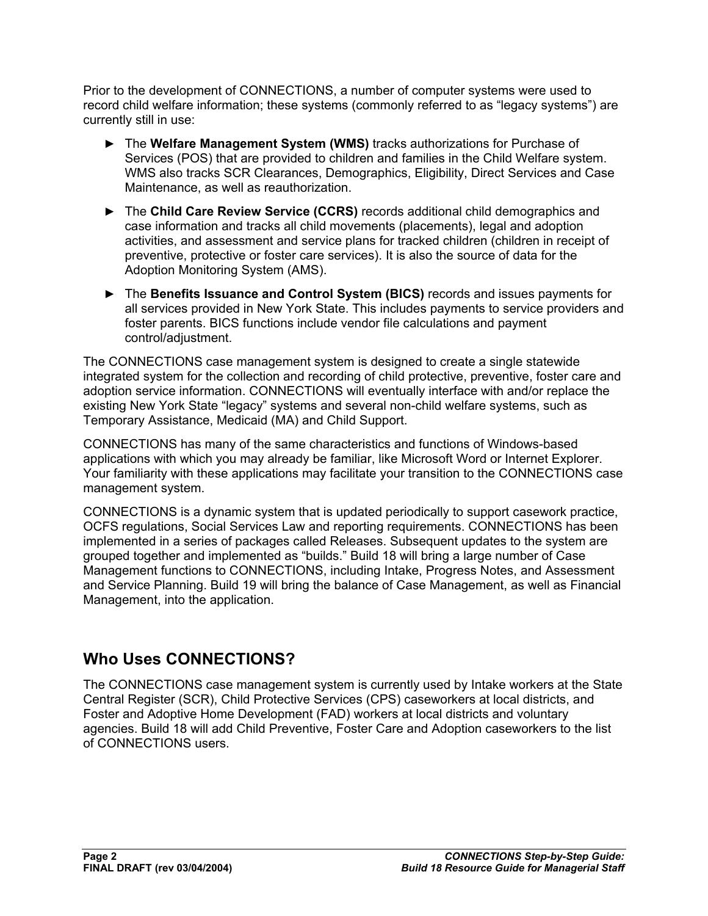Prior to the development of CONNECTIONS, a number of computer systems were used to record child welfare information; these systems (commonly referred to as "legacy systems") are currently still in use:

- The **Welfare Management System (WMS)** tracks authorizations for Purchase of Services (POS) that are provided to children and families in the Child Welfare system. WMS also tracks SCR Clearances, Demographics, Eligibility, Direct Services and Case Maintenance, as well as reauthorization.
- The **Child Care Review Service (CCRS)** records additional child demographics and case information and tracks all child movements (placements), legal and adoption activities, and assessment and service plans for tracked children (children in receipt of preventive, protective or foster care services). It is also the source of data for the Adoption Monitoring System (AMS).
- The **Benefits Issuance and Control System (BICS)** records and issues payments for all services provided in New York State. This includes payments to service providers and foster parents. BICS functions include vendor file calculations and payment control/adjustment.

The CONNECTIONS case management system is designed to create a single statewide integrated system for the collection and recording of child protective, preventive, foster care and adoption service information. CONNECTIONS will eventually interface with and/or replace the existing New York State "legacy" systems and several non-child welfare systems, such as Temporary Assistance, Medicaid (MA) and Child Support.

CONNECTIONS has many of the same characteristics and functions of Windows-based applications with which you may already be familiar, like Microsoft Word or Internet Explorer. Your familiarity with these applications may facilitate your transition to the CONNECTIONS case management system.

CONNECTIONS is a dynamic system that is updated periodically to support casework practice, OCFS regulations, Social Services Law and reporting requirements. CONNECTIONS has been implemented in a series of packages called Releases. Subsequent updates to the system are grouped together and implemented as "builds." Build 18 will bring a large number of Case Management functions to CONNECTIONS, including Intake, Progress Notes, and Assessment and Service Planning. Build 19 will bring the balance of Case Management, as well as Financial Management, into the application.

## Who Uses CONNECTIONS?

The CONNECTIONS case management system is currently used by Intake workers at the State Central Register (SCR), Child Protective Services (CPS) caseworkers at local districts, and Foster and Adoptive Home Development (FAD) workers at local districts and voluntary agencies. Build 18 will add Child Preventive, Foster Care and Adoption caseworkers to the list of CONNECTIONS users.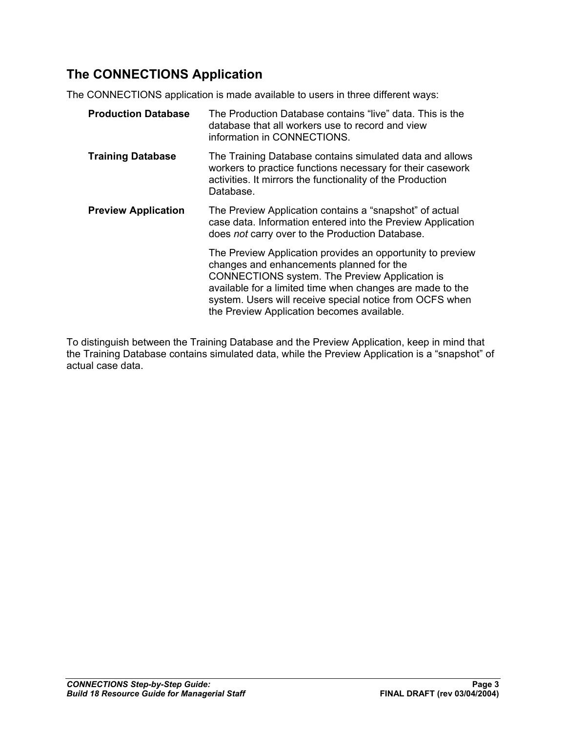## The CONNECTIONS Application

The CONNECTIONS application is made available to users in three different ways:

**Production Database** The Production Database contains "live" data. This is the database that all workers use to record and view information in CONNECTIONS.

**Training Database** The Training Database contains simulated data and allows workers to practice functions necessary for their casework activities. It mirrors the functionality of the Production Database.

**Preview Application** The Preview Application contains a "snapshot" of actual case data. Information entered into the Preview Application does *not* carry over to the Production Database.

The Preview Application provides an opportunity to preview changes and enhancements planned for the CONNECTIONS system. The Preview Application is available for a limited time when changes are made to the system. Users will receive special notice from OCFS when the Preview Application becomes available.

To distinguish between the Training Database and the Preview Application, keep in mind that the Training Database contains simulated data, while the Preview Application is a "snapshot" of actual case data.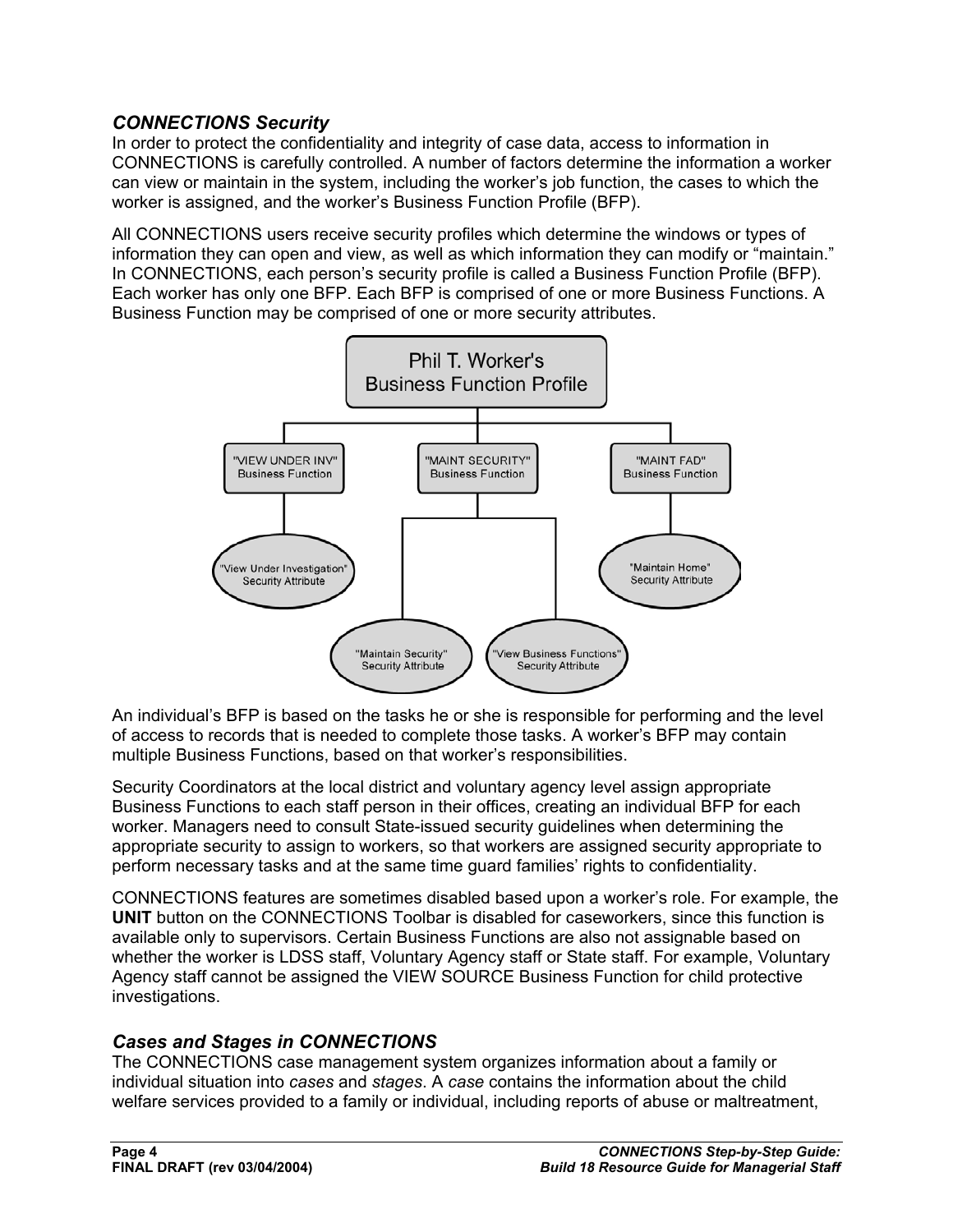### *CONNECTIONS Security*

In order to protect the confidentiality and integrity of case data, access to information in CONNECTIONS is carefully controlled. A number of factors determine the information a worker can view or maintain in the system, including the worker's job function, the cases to which the worker is assigned, and the worker's Business Function Profile (BFP).

All CONNECTIONS users receive security profiles which determine the windows or types of information they can open and view, as well as which information they can modify or "maintain." In CONNECTIONS, each person's security profile is called a Business Function Profile (BFP). Each worker has only one BFP. Each BFP is comprised of one or more Business Functions. A Business Function may be comprised of one or more security attributes.

An individual's BFP is based on the tasks he or she is responsible for performing and the level of access to records that is needed to complete those tasks. A worker's BFP may contain multiple Business Functions, based on that worker's responsibilities.

Security Coordinators at the local district and voluntary agency level assign appropriate Business Functions to each staff person in their offices, creating an individual BFP for each worker. Managers need to consult State-issued security guidelines when determining the appropriate security to assign to workers, so that workers are assigned security appropriate to perform necessary tasks and at the same time guard families' rights to confidentiality.

CONNECTIONS features are sometimes disabled based upon a worker's role. For example, the **UNIT** button on the CONNECTIONS Toolbar is disabled for caseworkers, since this function is available only to supervisors. Certain Business Functions are also not assignable based on whether the worker is LDSS staff, Voluntary Agency staff or State staff. For example, Voluntary Agency staff cannot be assigned the VIEW SOURCE Business Function for child protective investigations.

### *Cases and Stages in CONNECTIONS*

The CONNECTIONS case management system organizes information about a family or individual situation into *cases* and *stages*. A *case* contains the information about the child welfare services provided to a family or individual, including reports of abuse or maltreatment,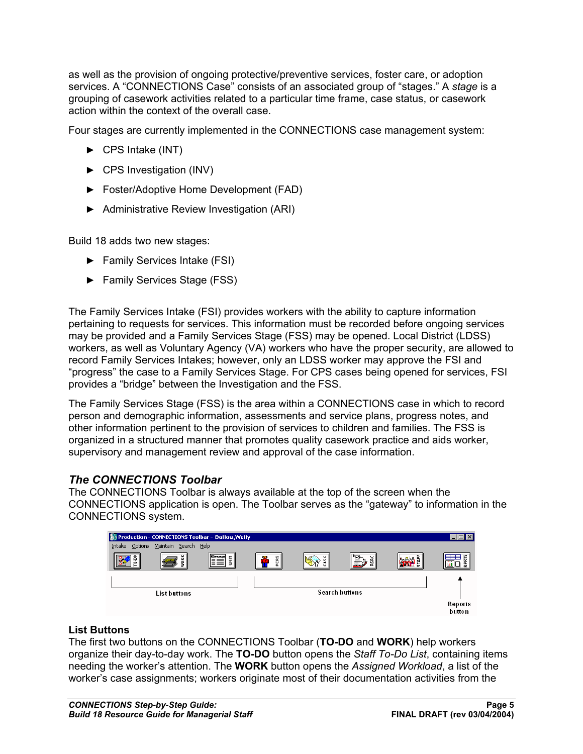as well as the provision of ongoing protective/preventive services, foster care, or adoption services. A "CONNECTIONS Case" consists of an associated group of "stages." A *stage* is a grouping of casework activities related to a particular time frame, case status, or casework action within the context of the overall case.

Four stages are currently implemented in the CONNECTIONS case management system:

- CPS Intake (INT)
- CPS Investigation (INV)
- Foster/Adoptive Home Development (FAD)
- Administrative Review Investigation (ARI)

Build 18 adds two new stages:

- Family Services Intake (FSI)
- Family Services Stage (FSS)

The Family Services Intake (FSI) provides workers with the ability to capture information pertaining to requests for services. This information must be recorded before ongoing services may be provided and a Family Services Stage (FSS) may be opened. Local District (LDSS) workers, as well as Voluntary Agency (VA) workers who have the proper security, are allowed to record Family Services Intakes; however, only an LDSS worker may approve the FSI and "progress" the case to a Family Services Stage. For CPS cases being opened for services, FSI provides a "bridge" between the Investigation and the FSS.

The Family Services Stage (FSS) is the area within a CONNECTIONS case in which to record person and demographic information, assessments and service plans, progress notes, and other information pertinent to the provision of services to children and families. The FSS is organized in a structured manner that promotes quality casework practice and aids worker, supervisory and management review and approval of the case information.

### *The CONNECTIONS Toolbar*

The CONNECTIONS Toolbar is always available at the top of the screen when the CONNECTIONS application is open. The Toolbar serves as the "gateway" to information in the CONNECTIONS system.

#### List Buttons

The first two buttons on the CONNECTIONS Toolbar (**TO-DO** and **WORK**) help workers organize their day-to-day work. The **TO-DO** button opens the *Staff To-Do List*, containing items needing the worker's attention. The **WORK** button opens the *Assigned Workload*, a list of the worker's case assignments; workers originate most of their documentation activities from the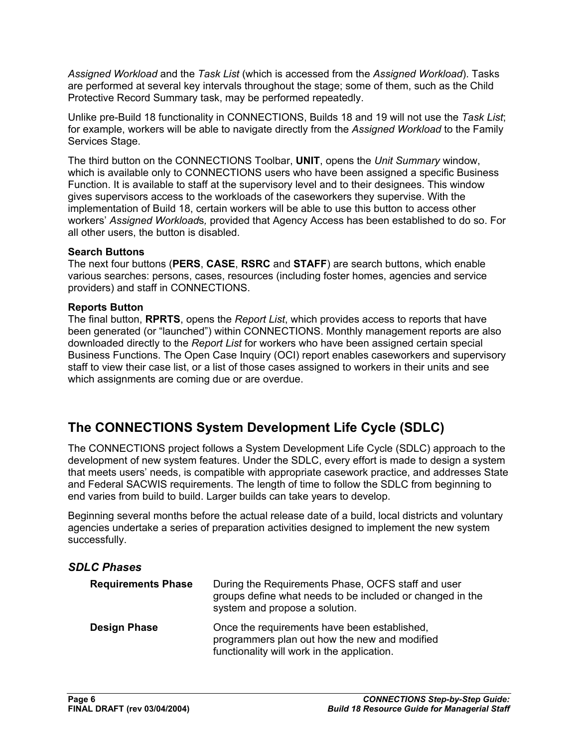*Assigned Workload* and the *Task List* (which is accessed from the *Assigned Workload*). Tasks are performed at several key intervals throughout the stage; some of them, such as the Child Protective Record Summary task, may be performed repeatedly.

Unlike pre-Build 18 functionality in CONNECTIONS, Builds 18 and 19 will not use the *Task List*; for example, workers will be able to navigate directly from the *Assigned Workload* to the Family Services Stage.

The third button on the CONNECTIONS Toolbar, **UNIT**, opens the *Unit Summary* window, which is available only to CONNECTIONS users who have been assigned a specific Business Function. It is available to staff at the supervisory level and to their designees. This window gives supervisors access to the workloads of the caseworkers they supervise. With the implementation of Build 18, certain workers will be able to use this button to access other workers' *Assigned Workload*s, provided that Agency Access has been established to do so. For all other users, the button is disabled.

**Search Buttons**
The next four buttons (**PERS**, **CASE**, **RSRC** and **STAFF**) are search buttons, which enable various searches: persons, cases, resources (including foster homes, agencies and service providers) and staff in CONNECTIONS.

**Reports Button**
The final button, **RPRTS**, opens the *Report List*, which provides access to reports that have been generated (or "launched") within CONNECTIONS. Monthly management reports are also downloaded directly to the *Report List* for workers who have been assigned certain special Business Functions. The Open Case Inquiry (OCI) report enables caseworkers and supervisory staff to view their case list, or a list of those cases assigned to workers in their units and see which assignments are coming due or are overdue.

## The CONNECTIONS System Development Life Cycle (SDLC)

The CONNECTIONS project follows a System Development Life Cycle (SDLC) approach to the development of new system features. Under the SDLC, every effort is made to design a system that meets users' needs, is compatible with appropriate casework practice, and addresses State and Federal SACWIS requirements. The length of time to follow the SDLC from beginning to end varies from build to build. Larger builds can take years to develop.

Beginning several months before the actual release date of a build, local districts and voluntary agencies undertake a series of preparation activities designed to implement the new system successfully.

### *SDLC Phases*

**Requirements Phase** During the Requirements Phase, OCFS staff and user groups define what needs to be included or changed in the system and propose a solution.

**Design Phase** Once the requirements have been established, programmers plan out how the new and modified functionality will work in the application.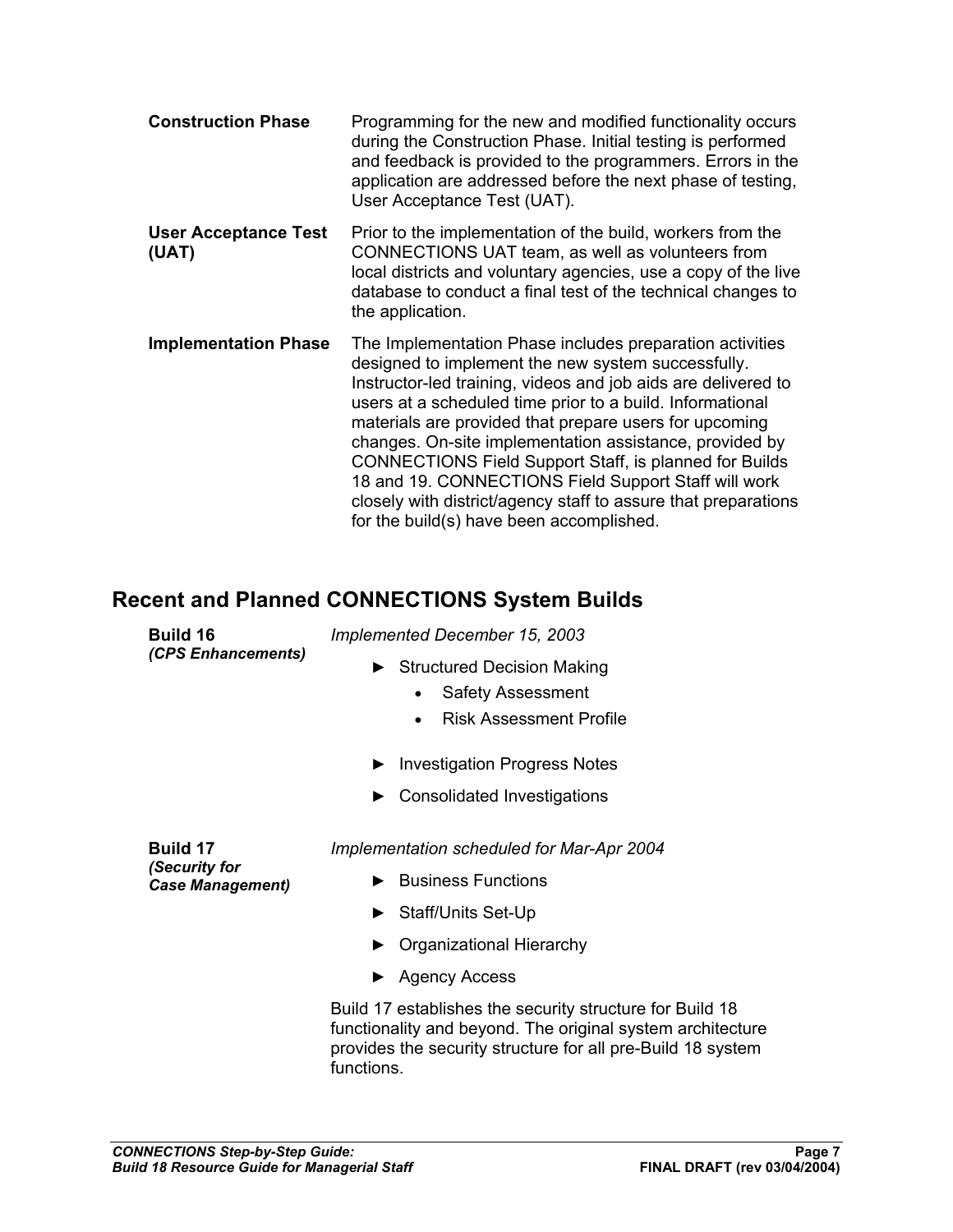**Construction Phase**

Programming for the new and modified functionality occurs during the Construction Phase. Initial testing is performed and feedback is provided to the programmers. Errors in the application are addressed before the next phase of testing, User Acceptance Test (UAT).

**User Acceptance Test (UAT)**

Prior to the implementation of the build, workers from the CONNECTIONS UAT team, as well as volunteers from local districts and voluntary agencies, use a copy of the live database to conduct a final test of the technical changes to the application.

**Implementation Phase**

The Implementation Phase includes preparation activities designed to implement the new system successfully. Instructor-led training, videos and job aids are delivered to users at a scheduled time prior to a build. Informational materials are provided that prepare users for upcoming changes. On-site implementation assistance, provided by CONNECTIONS Field Support Staff, is planned for Builds 18 and 19. CONNECTIONS Field Support Staff will work closely with district/agency staff to assure that preparations for the build(s) have been accomplished.

## Recent and Planned CONNECTIONS System Builds

**Build 16**
***(CPS Enhancements)***

*Implemented December 15, 2003*

- ► Structured Decision Making
  - Safety Assessment
  - Risk Assessment Profile
- ► Investigation Progress Notes
- ► Consolidated Investigations

**Build 17**
***(Security for Case Management)***

*Implementation scheduled for Mar-Apr 2004*

- ► Business Functions
- ► Staff/Units Set-Up
- ► Organizational Hierarchy
- ► Agency Access

Build 17 establishes the security structure for Build 18 functionality and beyond. The original system architecture provides the security structure for all pre-Build 18 system functions.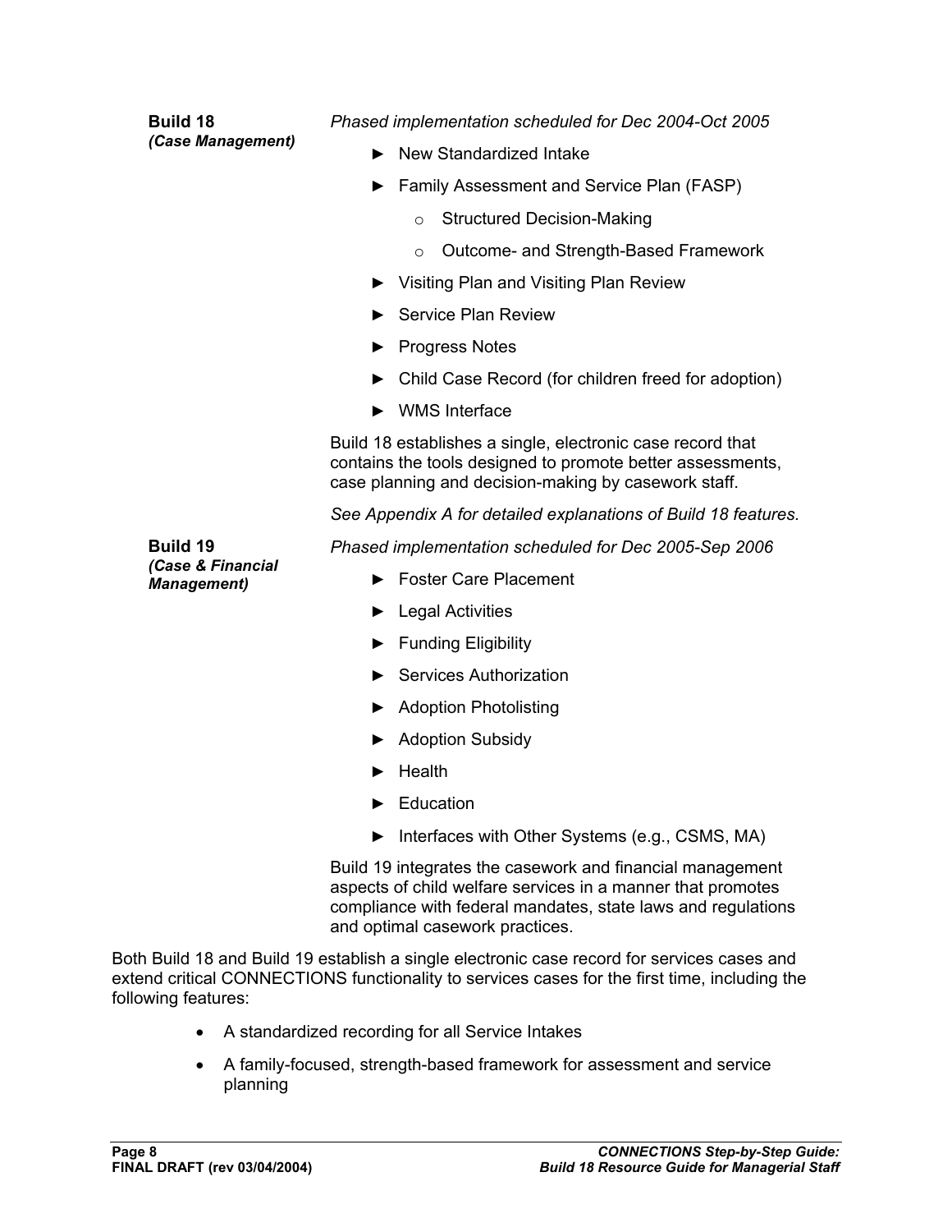**Build 18**
***(Case Management)***

*Phased implementation scheduled for Dec 2004-Oct 2005*

- ► New Standardized Intake
- ► Family Assessment and Service Plan (FASP)
  - o Structured Decision-Making
  - o Outcome- and Strength-Based Framework
- ► Visiting Plan and Visiting Plan Review
- ► Service Plan Review
- ► Progress Notes
- ► Child Case Record (for children freed for adoption)
- ► WMS Interface

Build 18 establishes a single, electronic case record that contains the tools designed to promote better assessments, case planning and decision-making by casework staff.

*See Appendix A for detailed explanations of Build 18 features.*

**Build 19**
***(Case & Financial Management)***

*Phased implementation scheduled for Dec 2005-Sep 2006*

- ► Foster Care Placement
- ► Legal Activities
- ► Funding Eligibility
- ► Services Authorization
- ► Adoption Photolisting
- ► Adoption Subsidy
- ► Health
- ► Education
- ► Interfaces with Other Systems (e.g., CSMS, MA)

Build 19 integrates the casework and financial management aspects of child welfare services in a manner that promotes compliance with federal mandates, state laws and regulations and optimal casework practices.

Both Build 18 and Build 19 establish a single electronic case record for services cases and extend critical CONNECTIONS functionality to services cases for the first time, including the following features:

- A standardized recording for all Service Intakes
- A family-focused, strength-based framework for assessment and service planning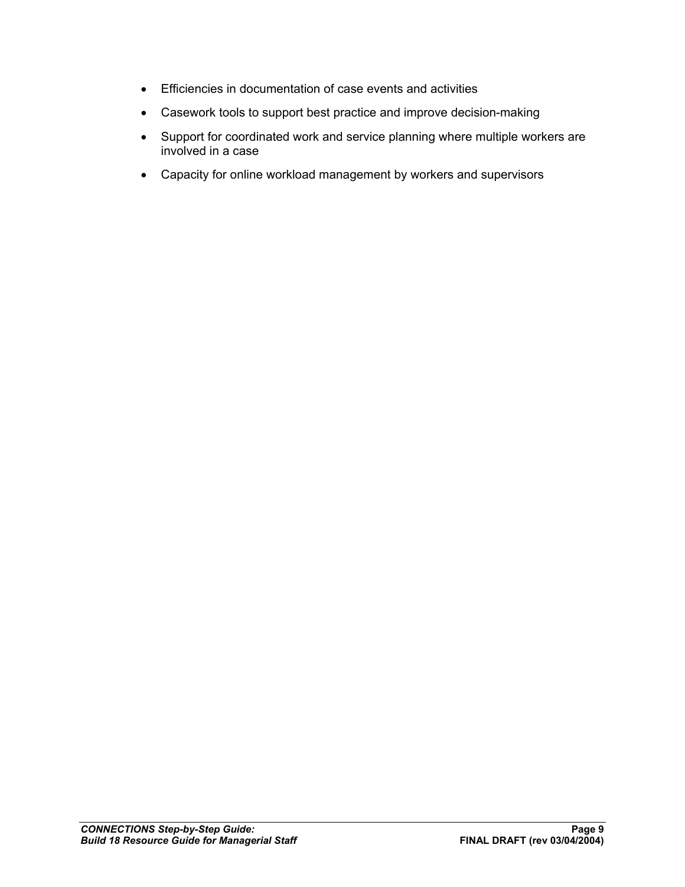- Efficiencies in documentation of case events and activities
- Casework tools to support best practice and improve decision-making
- Support for coordinated work and service planning where multiple workers are involved in a case
- Capacity for online workload management by workers and supervisors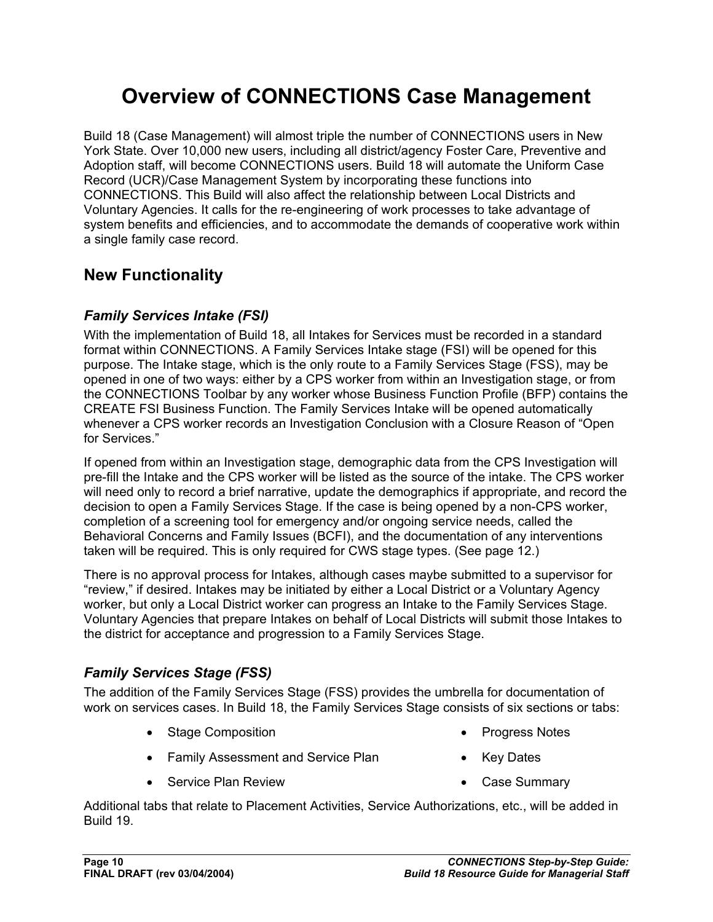# Overview of CONNECTIONS Case Management

Build 18 (Case Management) will almost triple the number of CONNECTIONS users in New York State. Over 10,000 new users, including all district/agency Foster Care, Preventive and Adoption staff, will become CONNECTIONS users. Build 18 will automate the Uniform Case Record (UCR)/Case Management System by incorporating these functions into CONNECTIONS. This Build will also affect the relationship between Local Districts and Voluntary Agencies. It calls for the re-engineering of work processes to take advantage of system benefits and efficiencies, and to accommodate the demands of cooperative work within a single family case record.

## New Functionality

### *Family Services Intake (FSI)*

With the implementation of Build 18, all Intakes for Services must be recorded in a standard format within CONNECTIONS. A Family Services Intake stage (FSI) will be opened for this purpose. The Intake stage, which is the only route to a Family Services Stage (FSS), may be opened in one of two ways: either by a CPS worker from within an Investigation stage, or from the CONNECTIONS Toolbar by any worker whose Business Function Profile (BFP) contains the CREATE FSI Business Function. The Family Services Intake will be opened automatically whenever a CPS worker records an Investigation Conclusion with a Closure Reason of "Open for Services."

If opened from within an Investigation stage, demographic data from the CPS Investigation will pre-fill the Intake and the CPS worker will be listed as the source of the intake. The CPS worker will need only to record a brief narrative, update the demographics if appropriate, and record the decision to open a Family Services Stage. If the case is being opened by a non-CPS worker, completion of a screening tool for emergency and/or ongoing service needs, called the Behavioral Concerns and Family Issues (BCFI), and the documentation of any interventions taken will be required. This is only required for CWS stage types. (See page 12.)

There is no approval process for Intakes, although cases maybe submitted to a supervisor for "review," if desired. Intakes may be initiated by either a Local District or a Voluntary Agency worker, but only a Local District worker can progress an Intake to the Family Services Stage. Voluntary Agencies that prepare Intakes on behalf of Local Districts will submit those Intakes to the district for acceptance and progression to a Family Services Stage.

### *Family Services Stage (FSS)*

The addition of the Family Services Stage (FSS) provides the umbrella for documentation of work on services cases. In Build 18, the Family Services Stage consists of six sections or tabs:

- Stage Composition
- Family Assessment and Service Plan
- Service Plan Review
- Progress Notes
- Key Dates
- Case Summary

Additional tabs that relate to Placement Activities, Service Authorizations, etc., will be added in Build 19.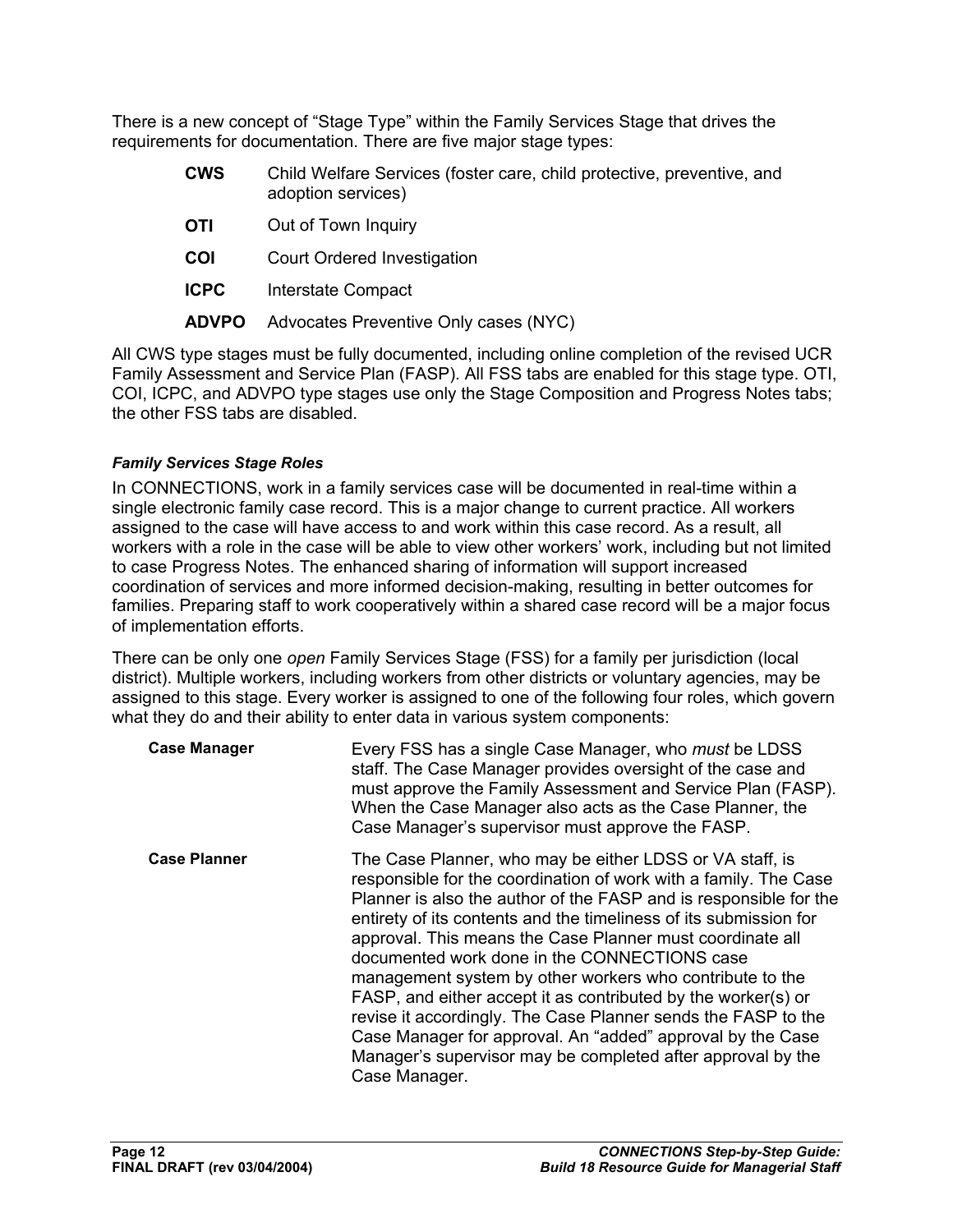There is a new concept of "Stage Type" within the Family Services Stage that drives the requirements for documentation. There are five major stage types:

| | |
|---|---|
| **CWS** | Child Welfare Services (foster care, child protective, preventive, and adoption services) |
| **OTI** | Out of Town Inquiry |
| **COI** | Court Ordered Investigation |
| **ICPC** | Interstate Compact |
| **ADVPO** | Advocates Preventive Only cases (NYC) |

All CWS type stages must be fully documented, including online completion of the revised UCR Family Assessment and Service Plan (FASP). All FSS tabs are enabled for this stage type. OTI, COI, ICPC, and ADVPO type stages use only the Stage Composition and Progress Notes tabs; the other FSS tabs are disabled.

***Family Services Stage Roles***

In CONNECTIONS, work in a family services case will be documented in real-time within a single electronic family case record. This is a major change to current practice. All workers assigned to the case will have access to and work within this case record. As a result, all workers with a role in the case will be able to view other workers' work, including but not limited to case Progress Notes. The enhanced sharing of information will support increased coordination of services and more informed decision-making, resulting in better outcomes for families. Preparing staff to work cooperatively within a shared case record will be a major focus of implementation efforts.

There can be only one *open* Family Services Stage (FSS) for a family per jurisdiction (local district). Multiple workers, including workers from other districts or voluntary agencies, may be assigned to this stage. Every worker is assigned to one of the following four roles, which govern what they do and their ability to enter data in various system components:

| | |
|---|---|
| **Case Manager** | Every FSS has a single Case Manager, who *must* be LDSS staff. The Case Manager provides oversight of the case and must approve the Family Assessment and Service Plan (FASP). When the Case Manager also acts as the Case Planner, the Case Manager's supervisor must approve the FASP. |
| **Case Planner** | The Case Planner, who may be either LDSS or VA staff, is responsible for the coordination of work with a family. The Case Planner is also the author of the FASP and is responsible for the entirety of its contents and the timeliness of its submission for approval. This means the Case Planner must coordinate all documented work done in the CONNECTIONS case management system by other workers who contribute to the FASP, and either accept it as contributed by the worker(s) or revise it accordingly. The Case Planner sends the FASP to the Case Manager for approval. An "added" approval by the Case Manager's supervisor may be completed after approval by the Case Manager. |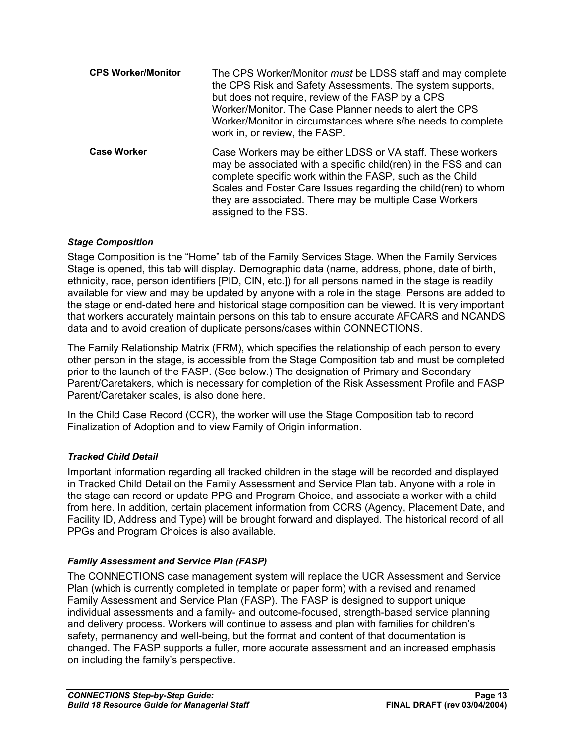| | |
|---|---|
| **CPS Worker/Monitor** | The CPS Worker/Monitor *must* be LDSS staff and may complete the CPS Risk and Safety Assessments. The system supports, but does not require, review of the FASP by a CPS Worker/Monitor. The Case Planner needs to alert the CPS Worker/Monitor in circumstances where s/he needs to complete work in, or review, the FASP. |
| **Case Worker** | Case Workers may be either LDSS or VA staff. These workers may be associated with a specific child(ren) in the FSS and can complete specific work within the FASP, such as the Child Scales and Foster Care Issues regarding the child(ren) to whom they are associated. There may be multiple Case Workers assigned to the FSS. |

***Stage Composition***

Stage Composition is the "Home" tab of the Family Services Stage. When the Family Services Stage is opened, this tab will display. Demographic data (name, address, phone, date of birth, ethnicity, race, person identifiers [PID, CIN, etc.]) for all persons named in the stage is readily available for view and may be updated by anyone with a role in the stage. Persons are added to the stage or end-dated here and historical stage composition can be viewed. It is very important that workers accurately maintain persons on this tab to ensure accurate AFCARS and NCANDS data and to avoid creation of duplicate persons/cases within CONNECTIONS.

The Family Relationship Matrix (FRM), which specifies the relationship of each person to every other person in the stage, is accessible from the Stage Composition tab and must be completed prior to the launch of the FASP. (See below.) The designation of Primary and Secondary Parent/Caretakers, which is necessary for completion of the Risk Assessment Profile and FASP Parent/Caretaker scales, is also done here.

In the Child Case Record (CCR), the worker will use the Stage Composition tab to record Finalization of Adoption and to view Family of Origin information.

***Tracked Child Detail***

Important information regarding all tracked children in the stage will be recorded and displayed in Tracked Child Detail on the Family Assessment and Service Plan tab. Anyone with a role in the stage can record or update PPG and Program Choice, and associate a worker with a child from here. In addition, certain placement information from CCRS (Agency, Placement Date, and Facility ID, Address and Type) will be brought forward and displayed. The historical record of all PPGs and Program Choices is also available.

***Family Assessment and Service Plan (FASP)***

The CONNECTIONS case management system will replace the UCR Assessment and Service Plan (which is currently completed in template or paper form) with a revised and renamed Family Assessment and Service Plan (FASP). The FASP is designed to support unique individual assessments and a family- and outcome-focused, strength-based service planning and delivery process. Workers will continue to assess and plan with families for children's safety, permanency and well-being, but the format and content of that documentation is changed. The FASP supports a fuller, more accurate assessment and an increased emphasis on including the family's perspective.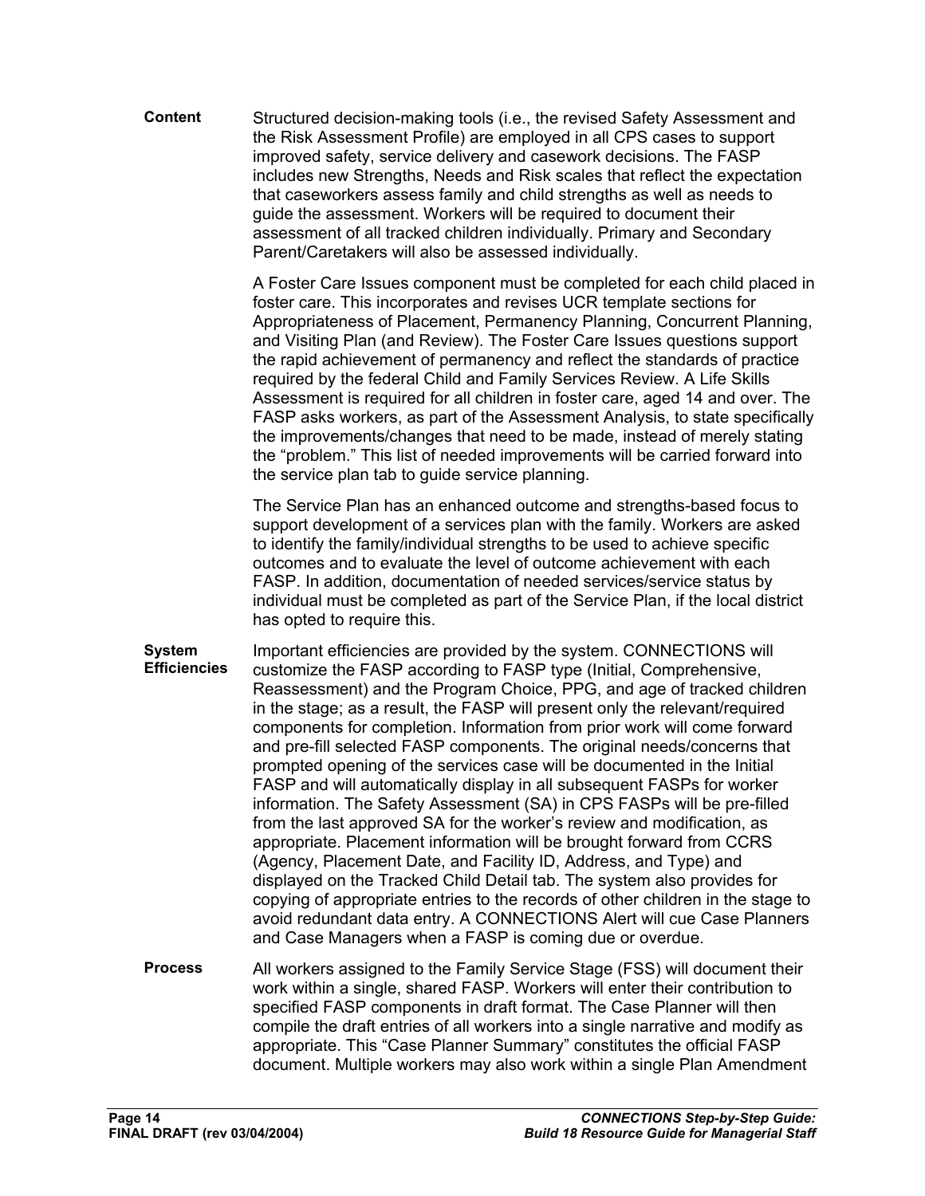**Content**

Structured decision-making tools (i.e., the revised Safety Assessment and the Risk Assessment Profile) are employed in all CPS cases to support improved safety, service delivery and casework decisions. The FASP includes new Strengths, Needs and Risk scales that reflect the expectation that caseworkers assess family and child strengths as well as needs to guide the assessment. Workers will be required to document their assessment of all tracked children individually. Primary and Secondary Parent/Caretakers will also be assessed individually.

A Foster Care Issues component must be completed for each child placed in foster care. This incorporates and revises UCR template sections for Appropriateness of Placement, Permanency Planning, Concurrent Planning, and Visiting Plan (and Review). The Foster Care Issues questions support the rapid achievement of permanency and reflect the standards of practice required by the federal Child and Family Services Review. A Life Skills Assessment is required for all children in foster care, aged 14 and over. The FASP asks workers, as part of the Assessment Analysis, to state specifically the improvements/changes that need to be made, instead of merely stating the "problem." This list of needed improvements will be carried forward into the service plan tab to guide service planning.

The Service Plan has an enhanced outcome and strengths-based focus to support development of a services plan with the family. Workers are asked to identify the family/individual strengths to be used to achieve specific outcomes and to evaluate the level of outcome achievement with each FASP. In addition, documentation of needed services/service status by individual must be completed as part of the Service Plan, if the local district has opted to require this.

**System Efficiencies**

Important efficiencies are provided by the system. CONNECTIONS will customize the FASP according to FASP type (Initial, Comprehensive, Reassessment) and the Program Choice, PPG, and age of tracked children in the stage; as a result, the FASP will present only the relevant/required components for completion. Information from prior work will come forward and pre-fill selected FASP components. The original needs/concerns that prompted opening of the services case will be documented in the Initial FASP and will automatically display in all subsequent FASPs for worker information. The Safety Assessment (SA) in CPS FASPs will be pre-filled from the last approved SA for the worker's review and modification, as appropriate. Placement information will be brought forward from CCRS (Agency, Placement Date, and Facility ID, Address, and Type) and displayed on the Tracked Child Detail tab. The system also provides for copying of appropriate entries to the records of other children in the stage to avoid redundant data entry. A CONNECTIONS Alert will cue Case Planners and Case Managers when a FASP is coming due or overdue.

**Process**

All workers assigned to the Family Service Stage (FSS) will document their work within a single, shared FASP. Workers will enter their contribution to specified FASP components in draft format. The Case Planner will then compile the draft entries of all workers into a single narrative and modify as appropriate. This "Case Planner Summary" constitutes the official FASP document. Multiple workers may also work within a single Plan Amendment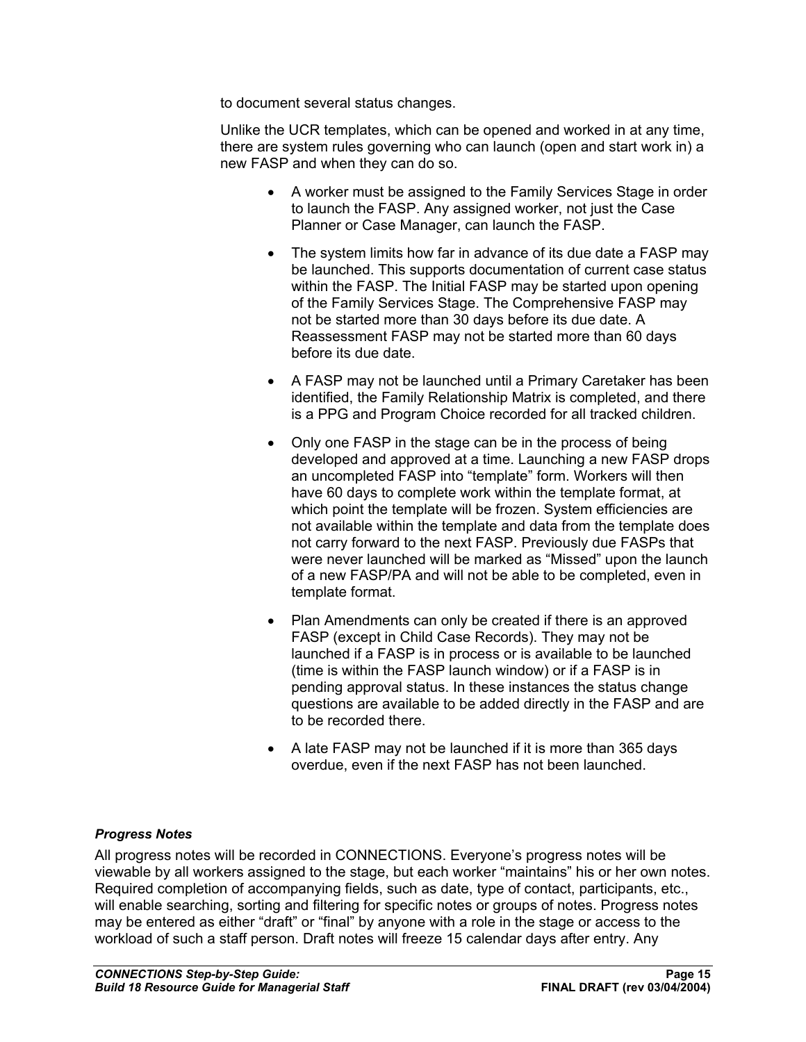to document several status changes.

Unlike the UCR templates, which can be opened and worked in at any time, there are system rules governing who can launch (open and start work in) a new FASP and when they can do so.

- A worker must be assigned to the Family Services Stage in order to launch the FASP. Any assigned worker, not just the Case Planner or Case Manager, can launch the FASP.
- The system limits how far in advance of its due date a FASP may be launched. This supports documentation of current case status within the FASP. The Initial FASP may be started upon opening of the Family Services Stage. The Comprehensive FASP may not be started more than 30 days before its due date. A Reassessment FASP may not be started more than 60 days before its due date.
- A FASP may not be launched until a Primary Caretaker has been identified, the Family Relationship Matrix is completed, and there is a PPG and Program Choice recorded for all tracked children.
- Only one FASP in the stage can be in the process of being developed and approved at a time. Launching a new FASP drops an uncompleted FASP into "template" form. Workers will then have 60 days to complete work within the template format, at which point the template will be frozen. System efficiencies are not available within the template and data from the template does not carry forward to the next FASP. Previously due FASPs that were never launched will be marked as "Missed" upon the launch of a new FASP/PA and will not be able to be completed, even in template format.
- Plan Amendments can only be created if there is an approved FASP (except in Child Case Records). They may not be launched if a FASP is in process or is available to be launched (time is within the FASP launch window) or if a FASP is in pending approval status. In these instances the status change questions are available to be added directly in the FASP and are to be recorded there.
- A late FASP may not be launched if it is more than 365 days overdue, even if the next FASP has not been launched.

#### *Progress Notes*

All progress notes will be recorded in CONNECTIONS. Everyone's progress notes will be viewable by all workers assigned to the stage, but each worker "maintains" his or her own notes. Required completion of accompanying fields, such as date, type of contact, participants, etc., will enable searching, sorting and filtering for specific notes or groups of notes. Progress notes may be entered as either "draft" or "final" by anyone with a role in the stage or access to the workload of such a staff person. Draft notes will freeze 15 calendar days after entry. Any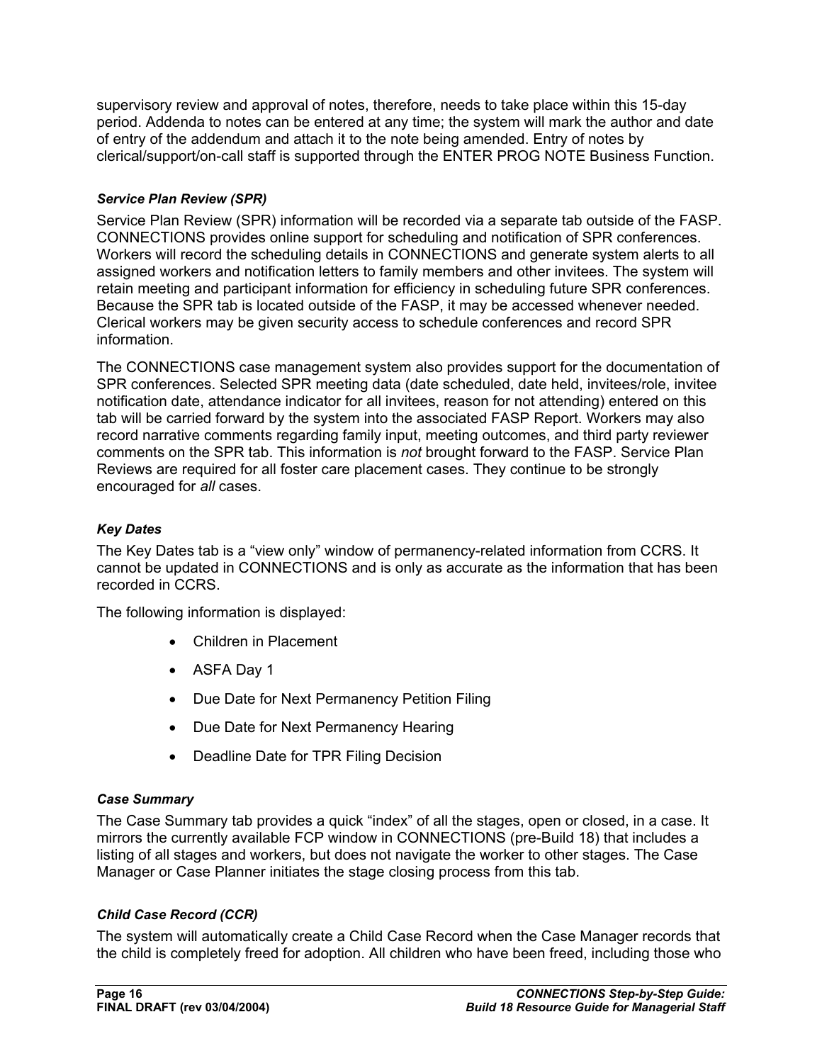supervisory review and approval of notes, therefore, needs to take place within this 15-day period. Addenda to notes can be entered at any time; the system will mark the author and date of entry of the addendum and attach it to the note being amended. Entry of notes by clerical/support/on-call staff is supported through the ENTER PROG NOTE Business Function.

#### *Service Plan Review (SPR)*

Service Plan Review (SPR) information will be recorded via a separate tab outside of the FASP. CONNECTIONS provides online support for scheduling and notification of SPR conferences. Workers will record the scheduling details in CONNECTIONS and generate system alerts to all assigned workers and notification letters to family members and other invitees. The system will retain meeting and participant information for efficiency in scheduling future SPR conferences. Because the SPR tab is located outside of the FASP, it may be accessed whenever needed. Clerical workers may be given security access to schedule conferences and record SPR information.

The CONNECTIONS case management system also provides support for the documentation of SPR conferences. Selected SPR meeting data (date scheduled, date held, invitees/role, invitee notification date, attendance indicator for all invitees, reason for not attending) entered on this tab will be carried forward by the system into the associated FASP Report. Workers may also record narrative comments regarding family input, meeting outcomes, and third party reviewer comments on the SPR tab. This information is *not* brought forward to the FASP. Service Plan Reviews are required for all foster care placement cases. They continue to be strongly encouraged for *all* cases.

#### *Key Dates*

The Key Dates tab is a “view only” window of permanency-related information from CCRS. It cannot be updated in CONNECTIONS and is only as accurate as the information that has been recorded in CCRS.

The following information is displayed:

- Children in Placement
- ASFA Day 1
- Due Date for Next Permanency Petition Filing
- Due Date for Next Permanency Hearing
- Deadline Date for TPR Filing Decision

#### *Case Summary*

The Case Summary tab provides a quick “index” of all the stages, open or closed, in a case. It mirrors the currently available FCP window in CONNECTIONS (pre-Build 18) that includes a listing of all stages and workers, but does not navigate the worker to other stages. The Case Manager or Case Planner initiates the stage closing process from this tab.

#### *Child Case Record (CCR)*

The system will automatically create a Child Case Record when the Case Manager records that the child is completely freed for adoption. All children who have been freed, including those who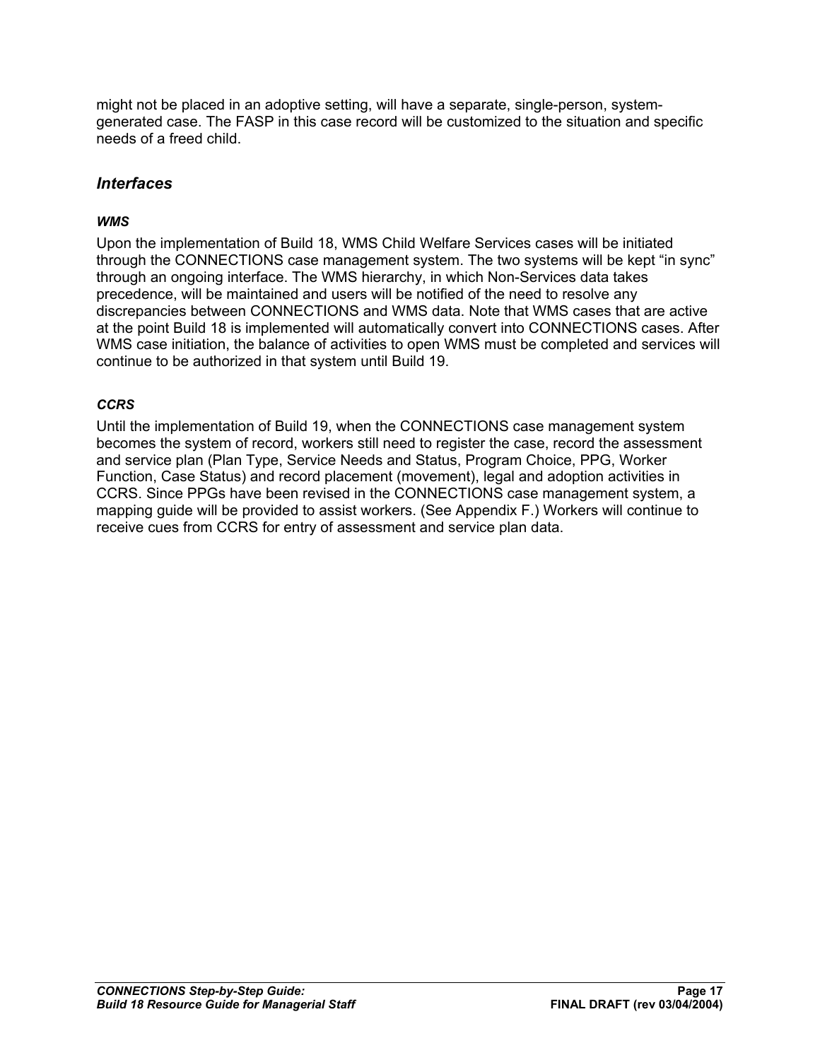might not be placed in an adoptive setting, will have a separate, single-person, system-generated case. The FASP in this case record will be customized to the situation and specific needs of a freed child.

## *Interfaces*

#### *WMS*

Upon the implementation of Build 18, WMS Child Welfare Services cases will be initiated through the CONNECTIONS case management system. The two systems will be kept "in sync" through an ongoing interface. The WMS hierarchy, in which Non-Services data takes precedence, will be maintained and users will be notified of the need to resolve any discrepancies between CONNECTIONS and WMS data. Note that WMS cases that are active at the point Build 18 is implemented will automatically convert into CONNECTIONS cases. After WMS case initiation, the balance of activities to open WMS must be completed and services will continue to be authorized in that system until Build 19.

#### *CCRS*

Until the implementation of Build 19, when the CONNECTIONS case management system becomes the system of record, workers still need to register the case, record the assessment and service plan (Plan Type, Service Needs and Status, Program Choice, PPG, Worker Function, Case Status) and record placement (movement), legal and adoption activities in CCRS. Since PPGs have been revised in the CONNECTIONS case management system, a mapping guide will be provided to assist workers. (See Appendix F.) Workers will continue to receive cues from CCRS for entry of assessment and service plan data.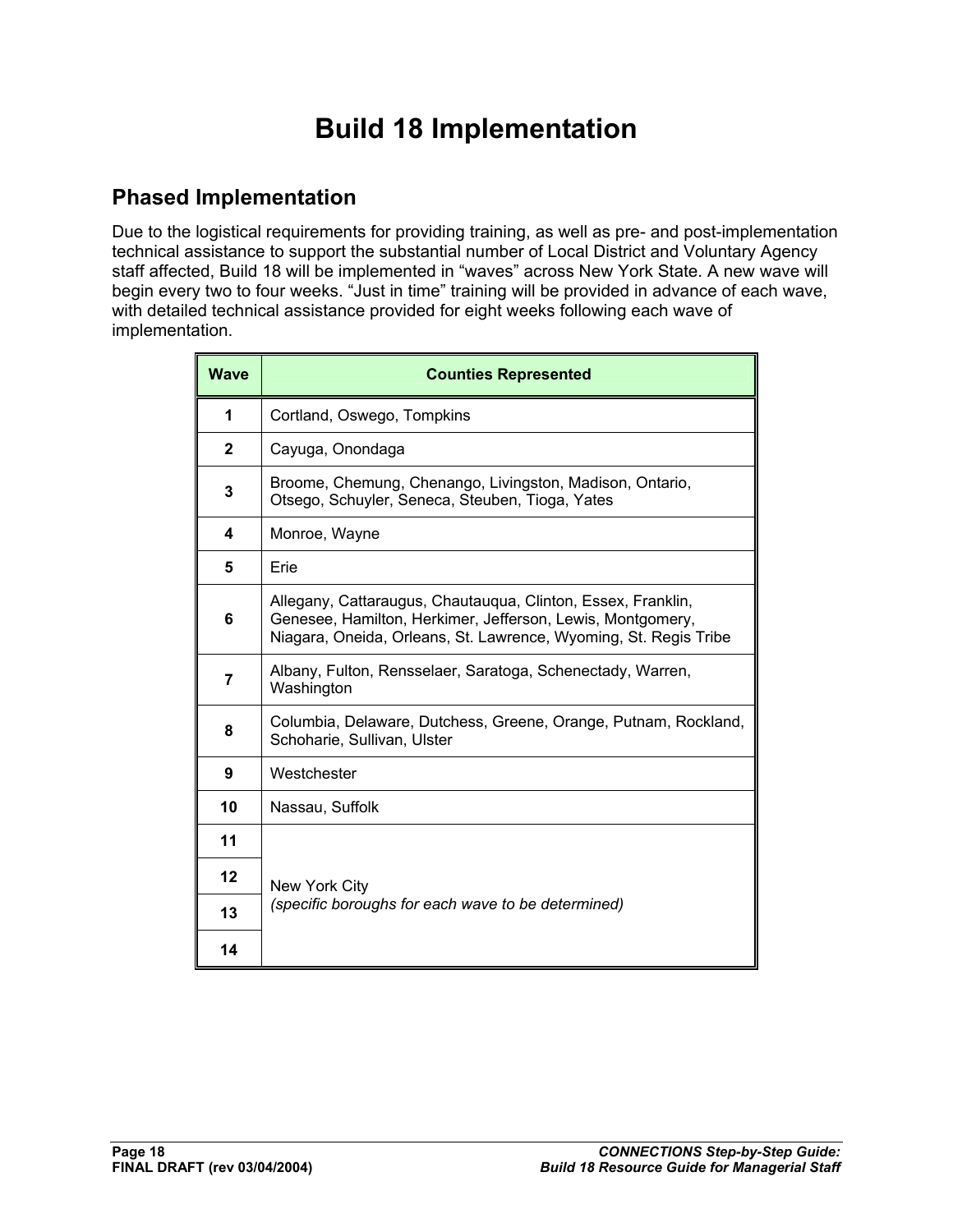# Build 18 Implementation

## Phased Implementation

Due to the logistical requirements for providing training, as well as pre- and post-implementation technical assistance to support the substantial number of Local District and Voluntary Agency staff affected, Build 18 will be implemented in "waves" across New York State. A new wave will begin every two to four weeks. "Just in time" training will be provided in advance of each wave, with detailed technical assistance provided for eight weeks following each wave of implementation.

| Wave | Counties Represented |
| --- | --- |
| **1** | Cortland, Oswego, Tompkins |
| **2** | Cayuga, Onondaga |
| **3** | Broome, Chemung, Chenango, Livingston, Madison, Ontario, Otsego, Schuyler, Seneca, Steuben, Tioga, Yates |
| **4** | Monroe, Wayne |
| **5** | Erie |
| **6** | Allegany, Cattaraugus, Chautauqua, Clinton, Essex, Franklin, Genesee, Hamilton, Herkimer, Jefferson, Lewis, Montgomery, Niagara, Oneida, Orleans, St. Lawrence, Wyoming, St. Regis Tribe |
| **7** | Albany, Fulton, Rensselaer, Saratoga, Schenectady, Warren, Washington |
| **8** | Columbia, Delaware, Dutchess, Greene, Orange, Putnam, Rockland, Schoharie, Sullivan, Ulster |
| **9** | Westchester |
| **10** | Nassau, Suffolk |
| **11** | New York City *(specific boroughs for each wave to be determined)* |
| **12** | |
| **13** | |
| **14** | |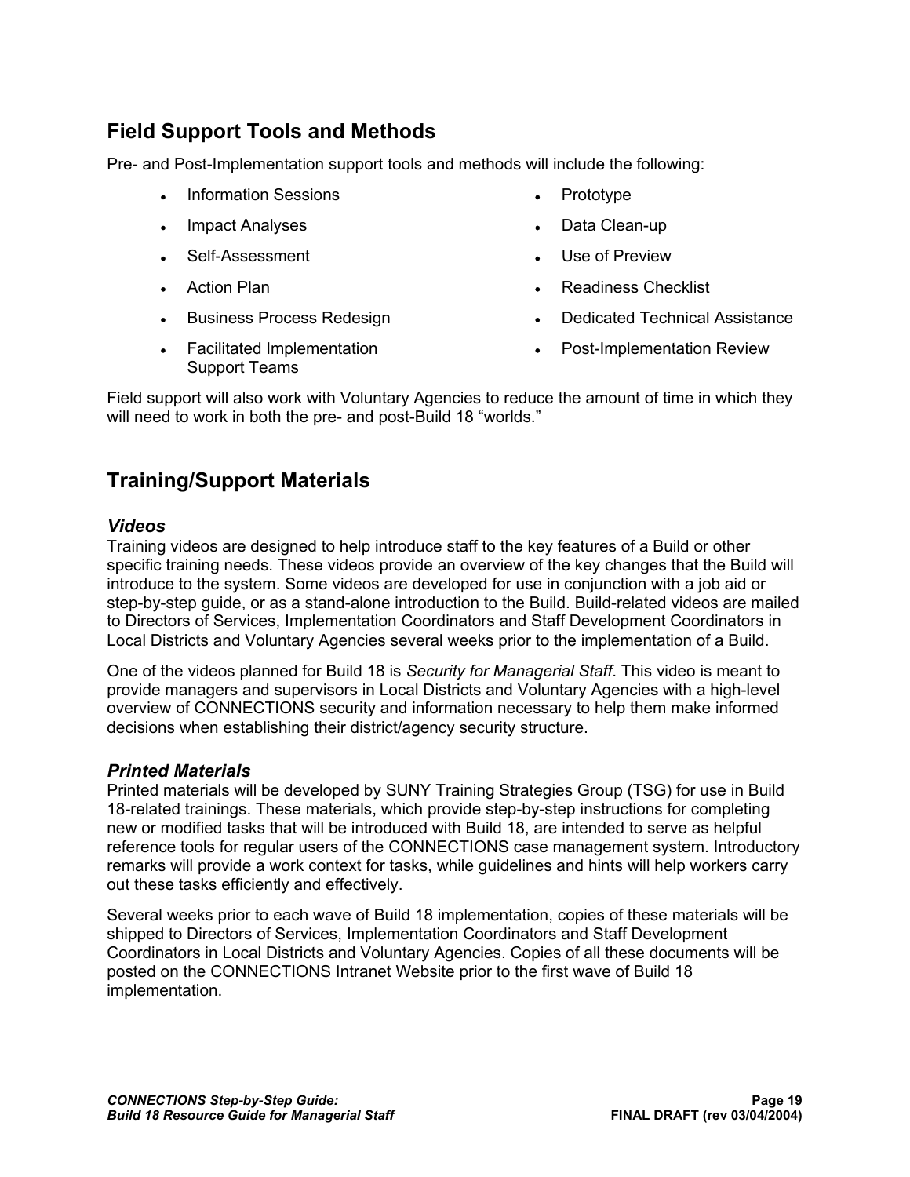## Field Support Tools and Methods

Pre- and Post-Implementation support tools and methods will include the following:

- Information Sessions
- Impact Analyses
- Self-Assessment
- Action Plan
- Business Process Redesign
- Facilitated Implementation Support Teams
- Prototype
- Data Clean-up
- Use of Preview
- Readiness Checklist
- Dedicated Technical Assistance
- Post-Implementation Review

Field support will also work with Voluntary Agencies to reduce the amount of time in which they will need to work in both the pre- and post-Build 18 "worlds."

## Training/Support Materials

### *Videos*

Training videos are designed to help introduce staff to the key features of a Build or other specific training needs. These videos provide an overview of the key changes that the Build will introduce to the system. Some videos are developed for use in conjunction with a job aid or step-by-step guide, or as a stand-alone introduction to the Build. Build-related videos are mailed to Directors of Services, Implementation Coordinators and Staff Development Coordinators in Local Districts and Voluntary Agencies several weeks prior to the implementation of a Build.

One of the videos planned for Build 18 is *Security for Managerial Staff*. This video is meant to provide managers and supervisors in Local Districts and Voluntary Agencies with a high-level overview of CONNECTIONS security and information necessary to help them make informed decisions when establishing their district/agency security structure.

### *Printed Materials*

Printed materials will be developed by SUNY Training Strategies Group (TSG) for use in Build 18-related trainings. These materials, which provide step-by-step instructions for completing new or modified tasks that will be introduced with Build 18, are intended to serve as helpful reference tools for regular users of the CONNECTIONS case management system. Introductory remarks will provide a work context for tasks, while guidelines and hints will help workers carry out these tasks efficiently and effectively.

Several weeks prior to each wave of Build 18 implementation, copies of these materials will be shipped to Directors of Services, Implementation Coordinators and Staff Development Coordinators in Local Districts and Voluntary Agencies. Copies of all these documents will be posted on the CONNECTIONS Intranet Website prior to the first wave of Build 18 implementation.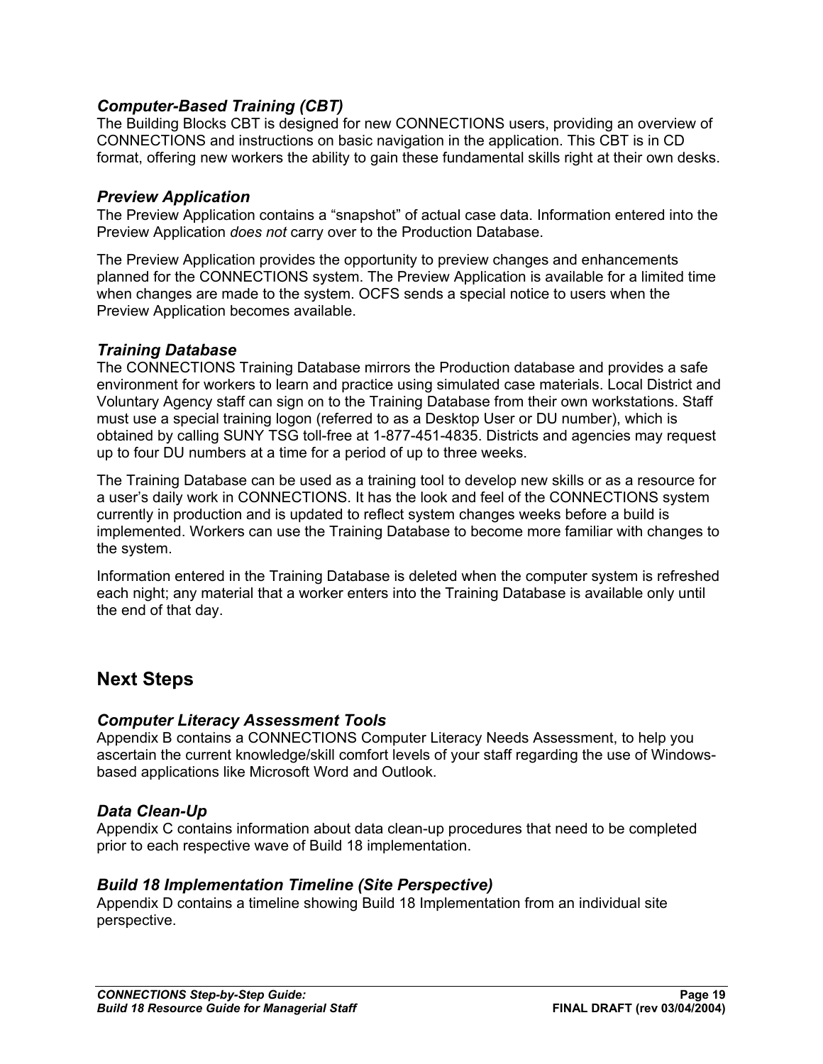### *Computer-Based Training (CBT)*

The Building Blocks CBT is designed for new CONNECTIONS users, providing an overview of CONNECTIONS and instructions on basic navigation in the application. This CBT is in CD format, offering new workers the ability to gain these fundamental skills right at their own desks.

### *Preview Application*

The Preview Application contains a "snapshot" of actual case data. Information entered into the Preview Application *does not* carry over to the Production Database.

The Preview Application provides the opportunity to preview changes and enhancements planned for the CONNECTIONS system. The Preview Application is available for a limited time when changes are made to the system. OCFS sends a special notice to users when the Preview Application becomes available.

### *Training Database*

The CONNECTIONS Training Database mirrors the Production database and provides a safe environment for workers to learn and practice using simulated case materials. Local District and Voluntary Agency staff can sign on to the Training Database from their own workstations. Staff must use a special training logon (referred to as a Desktop User or DU number), which is obtained by calling SUNY TSG toll-free at 1-877-451-4835. Districts and agencies may request up to four DU numbers at a time for a period of up to three weeks.

The Training Database can be used as a training tool to develop new skills or as a resource for a user's daily work in CONNECTIONS. It has the look and feel of the CONNECTIONS system currently in production and is updated to reflect system changes weeks before a build is implemented. Workers can use the Training Database to become more familiar with changes to the system.

Information entered in the Training Database is deleted when the computer system is refreshed each night; any material that a worker enters into the Training Database is available only until the end of that day.

## Next Steps

### *Computer Literacy Assessment Tools*

Appendix B contains a CONNECTIONS Computer Literacy Needs Assessment, to help you ascertain the current knowledge/skill comfort levels of your staff regarding the use of Windows-based applications like Microsoft Word and Outlook.

### *Data Clean-Up*

Appendix C contains information about data clean-up procedures that need to be completed prior to each respective wave of Build 18 implementation.

### *Build 18 Implementation Timeline (Site Perspective)*

Appendix D contains a timeline showing Build 18 Implementation from an individual site perspective.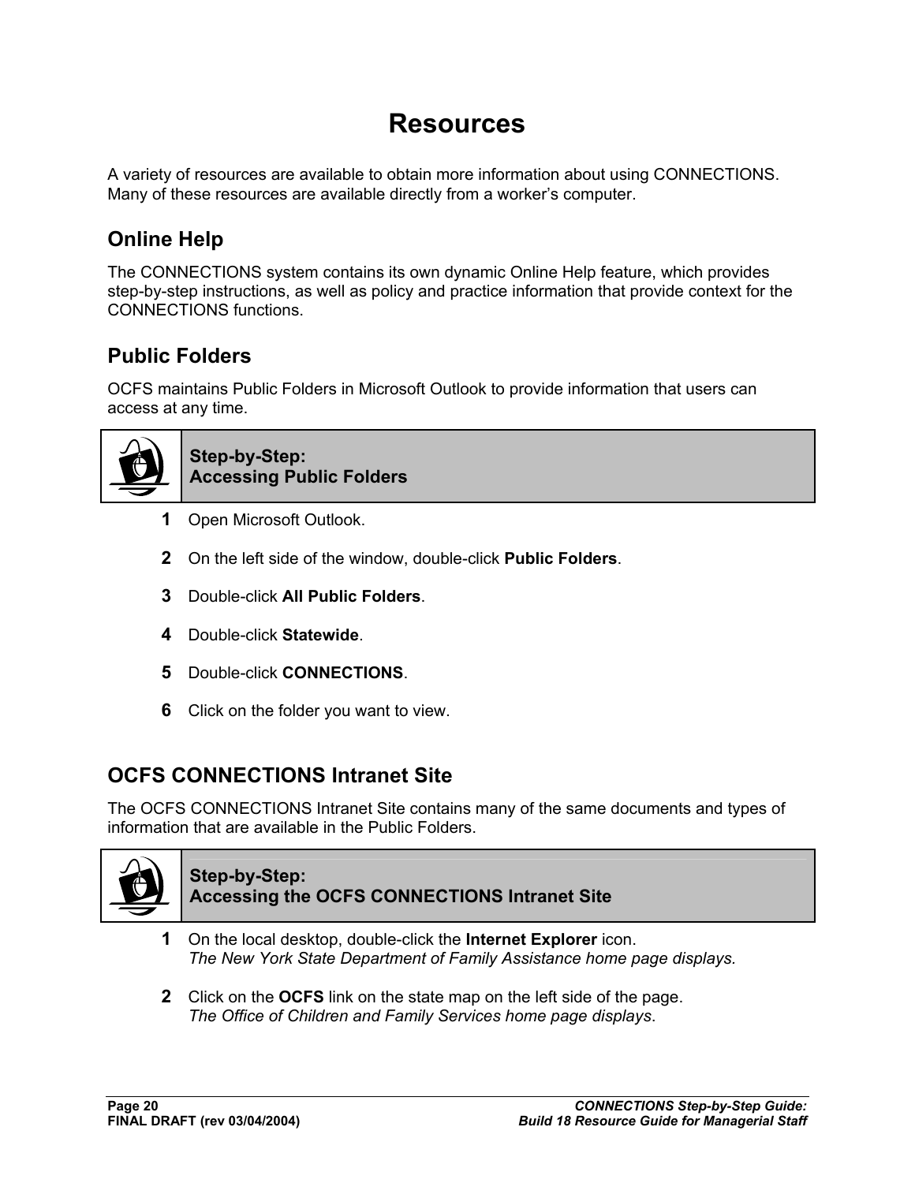# Resources

A variety of resources are available to obtain more information about using CONNECTIONS. Many of these resources are available directly from a worker's computer.

## Online Help

The CONNECTIONS system contains its own dynamic Online Help feature, which provides step-by-step instructions, as well as policy and practice information that provide context for the CONNECTIONS functions.

## Public Folders

OCFS maintains Public Folders in Microsoft Outlook to provide information that users can access at any time.

**Step-by-Step:**
**Accessing Public Folders**

1. Open Microsoft Outlook.
2. On the left side of the window, double-click **Public Folders**.
3. Double-click **All Public Folders**.
4. Double-click **Statewide**.
5. Double-click **CONNECTIONS**.
6. Click on the folder you want to view.

## OCFS CONNECTIONS Intranet Site

The OCFS CONNECTIONS Intranet Site contains many of the same documents and types of information that are available in the Public Folders.

**Step-by-Step:**
**Accessing the OCFS CONNECTIONS Intranet Site**

1. On the local desktop, double-click the **Internet Explorer** icon.
   *The New York State Department of Family Assistance home page displays.*
2. Click on the **OCFS** link on the state map on the left side of the page.
   *The Office of Children and Family Services home page displays*.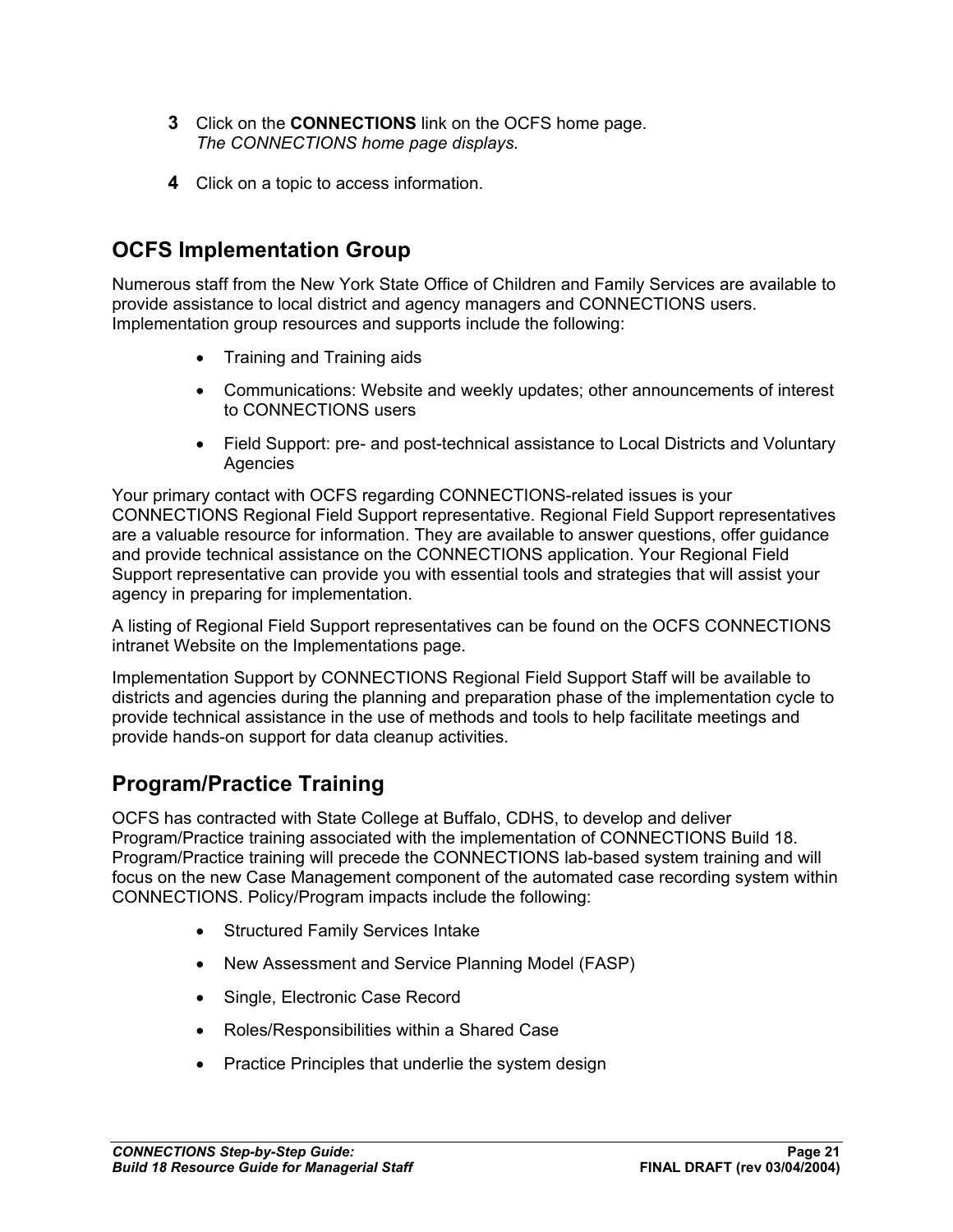3. Click on the **CONNECTIONS** link on the OCFS home page.
   *The CONNECTIONS home page displays.*

4. Click on a topic to access information.

## OCFS Implementation Group

Numerous staff from the New York State Office of Children and Family Services are available to provide assistance to local district and agency managers and CONNECTIONS users. Implementation group resources and supports include the following:

- Training and Training aids
- Communications: Website and weekly updates; other announcements of interest to CONNECTIONS users
- Field Support: pre- and post-technical assistance to Local Districts and Voluntary Agencies

Your primary contact with OCFS regarding CONNECTIONS-related issues is your CONNECTIONS Regional Field Support representative. Regional Field Support representatives are a valuable resource for information. They are available to answer questions, offer guidance and provide technical assistance on the CONNECTIONS application. Your Regional Field Support representative can provide you with essential tools and strategies that will assist your agency in preparing for implementation.

A listing of Regional Field Support representatives can be found on the OCFS CONNECTIONS intranet Website on the Implementations page.

Implementation Support by CONNECTIONS Regional Field Support Staff will be available to districts and agencies during the planning and preparation phase of the implementation cycle to provide technical assistance in the use of methods and tools to help facilitate meetings and provide hands-on support for data cleanup activities.

## Program/Practice Training

OCFS has contracted with State College at Buffalo, CDHS, to develop and deliver Program/Practice training associated with the implementation of CONNECTIONS Build 18. Program/Practice training will precede the CONNECTIONS lab-based system training and will focus on the new Case Management component of the automated case recording system within CONNECTIONS. Policy/Program impacts include the following:

- Structured Family Services Intake
- New Assessment and Service Planning Model (FASP)
- Single, Electronic Case Record
- Roles/Responsibilities within a Shared Case
- Practice Principles that underlie the system design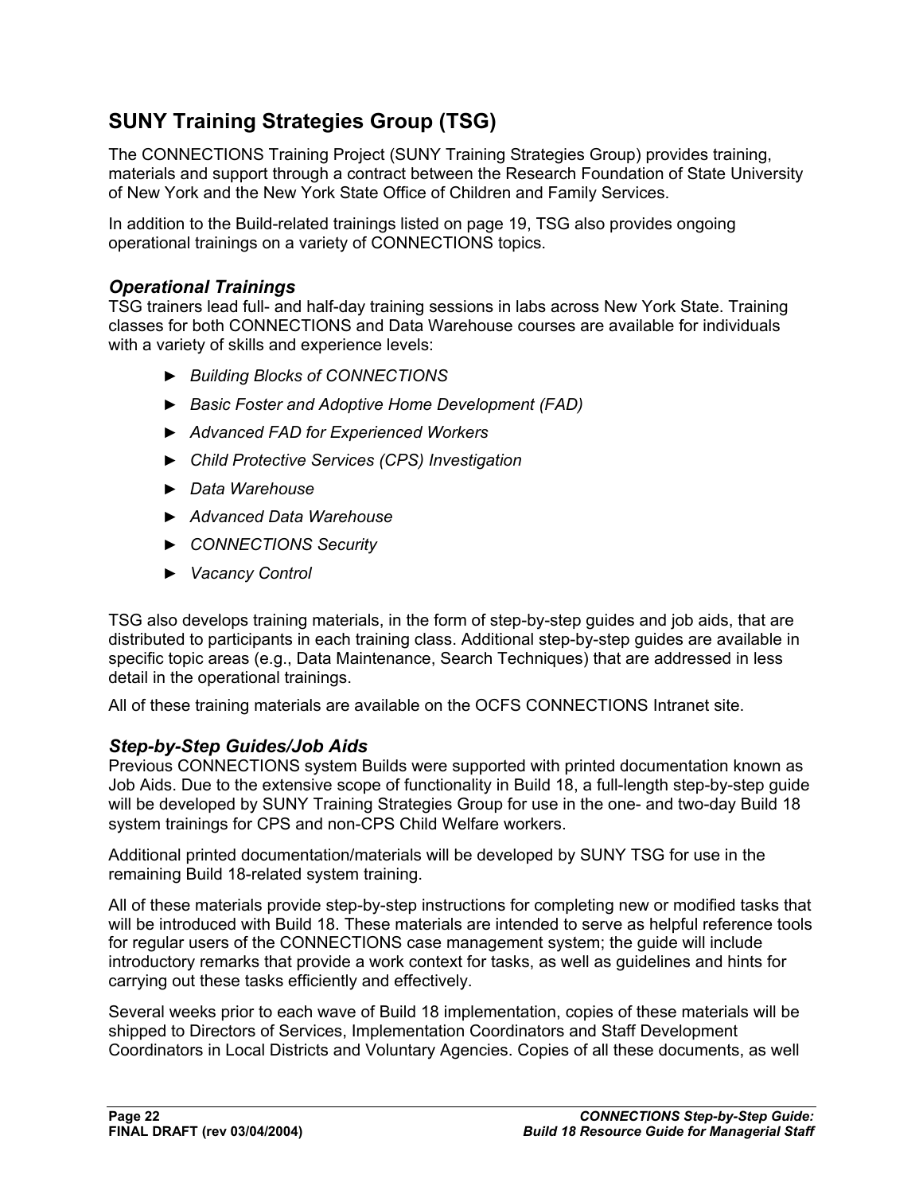## SUNY Training Strategies Group (TSG)

The CONNECTIONS Training Project (SUNY Training Strategies Group) provides training, materials and support through a contract between the Research Foundation of State University of New York and the New York State Office of Children and Family Services.

In addition to the Build-related trainings listed on page 19, TSG also provides ongoing operational trainings on a variety of CONNECTIONS topics.

### *Operational Trainings*

TSG trainers lead full- and half-day training sessions in labs across New York State. Training classes for both CONNECTIONS and Data Warehouse courses are available for individuals with a variety of skills and experience levels:

- *Building Blocks of CONNECTIONS*
- *Basic Foster and Adoptive Home Development (FAD)*
- *Advanced FAD for Experienced Workers*
- *Child Protective Services (CPS) Investigation*
- *Data Warehouse*
- *Advanced Data Warehouse*
- *CONNECTIONS Security*
- *Vacancy Control*

TSG also develops training materials, in the form of step-by-step guides and job aids, that are distributed to participants in each training class. Additional step-by-step guides are available in specific topic areas (e.g., Data Maintenance, Search Techniques) that are addressed in less detail in the operational trainings.

All of these training materials are available on the OCFS CONNECTIONS Intranet site.

### *Step-by-Step Guides/Job Aids*

Previous CONNECTIONS system Builds were supported with printed documentation known as Job Aids. Due to the extensive scope of functionality in Build 18, a full-length step-by-step guide will be developed by SUNY Training Strategies Group for use in the one- and two-day Build 18 system trainings for CPS and non-CPS Child Welfare workers.

Additional printed documentation/materials will be developed by SUNY TSG for use in the remaining Build 18-related system training.

All of these materials provide step-by-step instructions for completing new or modified tasks that will be introduced with Build 18. These materials are intended to serve as helpful reference tools for regular users of the CONNECTIONS case management system; the guide will include introductory remarks that provide a work context for tasks, as well as guidelines and hints for carrying out these tasks efficiently and effectively.

Several weeks prior to each wave of Build 18 implementation, copies of these materials will be shipped to Directors of Services, Implementation Coordinators and Staff Development Coordinators in Local Districts and Voluntary Agencies. Copies of all these documents, as well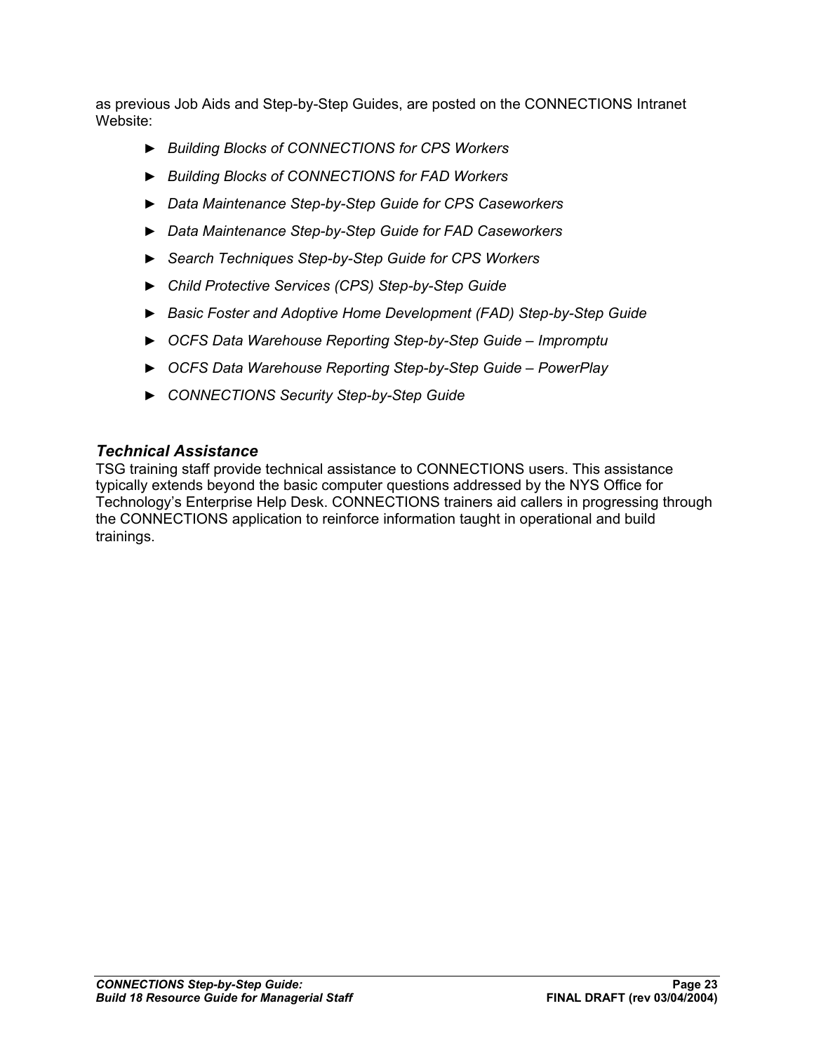as previous Job Aids and Step-by-Step Guides, are posted on the CONNECTIONS Intranet Website:

- *Building Blocks of CONNECTIONS for CPS Workers*
- *Building Blocks of CONNECTIONS for FAD Workers*
- *Data Maintenance Step-by-Step Guide for CPS Caseworkers*
- *Data Maintenance Step-by-Step Guide for FAD Caseworkers*
- *Search Techniques Step-by-Step Guide for CPS Workers*
- *Child Protective Services (CPS) Step-by-Step Guide*
- *Basic Foster and Adoptive Home Development (FAD) Step-by-Step Guide*
- *OCFS Data Warehouse Reporting Step-by-Step Guide – Impromptu*
- *OCFS Data Warehouse Reporting Step-by-Step Guide – PowerPlay*
- *CONNECTIONS Security Step-by-Step Guide*

### *Technical Assistance*

TSG training staff provide technical assistance to CONNECTIONS users. This assistance typically extends beyond the basic computer questions addressed by the NYS Office for Technology's Enterprise Help Desk. CONNECTIONS trainers aid callers in progressing through the CONNECTIONS application to reinforce information taught in operational and build trainings.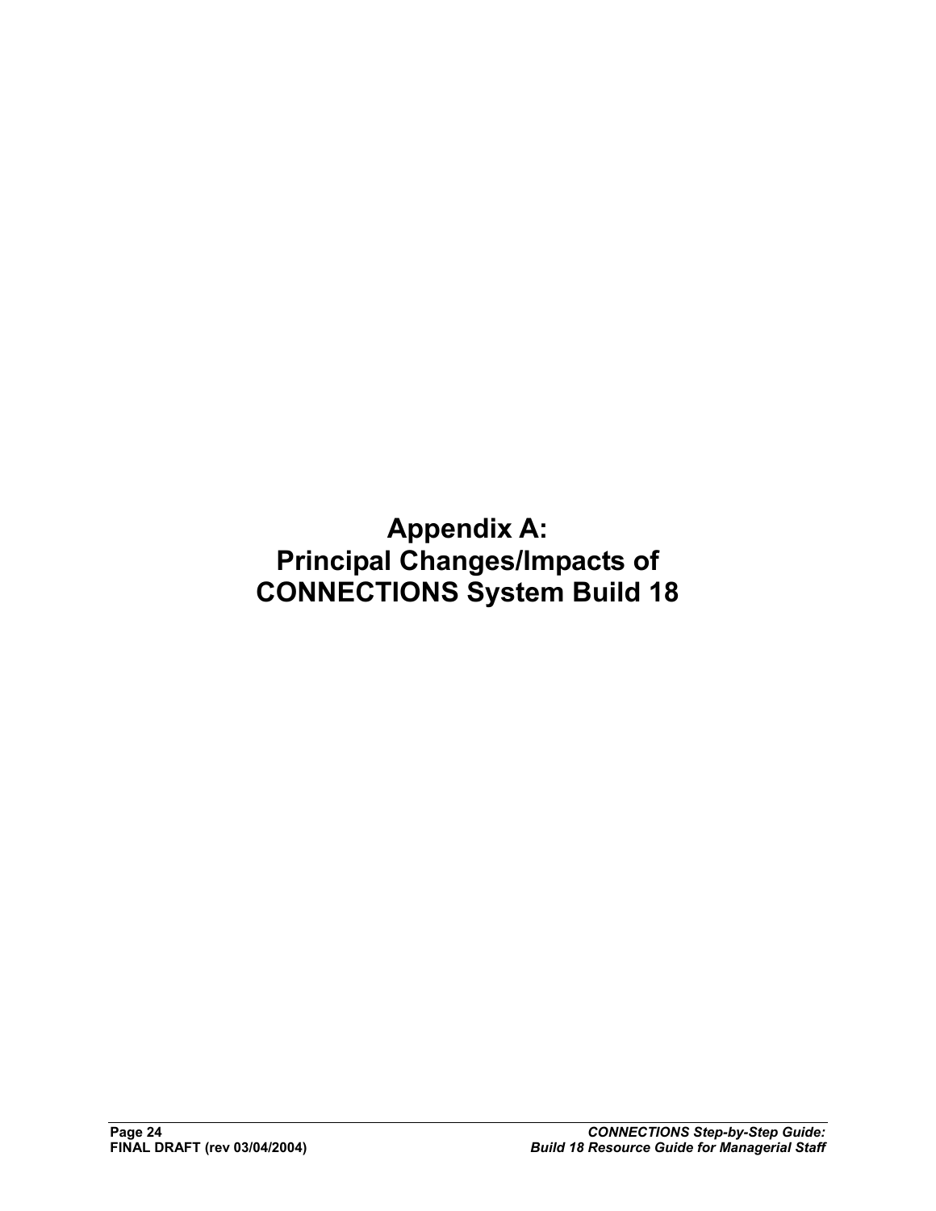# Appendix A:
# Principal Changes/Impacts of CONNECTIONS System Build 18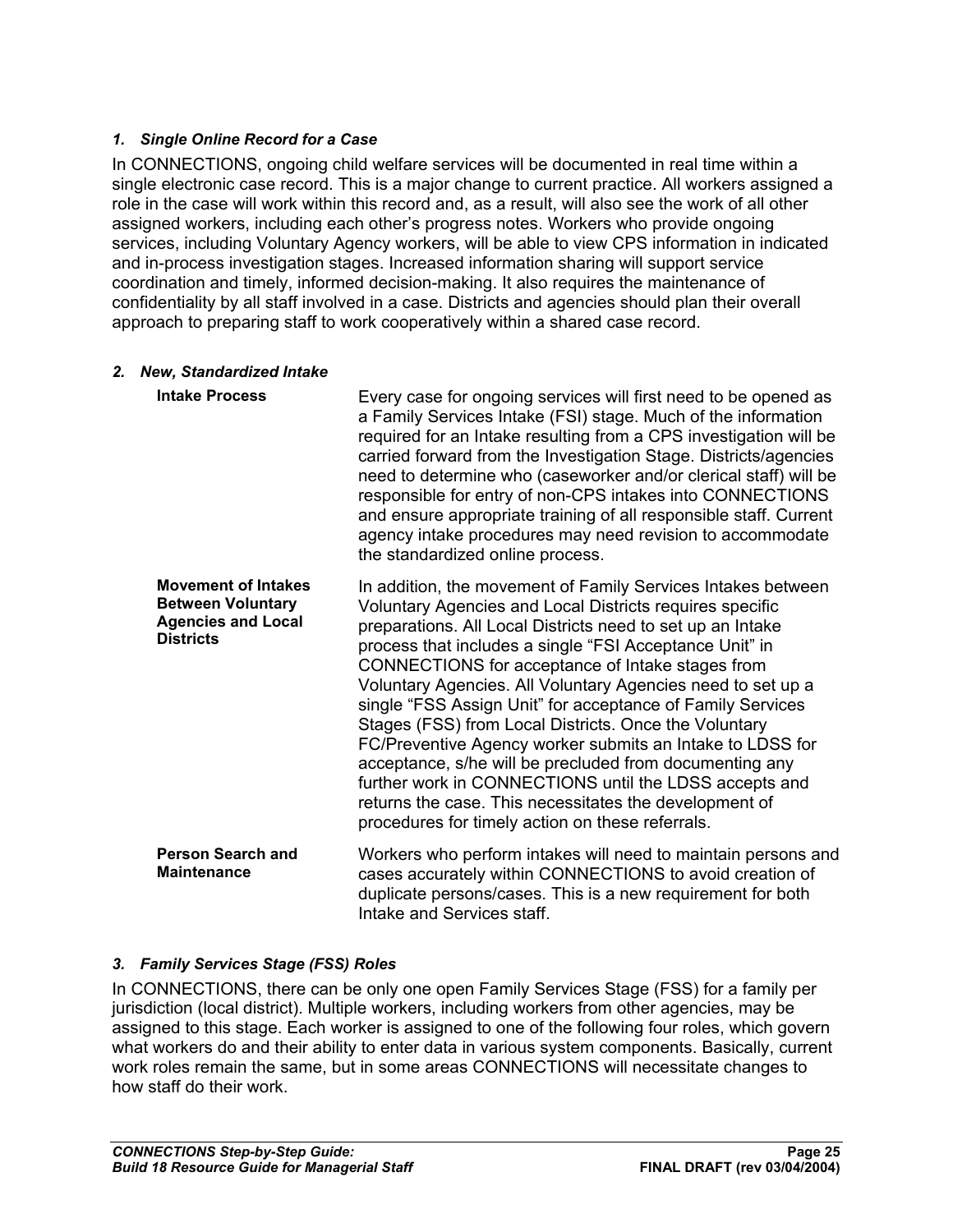### *1. Single Online Record for a Case*

In CONNECTIONS, ongoing child welfare services will be documented in real time within a single electronic case record. This is a major change to current practice. All workers assigned a role in the case will work within this record and, as a result, will also see the work of all other assigned workers, including each other's progress notes. Workers who provide ongoing services, including Voluntary Agency workers, will be able to view CPS information in indicated and in-process investigation stages. Increased information sharing will support service coordination and timely, informed decision-making. It also requires the maintenance of confidentiality by all staff involved in a case. Districts and agencies should plan their overall approach to preparing staff to work cooperatively within a shared case record.

### *2. New, Standardized Intake*

| | |
|---|---|
| **Intake Process** | Every case for ongoing services will first need to be opened as a Family Services Intake (FSI) stage. Much of the information required for an Intake resulting from a CPS investigation will be carried forward from the Investigation Stage. Districts/agencies need to determine who (caseworker and/or clerical staff) will be responsible for entry of non-CPS intakes into CONNECTIONS and ensure appropriate training of all responsible staff. Current agency intake procedures may need revision to accommodate the standardized online process. |
| **Movement of Intakes Between Voluntary Agencies and Local Districts** | In addition, the movement of Family Services Intakes between Voluntary Agencies and Local Districts requires specific preparations. All Local Districts need to set up an Intake process that includes a single "FSI Acceptance Unit" in CONNECTIONS for acceptance of Intake stages from Voluntary Agencies. All Voluntary Agencies need to set up a single "FSS Assign Unit" for acceptance of Family Services Stages (FSS) from Local Districts. Once the Voluntary FC/Preventive Agency worker submits an Intake to LDSS for acceptance, s/he will be precluded from documenting any further work in CONNECTIONS until the LDSS accepts and returns the case. This necessitates the development of procedures for timely action on these referrals. |
| **Person Search and Maintenance** | Workers who perform intakes will need to maintain persons and cases accurately within CONNECTIONS to avoid creation of duplicate persons/cases. This is a new requirement for both Intake and Services staff. |

### *3. Family Services Stage (FSS) Roles*

In CONNECTIONS, there can be only one open Family Services Stage (FSS) for a family per jurisdiction (local district). Multiple workers, including workers from other agencies, may be assigned to this stage. Each worker is assigned to one of the following four roles, which govern what workers do and their ability to enter data in various system components. Basically, current work roles remain the same, but in some areas CONNECTIONS will necessitate changes to how staff do their work.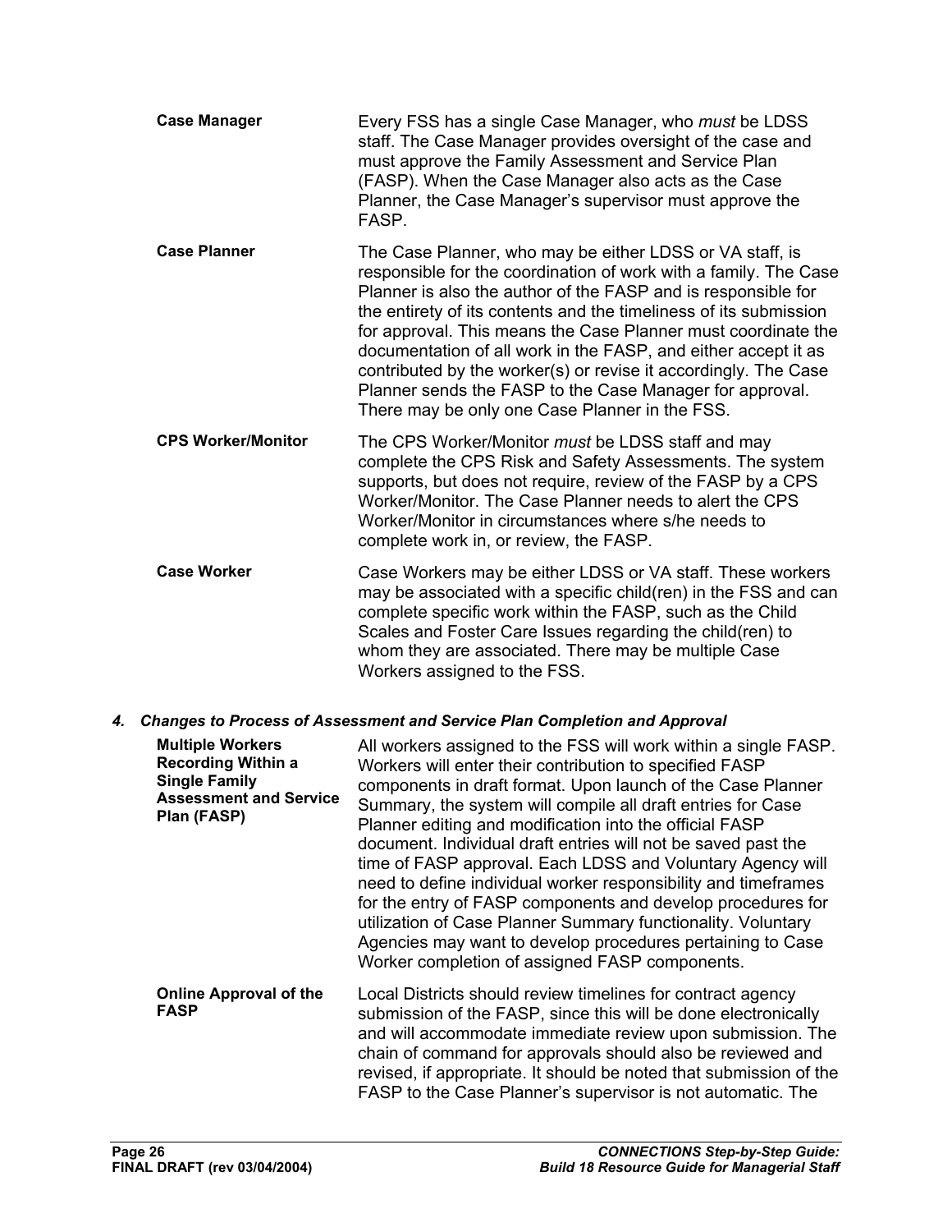| | |
|---|---|
| **Case Manager** | Every FSS has a single Case Manager, who *must* be LDSS staff. The Case Manager provides oversight of the case and must approve the Family Assessment and Service Plan (FASP). When the Case Manager also acts as the Case Planner, the Case Manager's supervisor must approve the FASP. |
| **Case Planner** | The Case Planner, who may be either LDSS or VA staff, is responsible for the coordination of work with a family. The Case Planner is also the author of the FASP and is responsible for the entirety of its contents and the timeliness of its submission for approval. This means the Case Planner must coordinate the documentation of all work in the FASP, and either accept it as contributed by the worker(s) or revise it accordingly. The Case Planner sends the FASP to the Case Manager for approval. There may be only one Case Planner in the FSS. |
| **CPS Worker/Monitor** | The CPS Worker/Monitor *must* be LDSS staff and may complete the CPS Risk and Safety Assessments. The system supports, but does not require, review of the FASP by a CPS Worker/Monitor. The Case Planner needs to alert the CPS Worker/Monitor in circumstances where s/he needs to complete work in, or review, the FASP. |
| **Case Worker** | Case Workers may be either LDSS or VA staff. These workers may be associated with a specific child(ren) in the FSS and can complete specific work within the FASP, such as the Child Scales and Foster Care Issues regarding the child(ren) to whom they are associated. There may be multiple Case Workers assigned to the FSS. |

#### 4. *Changes to Process of Assessment and Service Plan Completion and Approval*

| | |
|---|---|
| **Multiple Workers Recording Within a Single Family Assessment and Service Plan (FASP)** | All workers assigned to the FSS will work within a single FASP. Workers will enter their contribution to specified FASP components in draft format. Upon launch of the Case Planner Summary, the system will compile all draft entries for Case Planner editing and modification into the official FASP document. Individual draft entries will not be saved past the time of FASP approval. Each LDSS and Voluntary Agency will need to define individual worker responsibility and timeframes for the entry of FASP components and develop procedures for utilization of Case Planner Summary functionality. Voluntary Agencies may want to develop procedures pertaining to Case Worker completion of assigned FASP components. |
| **Online Approval of the FASP** | Local Districts should review timelines for contract agency submission of the FASP, since this will be done electronically and will accommodate immediate review upon submission. The chain of command for approvals should also be reviewed and revised, if appropriate. It should be noted that submission of the FASP to the Case Planner's supervisor is not automatic. The |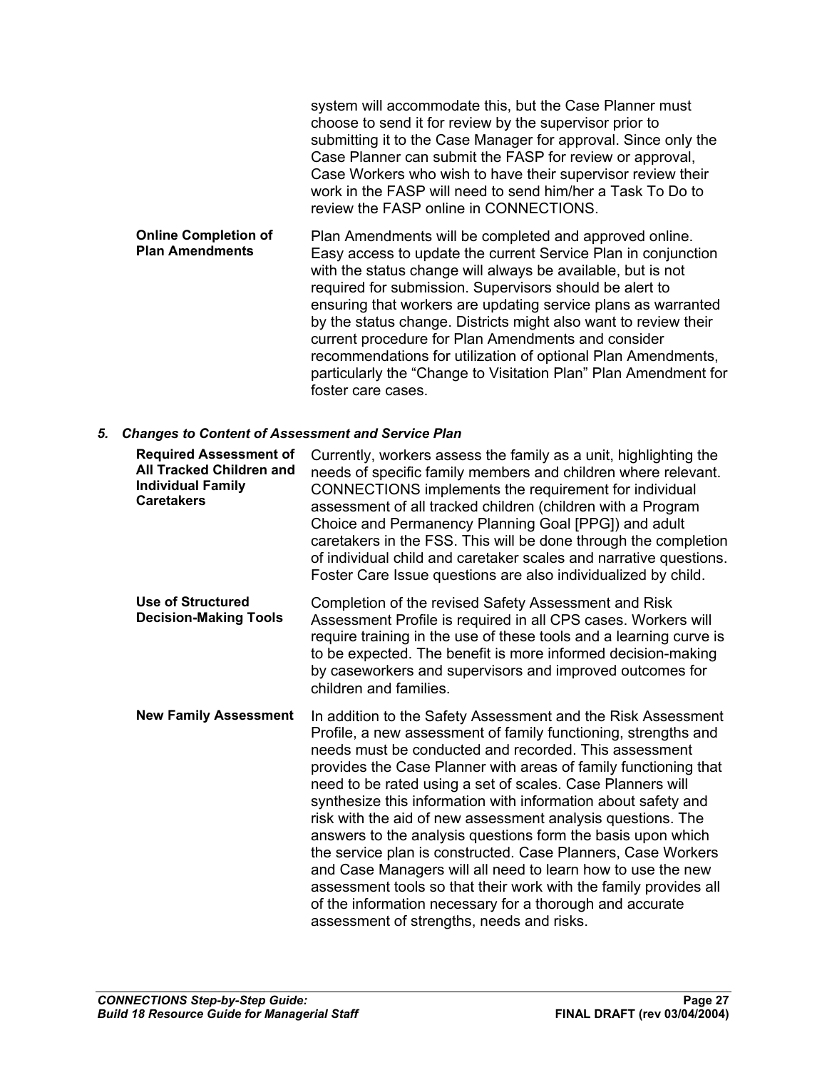system will accommodate this, but the Case Planner must choose to send it for review by the supervisor prior to submitting it to the Case Manager for approval. Since only the Case Planner can submit the FASP for review or approval, Case Workers who wish to have their supervisor review their work in the FASP will need to send him/her a Task To Do to review the FASP online in CONNECTIONS.

**Online Completion of Plan Amendments**

Plan Amendments will be completed and approved online. Easy access to update the current Service Plan in conjunction with the status change will always be available, but is not required for submission. Supervisors should be alert to ensuring that workers are updating service plans as warranted by the status change. Districts might also want to review their current procedure for Plan Amendments and consider recommendations for utilization of optional Plan Amendments, particularly the "Change to Visitation Plan" Plan Amendment for foster care cases.

### *5. Changes to Content of Assessment and Service Plan*

**Required Assessment of All Tracked Children and Individual Family Caretakers**

Currently, workers assess the family as a unit, highlighting the needs of specific family members and children where relevant. CONNECTIONS implements the requirement for individual assessment of all tracked children (children with a Program Choice and Permanency Planning Goal [PPG]) and adult caretakers in the FSS. This will be done through the completion of individual child and caretaker scales and narrative questions. Foster Care Issue questions are also individualized by child.

**Use of Structured Decision-Making Tools**

Completion of the revised Safety Assessment and Risk Assessment Profile is required in all CPS cases. Workers will require training in the use of these tools and a learning curve is to be expected. The benefit is more informed decision-making by caseworkers and supervisors and improved outcomes for children and families.

**New Family Assessment**

In addition to the Safety Assessment and the Risk Assessment Profile, a new assessment of family functioning, strengths and needs must be conducted and recorded. This assessment provides the Case Planner with areas of family functioning that need to be rated using a set of scales. Case Planners will synthesize this information with information about safety and risk with the aid of new assessment analysis questions. The answers to the analysis questions form the basis upon which the service plan is constructed. Case Planners, Case Workers and Case Managers will all need to learn how to use the new assessment tools so that their work with the family provides all of the information necessary for a thorough and accurate assessment of strengths, needs and risks.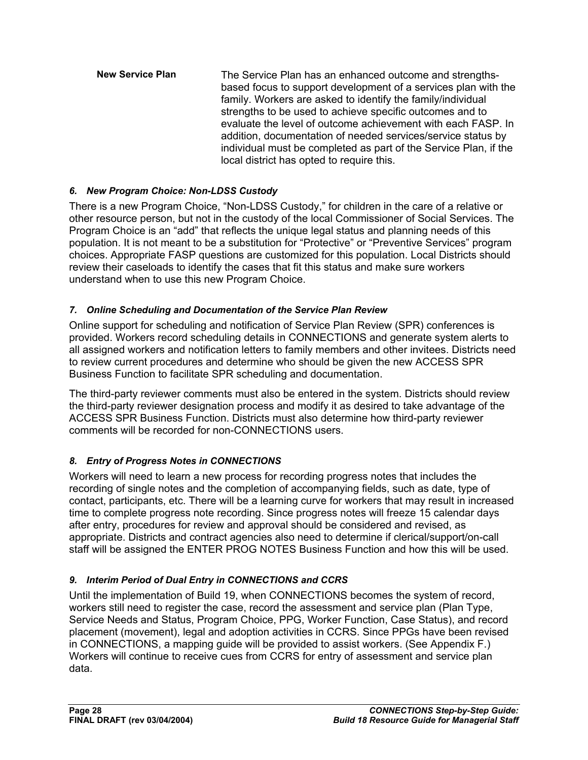| | |
|---|---|
| **New Service Plan** | The Service Plan has an enhanced outcome and strengths-based focus to support development of a services plan with the family. Workers are asked to identify the family/individual strengths to be used to achieve specific outcomes and to evaluate the level of outcome achievement with each FASP. In addition, documentation of needed services/service status by individual must be completed as part of the Service Plan, if the local district has opted to require this. |

#### *6. New Program Choice: Non-LDSS Custody*

There is a new Program Choice, "Non-LDSS Custody," for children in the care of a relative or other resource person, but not in the custody of the local Commissioner of Social Services. The Program Choice is an "add" that reflects the unique legal status and planning needs of this population. It is not meant to be a substitution for "Protective" or "Preventive Services" program choices. Appropriate FASP questions are customized for this population. Local Districts should review their caseloads to identify the cases that fit this status and make sure workers understand when to use this new Program Choice.

#### *7. Online Scheduling and Documentation of the Service Plan Review*

Online support for scheduling and notification of Service Plan Review (SPR) conferences is provided. Workers record scheduling details in CONNECTIONS and generate system alerts to all assigned workers and notification letters to family members and other invitees. Districts need to review current procedures and determine who should be given the new ACCESS SPR Business Function to facilitate SPR scheduling and documentation.

The third-party reviewer comments must also be entered in the system. Districts should review the third-party reviewer designation process and modify it as desired to take advantage of the ACCESS SPR Business Function. Districts must also determine how third-party reviewer comments will be recorded for non-CONNECTIONS users.

#### *8. Entry of Progress Notes in CONNECTIONS*

Workers will need to learn a new process for recording progress notes that includes the recording of single notes and the completion of accompanying fields, such as date, type of contact, participants, etc. There will be a learning curve for workers that may result in increased time to complete progress note recording. Since progress notes will freeze 15 calendar days after entry, procedures for review and approval should be considered and revised, as appropriate. Districts and contract agencies also need to determine if clerical/support/on-call staff will be assigned the ENTER PROG NOTES Business Function and how this will be used.

#### *9. Interim Period of Dual Entry in CONNECTIONS and CCRS*

Until the implementation of Build 19, when CONNECTIONS becomes the system of record, workers still need to register the case, record the assessment and service plan (Plan Type, Service Needs and Status, Program Choice, PPG, Worker Function, Case Status), and record placement (movement), legal and adoption activities in CCRS. Since PPGs have been revised in CONNECTIONS, a mapping guide will be provided to assist workers. (See Appendix F.) Workers will continue to receive cues from CCRS for entry of assessment and service plan data.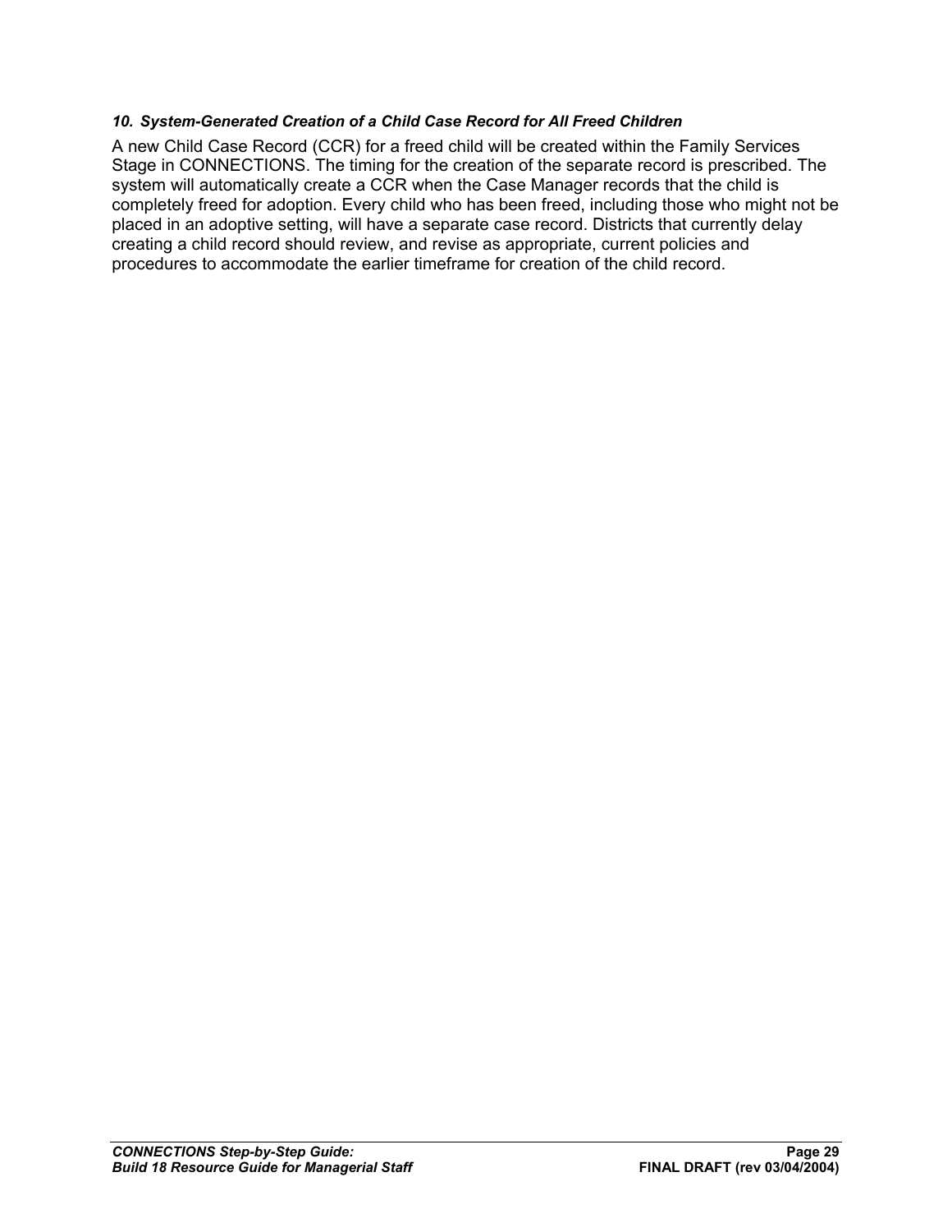### *10. System-Generated Creation of a Child Case Record for All Freed Children*

A new Child Case Record (CCR) for a freed child will be created within the Family Services Stage in CONNECTIONS. The timing for the creation of the separate record is prescribed. The system will automatically create a CCR when the Case Manager records that the child is completely freed for adoption. Every child who has been freed, including those who might not be placed in an adoptive setting, will have a separate case record. Districts that currently delay creating a child record should review, and revise as appropriate, current policies and procedures to accommodate the earlier timeframe for creation of the child record.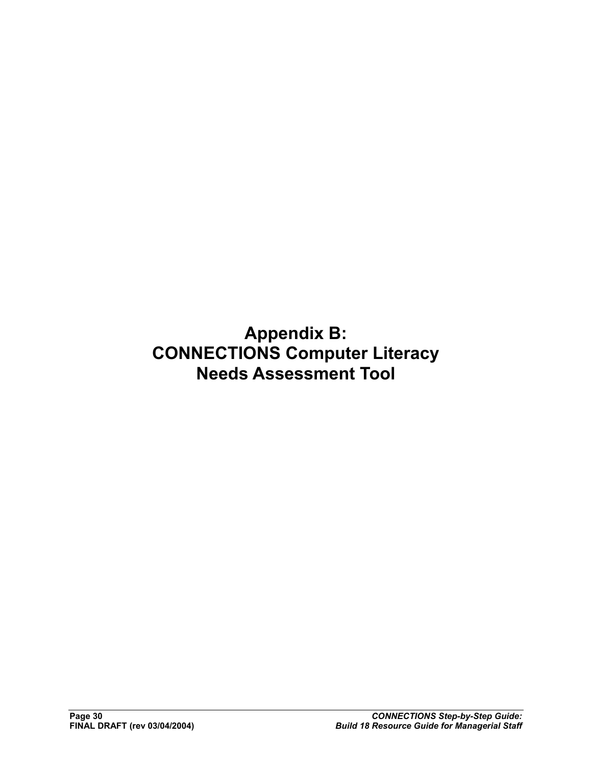# Appendix B: CONNECTIONS Computer Literacy Needs Assessment Tool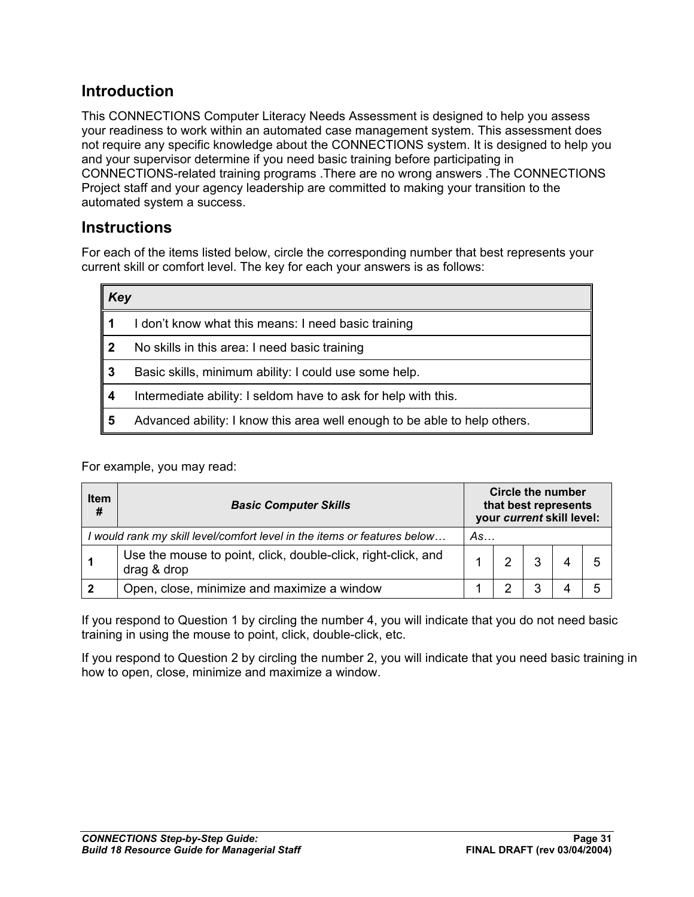## Introduction

This CONNECTIONS Computer Literacy Needs Assessment is designed to help you assess your readiness to work within an automated case management system. This assessment does not require any specific knowledge about the CONNECTIONS system. It is designed to help you and your supervisor determine if you need basic training before participating in CONNECTIONS-related training programs .There are no wrong answers .The CONNECTIONS Project staff and your agency leadership are committed to making your transition to the automated system a success.

## Instructions

For each of the items listed below, circle the corresponding number that best represents your current skill or comfort level. The key for each your answers is as follows:

| ***Key*** | |
|---|---|
| **1** | I don't know what this means: I need basic training |
| **2** | No skills in this area: I need basic training |
| **3** | Basic skills, minimum ability: I could use some help. |
| **4** | Intermediate ability: I seldom have to ask for help with this. |
| **5** | Advanced ability: I know this area well enough to be able to help others. |

For example, you may read:

| **Item #** | ***Basic Computer Skills*** | **Circle the number that best represents your *current* skill level:** | | | | |
|---|---|---|---|---|---|---|
| *I would rank my skill level/comfort level in the items or features below…* | | *As…* | | | | |
| **1** | Use the mouse to point, click, double-click, right-click, and drag & drop | 1 | 2 | 3 | 4 | 5 |
| **2** | Open, close, minimize and maximize a window | 1 | 2 | 3 | 4 | 5 |

If you respond to Question 1 by circling the number 4, you will indicate that you do not need basic training in using the mouse to point, click, double-click, etc.

If you respond to Question 2 by circling the number 2, you will indicate that you need basic training in how to open, close, minimize and maximize a window.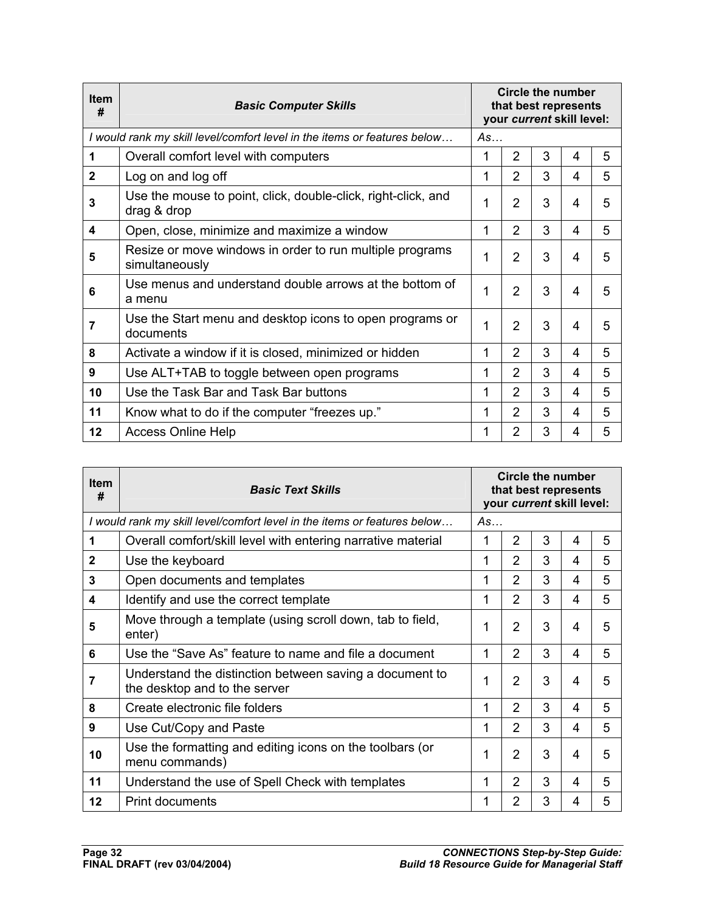| Item # | *Basic Computer Skills* | Circle the number that best represents your *current* skill level: | | | | |
|---|---|---|---|---|---|---|
| *I would rank my skill level/comfort level in the items or features below…* | | *As…* | | | | |
| **1** | Overall comfort level with computers | 1 | 2 | 3 | 4 | 5 |
| **2** | Log on and log off | 1 | 2 | 3 | 4 | 5 |
| **3** | Use the mouse to point, click, double-click, right-click, and drag & drop | 1 | 2 | 3 | 4 | 5 |
| **4** | Open, close, minimize and maximize a window | 1 | 2 | 3 | 4 | 5 |
| **5** | Resize or move windows in order to run multiple programs simultaneously | 1 | 2 | 3 | 4 | 5 |
| **6** | Use menus and understand double arrows at the bottom of a menu | 1 | 2 | 3 | 4 | 5 |
| **7** | Use the Start menu and desktop icons to open programs or documents | 1 | 2 | 3 | 4 | 5 |
| **8** | Activate a window if it is closed, minimized or hidden | 1 | 2 | 3 | 4 | 5 |
| **9** | Use ALT+TAB to toggle between open programs | 1 | 2 | 3 | 4 | 5 |
| **10** | Use the Task Bar and Task Bar buttons | 1 | 2 | 3 | 4 | 5 |
| **11** | Know what to do if the computer "freezes up." | 1 | 2 | 3 | 4 | 5 |
| **12** | Access Online Help | 1 | 2 | 3 | 4 | 5 |

| Item # | *Basic Text Skills* | Circle the number that best represents your *current* skill level: | | | | |
|---|---|---|---|---|---|---|
| *I would rank my skill level/comfort level in the items or features below…* | | *As…* | | | | |
| **1** | Overall comfort/skill level with entering narrative material | 1 | 2 | 3 | 4 | 5 |
| **2** | Use the keyboard | 1 | 2 | 3 | 4 | 5 |
| **3** | Open documents and templates | 1 | 2 | 3 | 4 | 5 |
| **4** | Identify and use the correct template | 1 | 2 | 3 | 4 | 5 |
| **5** | Move through a template (using scroll down, tab to field, enter) | 1 | 2 | 3 | 4 | 5 |
| **6** | Use the "Save As" feature to name and file a document | 1 | 2 | 3 | 4 | 5 |
| **7** | Understand the distinction between saving a document to the desktop and to the server | 1 | 2 | 3 | 4 | 5 |
| **8** | Create electronic file folders | 1 | 2 | 3 | 4 | 5 |
| **9** | Use Cut/Copy and Paste | 1 | 2 | 3 | 4 | 5 |
| **10** | Use the formatting and editing icons on the toolbars (or menu commands) | 1 | 2 | 3 | 4 | 5 |
| **11** | Understand the use of Spell Check with templates | 1 | 2 | 3 | 4 | 5 |
| **12** | Print documents | 1 | 2 | 3 | 4 | 5 |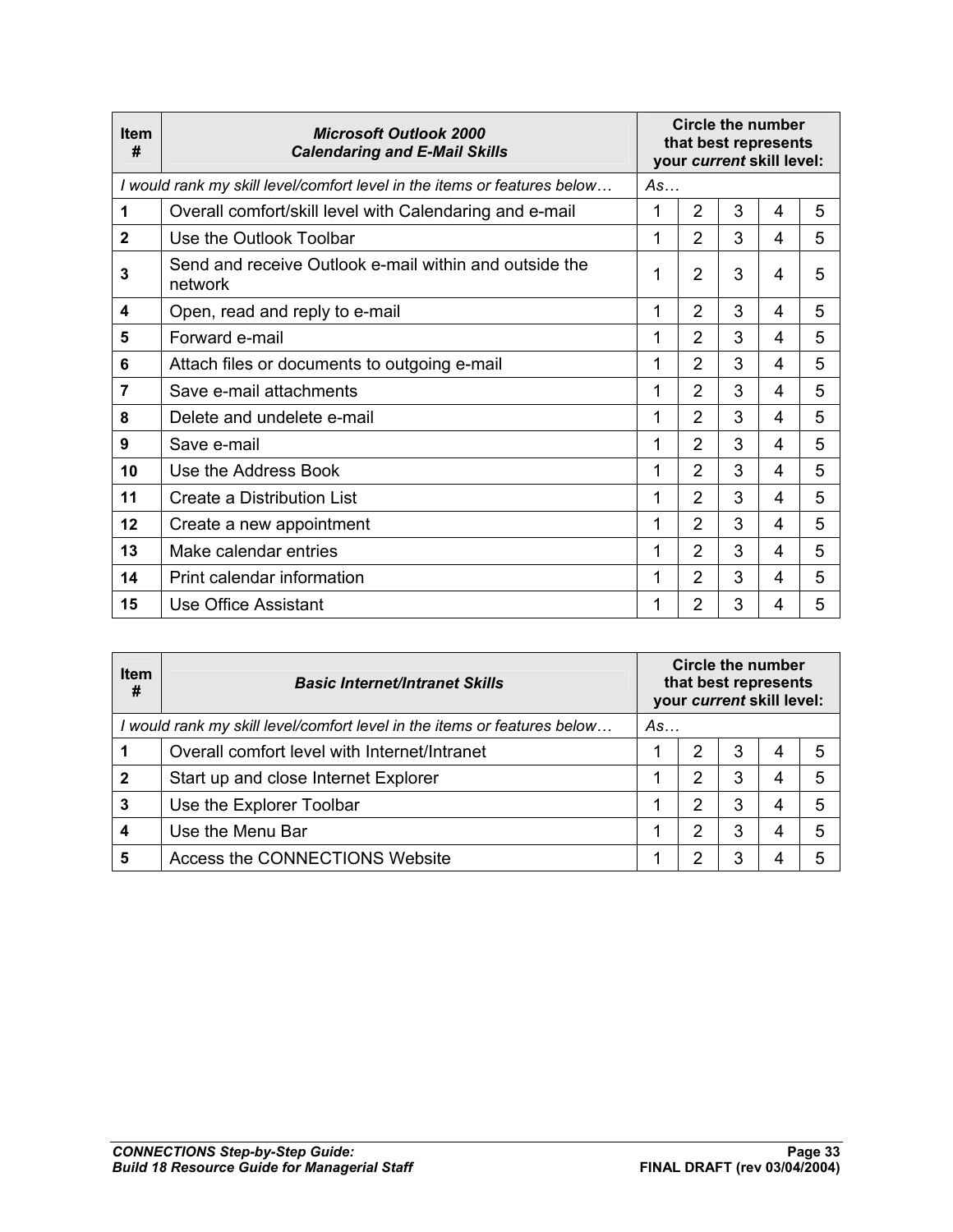| Item # | ***Microsoft Outlook 2000 Calendaring and E-Mail Skills*** | **Circle the number that best represents your *current* skill level:** | | | | |
|---|---|---|---|---|---|---|
| *I would rank my skill level/comfort level in the items or features below…* | | *As…* | | | | |
| **1** | Overall comfort/skill level with Calendaring and e-mail | 1 | 2 | 3 | 4 | 5 |
| **2** | Use the Outlook Toolbar | 1 | 2 | 3 | 4 | 5 |
| **3** | Send and receive Outlook e-mail within and outside the network | 1 | 2 | 3 | 4 | 5 |
| **4** | Open, read and reply to e-mail | 1 | 2 | 3 | 4 | 5 |
| **5** | Forward e-mail | 1 | 2 | 3 | 4 | 5 |
| **6** | Attach files or documents to outgoing e-mail | 1 | 2 | 3 | 4 | 5 |
| **7** | Save e-mail attachments | 1 | 2 | 3 | 4 | 5 |
| **8** | Delete and undelete e-mail | 1 | 2 | 3 | 4 | 5 |
| **9** | Save e-mail | 1 | 2 | 3 | 4 | 5 |
| **10** | Use the Address Book | 1 | 2 | 3 | 4 | 5 |
| **11** | Create a Distribution List | 1 | 2 | 3 | 4 | 5 |
| **12** | Create a new appointment | 1 | 2 | 3 | 4 | 5 |
| **13** | Make calendar entries | 1 | 2 | 3 | 4 | 5 |
| **14** | Print calendar information | 1 | 2 | 3 | 4 | 5 |
| **15** | Use Office Assistant | 1 | 2 | 3 | 4 | 5 |

| Item # | ***Basic Internet/Intranet Skills*** | **Circle the number that best represents your *current* skill level:** | | | | |
|---|---|---|---|---|---|---|
| *I would rank my skill level/comfort level in the items or features below…* | | *As…* | | | | |
| **1** | Overall comfort level with Internet/Intranet | 1 | 2 | 3 | 4 | 5 |
| **2** | Start up and close Internet Explorer | 1 | 2 | 3 | 4 | 5 |
| **3** | Use the Explorer Toolbar | 1 | 2 | 3 | 4 | 5 |
| **4** | Use the Menu Bar | 1 | 2 | 3 | 4 | 5 |
| **5** | Access the CONNECTIONS Website | 1 | 2 | 3 | 4 | 5 |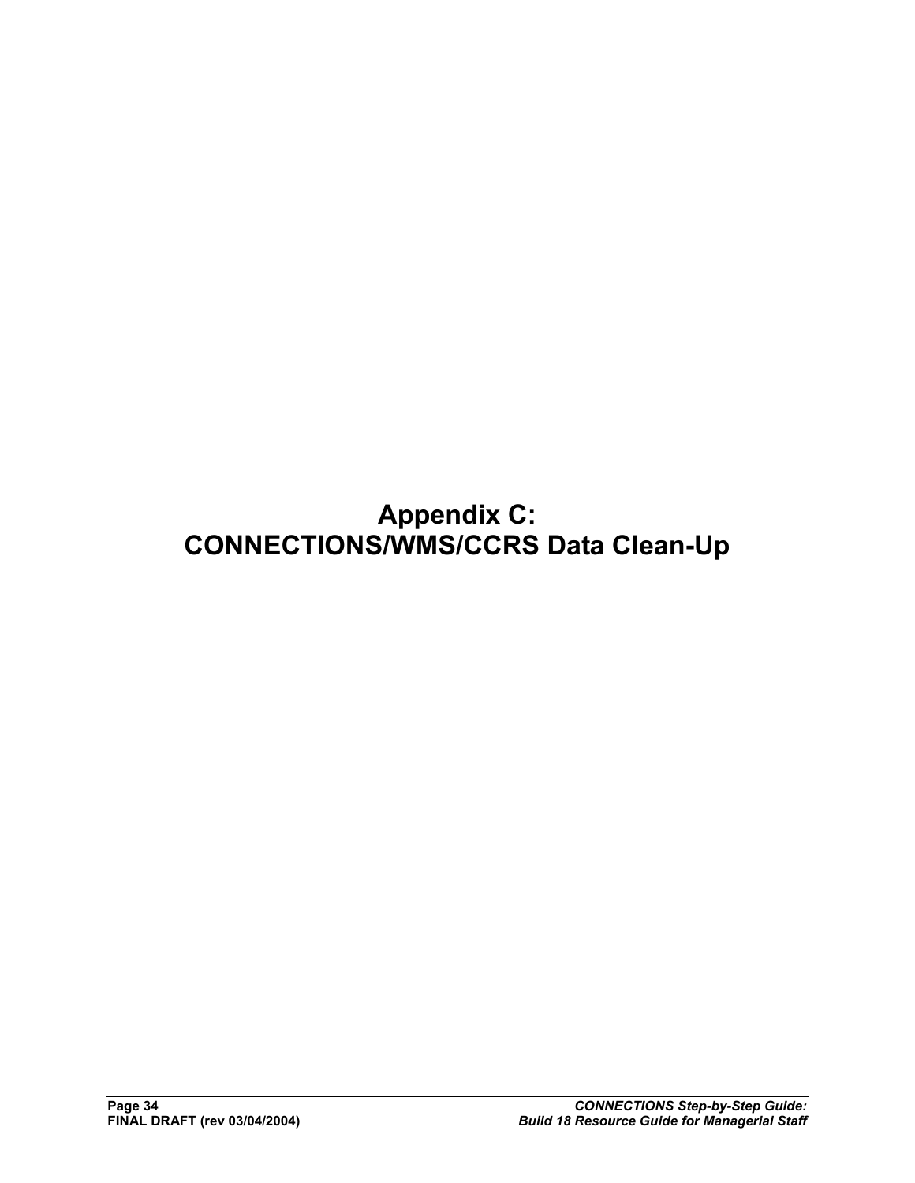# Appendix C: CONNECTIONS/WMS/CCRS Data Clean-Up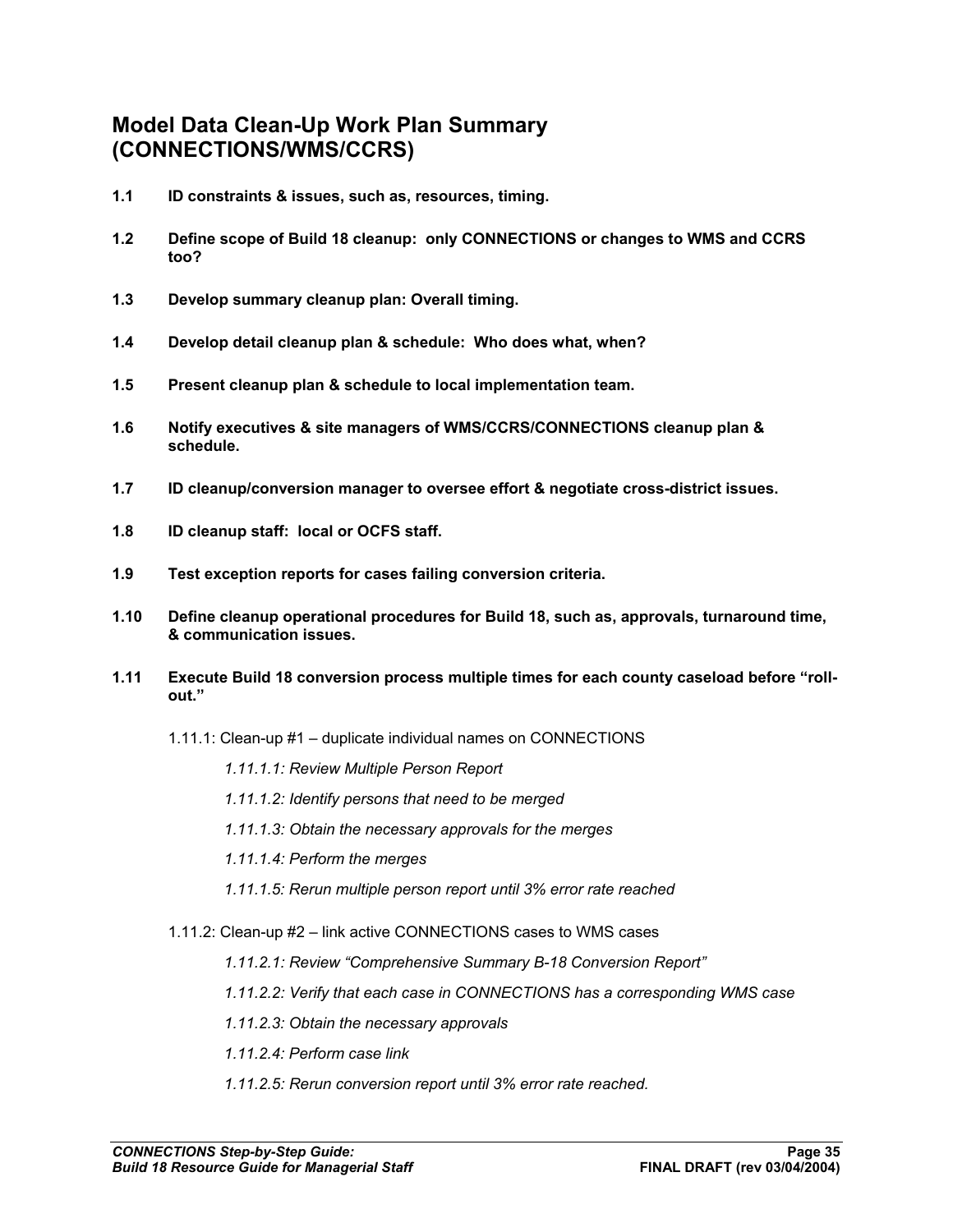## Model Data Clean-Up Work Plan Summary (CONNECTIONS/WMS/CCRS)

**1.1 ID constraints & issues, such as, resources, timing.**

**1.2 Define scope of Build 18 cleanup: only CONNECTIONS or changes to WMS and CCRS too?**

**1.3 Develop summary cleanup plan: Overall timing.**

**1.4 Develop detail cleanup plan & schedule: Who does what, when?**

**1.5 Present cleanup plan & schedule to local implementation team.**

**1.6 Notify executives & site managers of WMS/CCRS/CONNECTIONS cleanup plan & schedule.**

**1.7 ID cleanup/conversion manager to oversee effort & negotiate cross-district issues.**

**1.8 ID cleanup staff: local or OCFS staff.**

**1.9 Test exception reports for cases failing conversion criteria.**

**1.10 Define cleanup operational procedures for Build 18, such as, approvals, turnaround time, & communication issues.**

**1.11 Execute Build 18 conversion process multiple times for each county caseload before "roll-out."**

1.11.1: Clean-up #1 – duplicate individual names on CONNECTIONS

*1.11.1.1: Review Multiple Person Report*

*1.11.1.2: Identify persons that need to be merged*

*1.11.1.3: Obtain the necessary approvals for the merges*

*1.11.1.4: Perform the merges*

*1.11.1.5: Rerun multiple person report until 3% error rate reached*

1.11.2: Clean-up #2 – link active CONNECTIONS cases to WMS cases

*1.11.2.1: Review "Comprehensive Summary B-18 Conversion Report"*

*1.11.2.2: Verify that each case in CONNECTIONS has a corresponding WMS case*

*1.11.2.3: Obtain the necessary approvals*

*1.11.2.4: Perform case link*

*1.11.2.5: Rerun conversion report until 3% error rate reached.*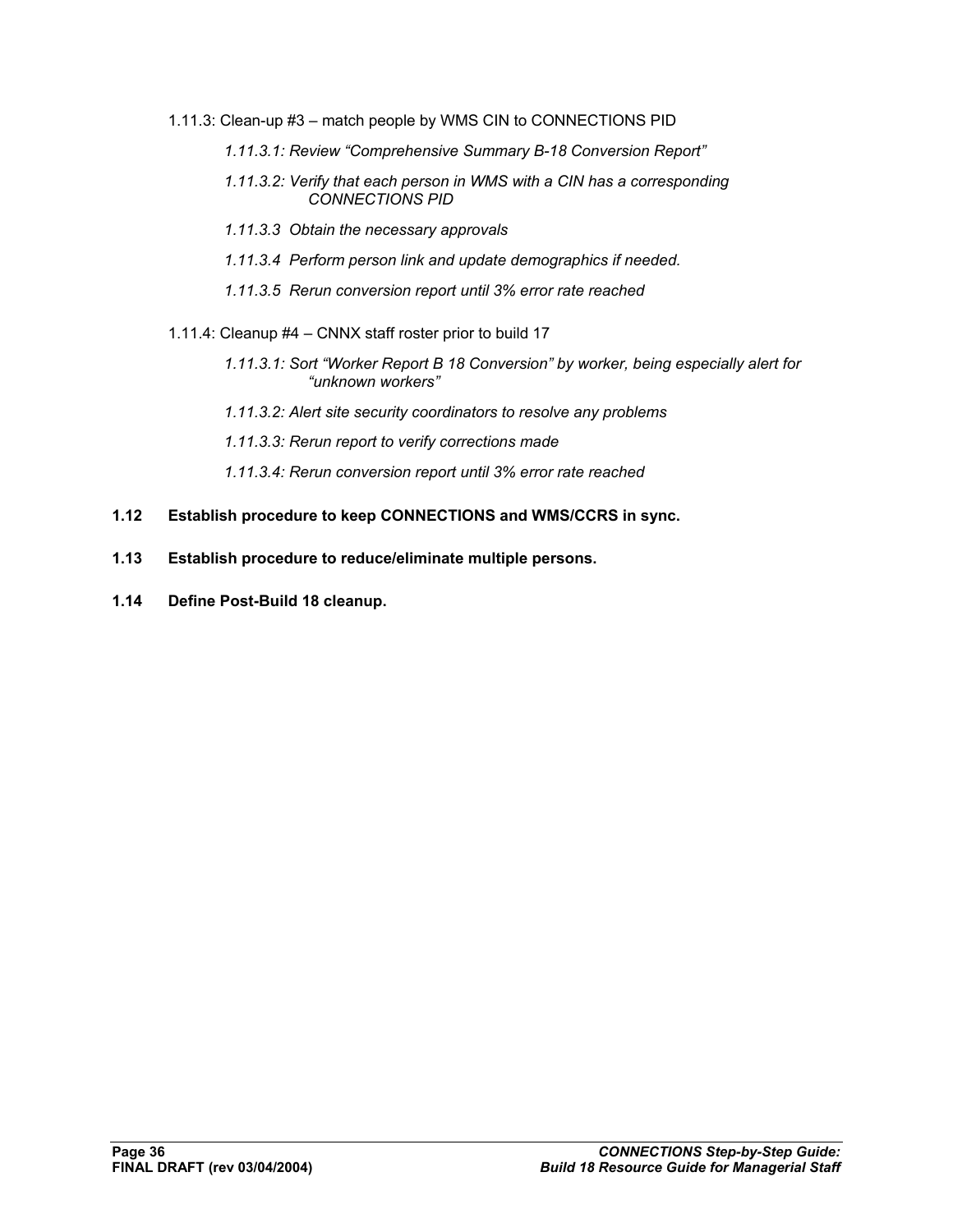1.11.3: Clean-up #3 – match people by WMS CIN to CONNECTIONS PID

*1.11.3.1: Review "Comprehensive Summary B-18 Conversion Report"*

*1.11.3.2: Verify that each person in WMS with a CIN has a corresponding CONNECTIONS PID*

*1.11.3.3  Obtain the necessary approvals*

*1.11.3.4  Perform person link and update demographics if needed.*

*1.11.3.5  Rerun conversion report until 3% error rate reached*

1.11.4: Cleanup #4 – CNNX staff roster prior to build 17

*1.11.3.1: Sort "Worker Report B 18 Conversion" by worker, being especially alert for "unknown workers"*

*1.11.3.2: Alert site security coordinators to resolve any problems*

*1.11.3.3: Rerun report to verify corrections made*

*1.11.3.4: Rerun conversion report until 3% error rate reached*

**1.12 Establish procedure to keep CONNECTIONS and WMS/CCRS in sync.**

**1.13 Establish procedure to reduce/eliminate multiple persons.**

**1.14 Define Post-Build 18 cleanup.**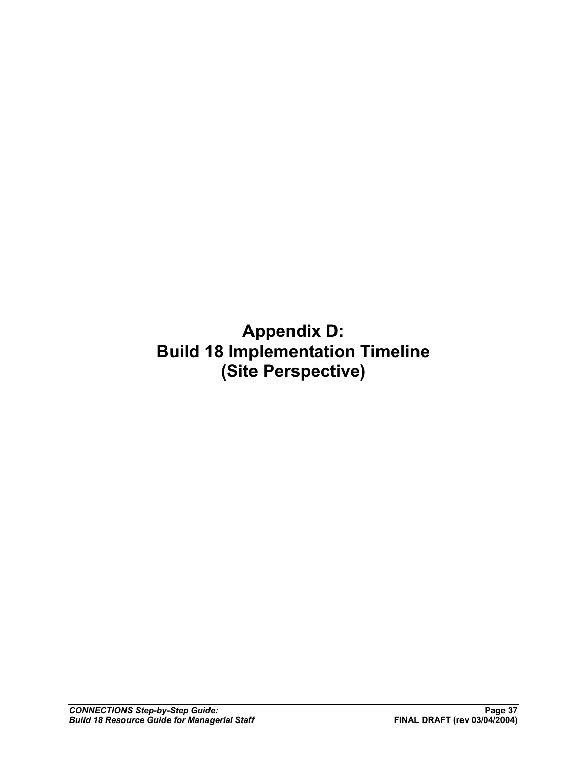# Appendix D:
# Build 18 Implementation Timeline
# (Site Perspective)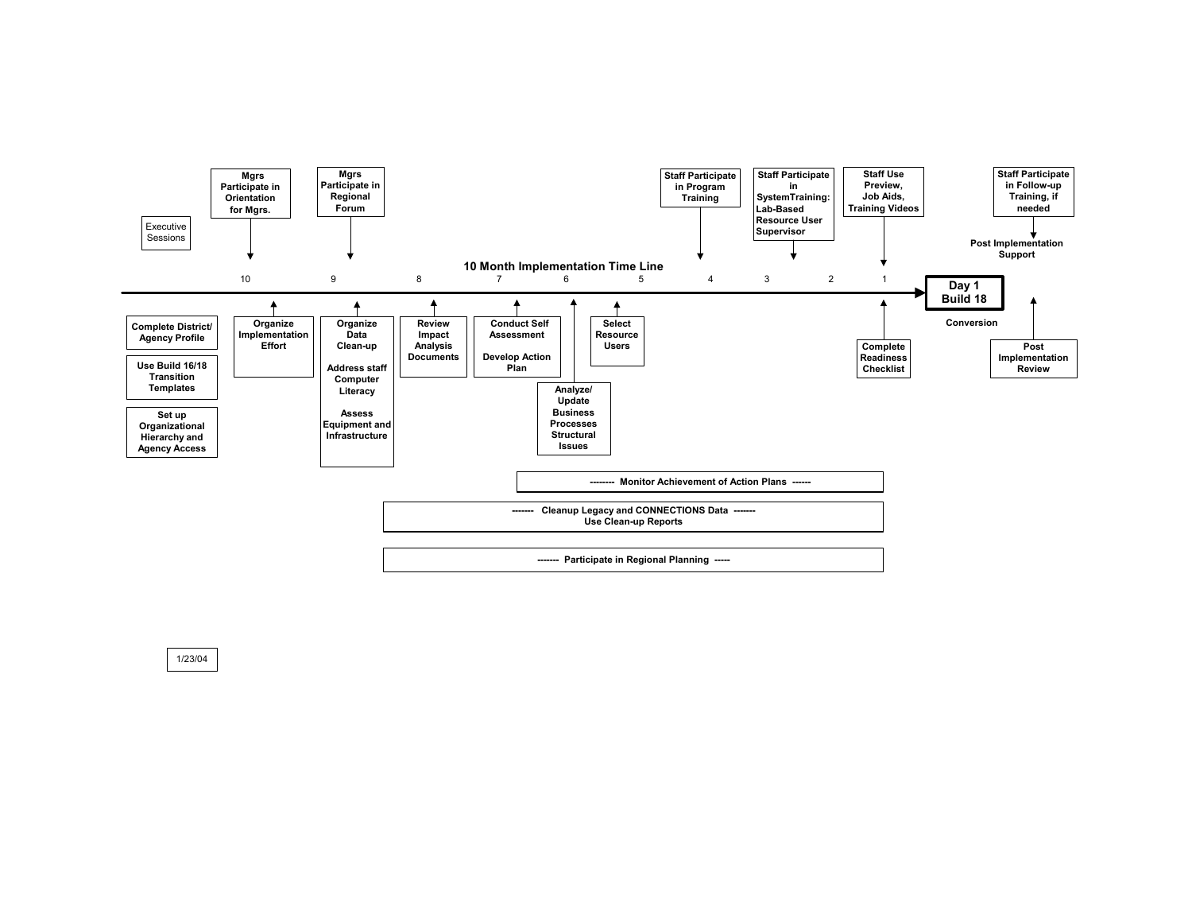# 10 Month Implementation Time Line

**Month 10**
- Executive Sessions
- Complete District/ Agency Profile
- Use Build 16/18 Transition Templates
- Set up Organizational Hierarchy and Agency Access
- Mgrs Participate in Orientation for Mgrs.
- Organize Implementation Effort

**Month 9**
- Mgrs Participate in Regional Forum
- Organize Data Clean-up
- Address staff Computer Literacy
- Assess Equipment and Infrastructure

**Month 8**
- Review Impact Analysis Documents

**Month 7**
- Conduct Self Assessment
- Develop Action Plan

**Month 6**
- Analyze/ Update Business Processes Structural Issues

**Month 5**
- Select Resource Users

**Month 4**
- Staff Participate in Program Training

**Month 3–2**
- Staff Participate in SystemTraining: Lab-Based Resource User Supervisor

**Month 1**
- Staff Use Preview, Job Aids, Training Videos
- Complete Readiness Checklist

**Day 1 Build 18**
- Conversion

**Post Implementation Support**
- Staff Participate in Follow-up Training, if needed
- Post Implementation Review

**Ongoing activities (Months 9–1)**
- ------- Cleanup Legacy and CONNECTIONS Data ------- Use Clean-up Reports
- ------- Participate in Regional Planning -----

**Ongoing activities (Months 7–1)**
- -------- Monitor Achievement of Action Plans ------

1/23/04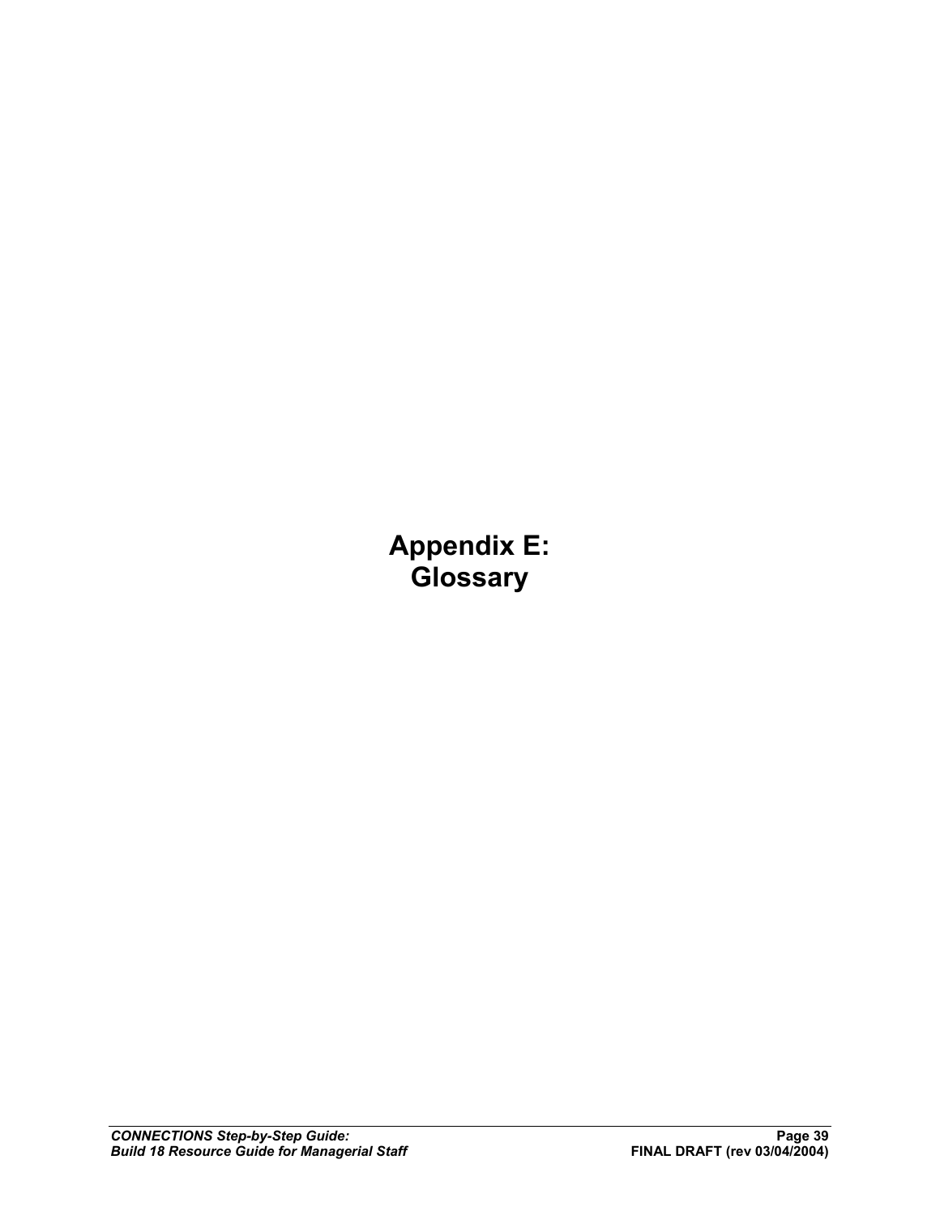# Appendix E: Glossary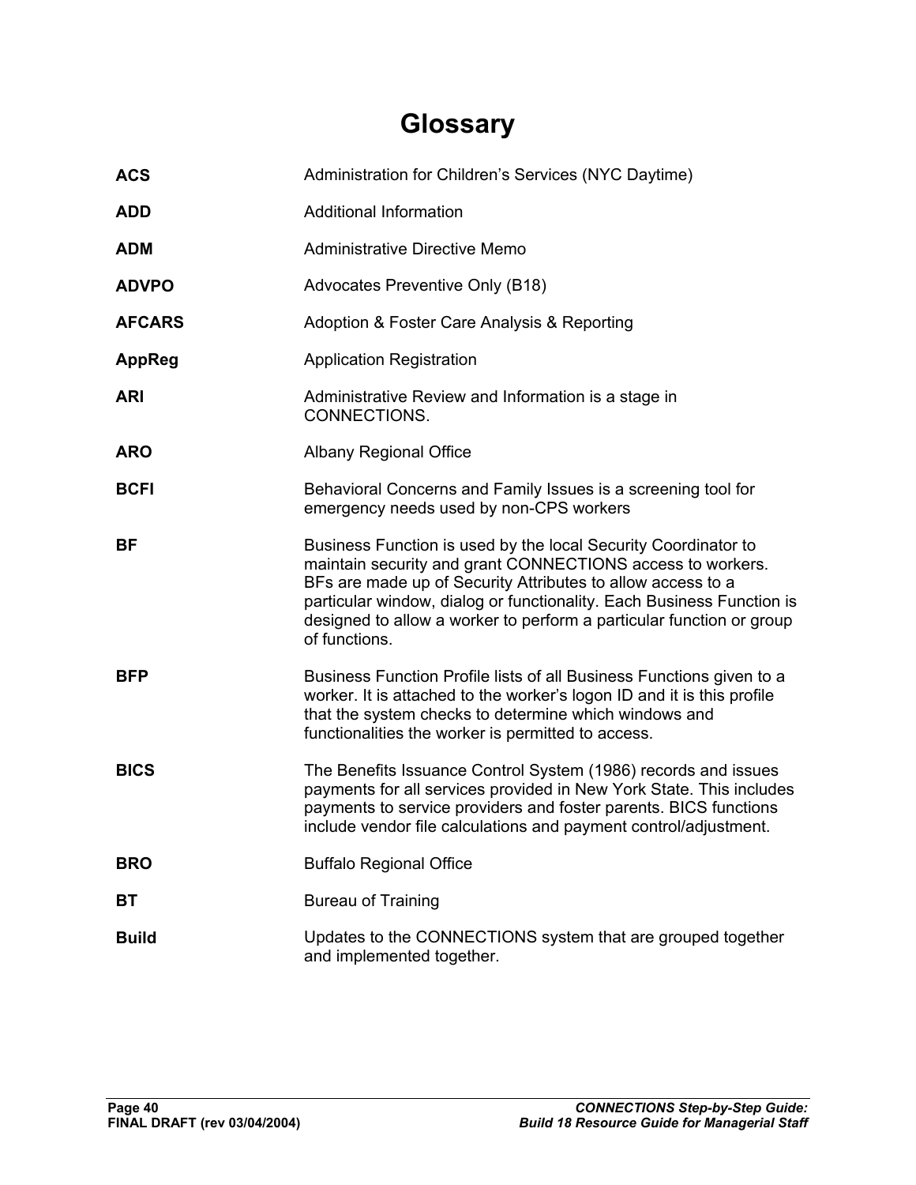# Glossary

| | |
|---|---|
| **ACS** | Administration for Children's Services (NYC Daytime) |
| **ADD** | Additional Information |
| **ADM** | Administrative Directive Memo |
| **ADVPO** | Advocates Preventive Only (B18) |
| **AFCARS** | Adoption & Foster Care Analysis & Reporting |
| **AppReg** | Application Registration |
| **ARI** | Administrative Review and Information is a stage in CONNECTIONS. |
| **ARO** | Albany Regional Office |
| **BCFI** | Behavioral Concerns and Family Issues is a screening tool for emergency needs used by non-CPS workers |
| **BF** | Business Function is used by the local Security Coordinator to maintain security and grant CONNECTIONS access to workers. BFs are made up of Security Attributes to allow access to a particular window, dialog or functionality. Each Business Function is designed to allow a worker to perform a particular function or group of functions. |
| **BFP** | Business Function Profile lists of all Business Functions given to a worker. It is attached to the worker's logon ID and it is this profile that the system checks to determine which windows and functionalities the worker is permitted to access. |
| **BICS** | The Benefits Issuance Control System (1986) records and issues payments for all services provided in New York State. This includes payments to service providers and foster parents. BICS functions include vendor file calculations and payment control/adjustment. |
| **BRO** | Buffalo Regional Office |
| **BT** | Bureau of Training |
| **Build** | Updates to the CONNECTIONS system that are grouped together and implemented together. |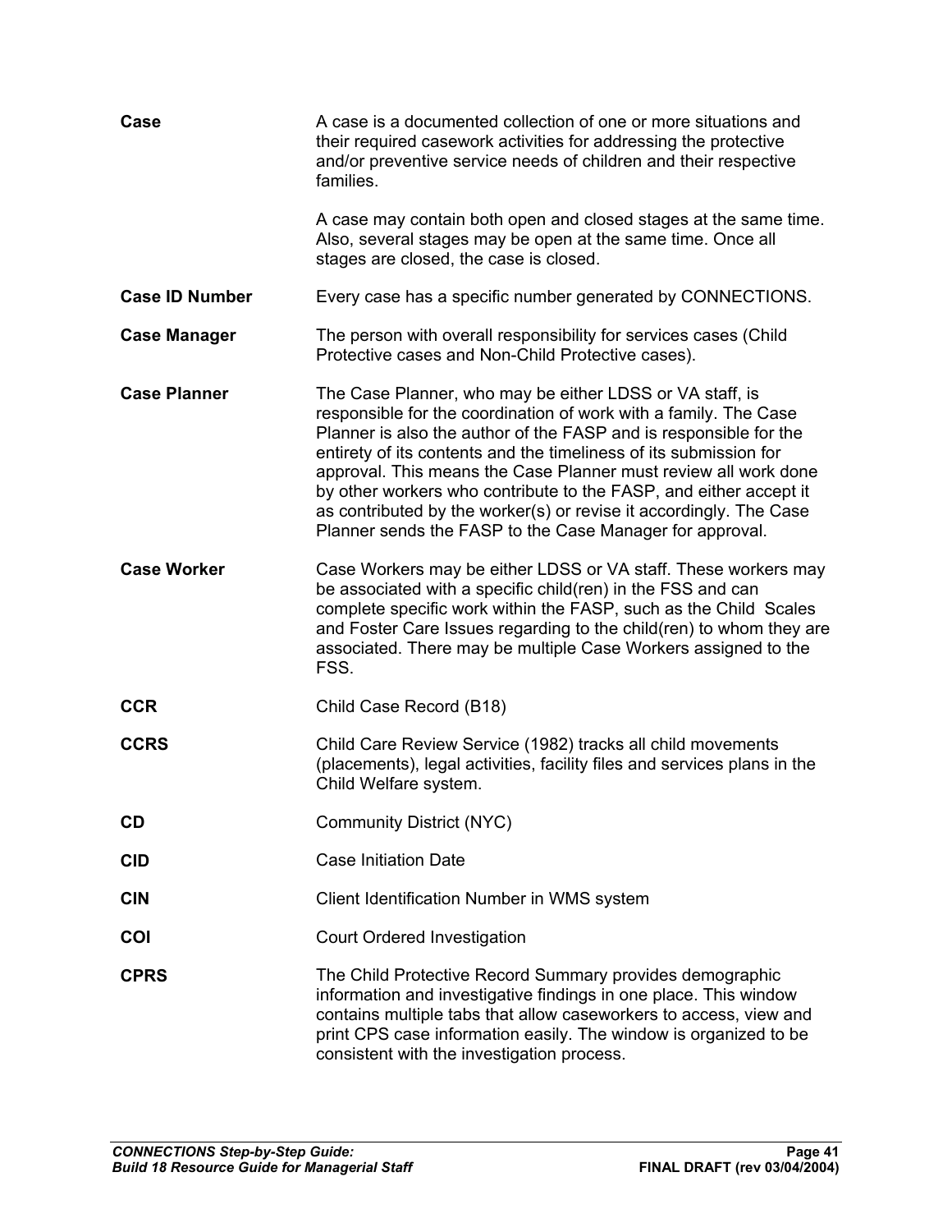**Case**

A case is a documented collection of one or more situations and their required casework activities for addressing the protective and/or preventive service needs of children and their respective families.

A case may contain both open and closed stages at the same time. Also, several stages may be open at the same time. Once all stages are closed, the case is closed.

**Case ID Number**

Every case has a specific number generated by CONNECTIONS.

**Case Manager**

The person with overall responsibility for services cases (Child Protective cases and Non-Child Protective cases).

**Case Planner**

The Case Planner, who may be either LDSS or VA staff, is responsible for the coordination of work with a family. The Case Planner is also the author of the FASP and is responsible for the entirety of its contents and the timeliness of its submission for approval. This means the Case Planner must review all work done by other workers who contribute to the FASP, and either accept it as contributed by the worker(s) or revise it accordingly. The Case Planner sends the FASP to the Case Manager for approval.

**Case Worker**

Case Workers may be either LDSS or VA staff. These workers may be associated with a specific child(ren) in the FSS and can complete specific work within the FASP, such as the Child Scales and Foster Care Issues regarding to the child(ren) to whom they are associated. There may be multiple Case Workers assigned to the FSS.

**CCR**

Child Case Record (B18)

**CCRS**

Child Care Review Service (1982) tracks all child movements (placements), legal activities, facility files and services plans in the Child Welfare system.

**CD**

Community District (NYC)

**CID**

Case Initiation Date

**CIN**

Client Identification Number in WMS system

**COI**

Court Ordered Investigation

**CPRS**

The Child Protective Record Summary provides demographic information and investigative findings in one place. This window contains multiple tabs that allow caseworkers to access, view and print CPS case information easily. The window is organized to be consistent with the investigation process.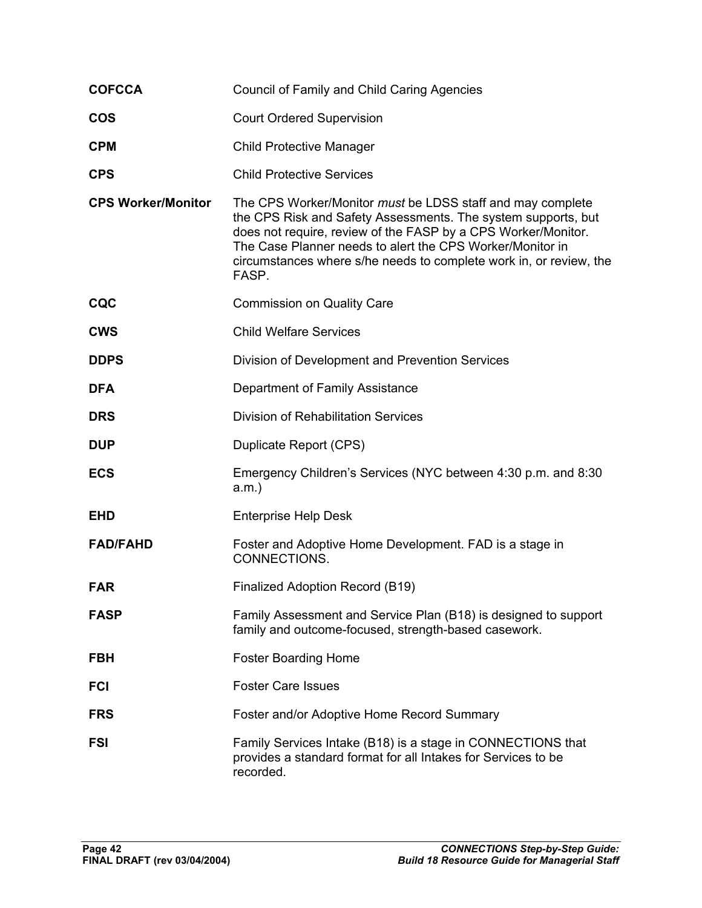| | |
|---|---|
| **COFCCA** | Council of Family and Child Caring Agencies |
| **COS** | Court Ordered Supervision |
| **CPM** | Child Protective Manager |
| **CPS** | Child Protective Services |
| **CPS Worker/Monitor** | The CPS Worker/Monitor *must* be LDSS staff and may complete the CPS Risk and Safety Assessments. The system supports, but does not require, review of the FASP by a CPS Worker/Monitor. The Case Planner needs to alert the CPS Worker/Monitor in circumstances where s/he needs to complete work in, or review, the FASP. |
| **CQC** | Commission on Quality Care |
| **CWS** | Child Welfare Services |
| **DDPS** | Division of Development and Prevention Services |
| **DFA** | Department of Family Assistance |
| **DRS** | Division of Rehabilitation Services |
| **DUP** | Duplicate Report (CPS) |
| **ECS** | Emergency Children's Services (NYC between 4:30 p.m. and 8:30 a.m.) |
| **EHD** | Enterprise Help Desk |
| **FAD/FAHD** | Foster and Adoptive Home Development. FAD is a stage in CONNECTIONS. |
| **FAR** | Finalized Adoption Record (B19) |
| **FASP** | Family Assessment and Service Plan (B18) is designed to support family and outcome-focused, strength-based casework. |
| **FBH** | Foster Boarding Home |
| **FCI** | Foster Care Issues |
| **FRS** | Foster and/or Adoptive Home Record Summary |
| **FSI** | Family Services Intake (B18) is a stage in CONNECTIONS that provides a standard format for all Intakes for Services to be recorded. |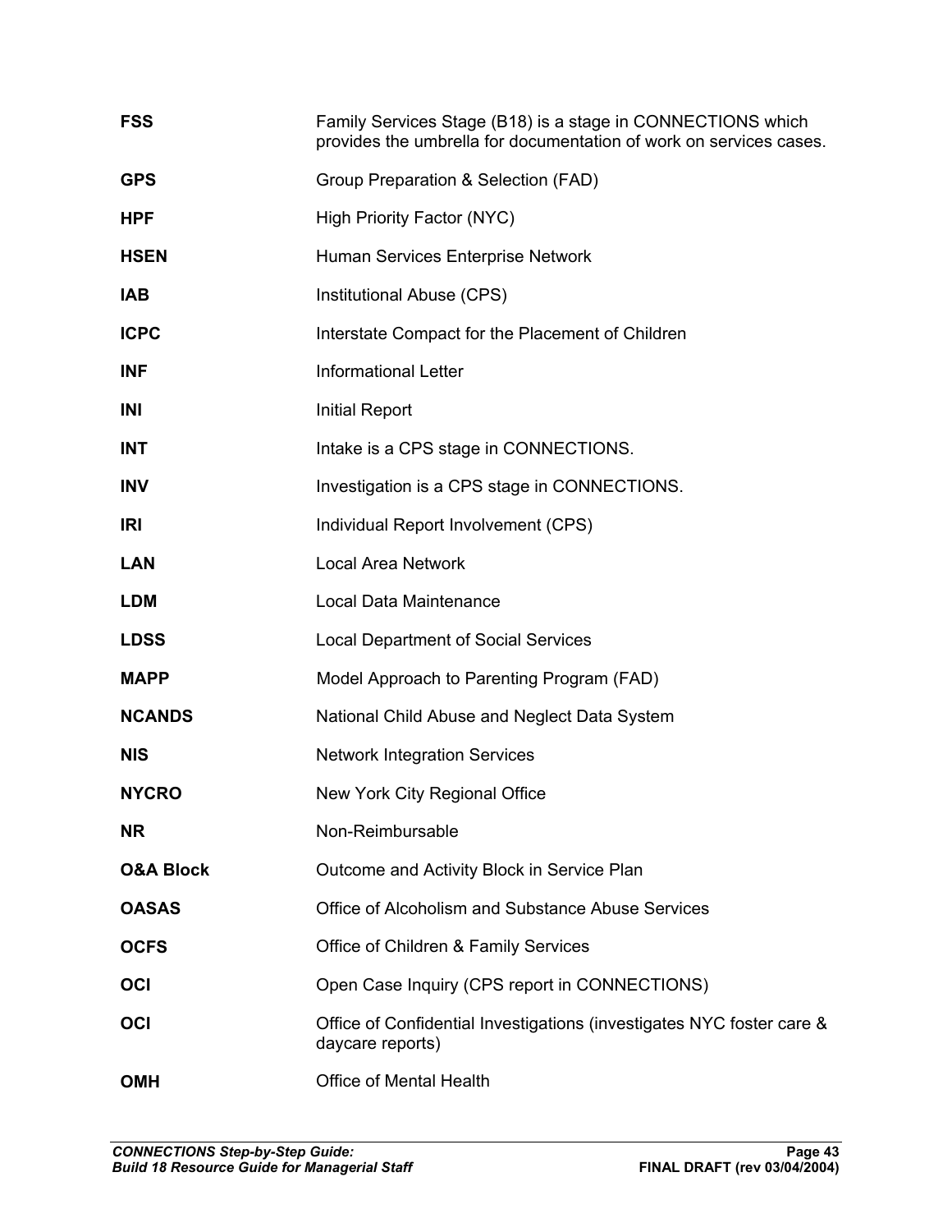| | |
|---|---|
| **FSS** | Family Services Stage (B18) is a stage in CONNECTIONS which provides the umbrella for documentation of work on services cases. |
| **GPS** | Group Preparation & Selection (FAD) |
| **HPF** | High Priority Factor (NYC) |
| **HSEN** | Human Services Enterprise Network |
| **IAB** | Institutional Abuse (CPS) |
| **ICPC** | Interstate Compact for the Placement of Children |
| **INF** | Informational Letter |
| **INI** | Initial Report |
| **INT** | Intake is a CPS stage in CONNECTIONS. |
| **INV** | Investigation is a CPS stage in CONNECTIONS. |
| **IRI** | Individual Report Involvement (CPS) |
| **LAN** | Local Area Network |
| **LDM** | Local Data Maintenance |
| **LDSS** | Local Department of Social Services |
| **MAPP** | Model Approach to Parenting Program (FAD) |
| **NCANDS** | National Child Abuse and Neglect Data System |
| **NIS** | Network Integration Services |
| **NYCRO** | New York City Regional Office |
| **NR** | Non-Reimbursable |
| **O&A Block** | Outcome and Activity Block in Service Plan |
| **OASAS** | Office of Alcoholism and Substance Abuse Services |
| **OCFS** | Office of Children & Family Services |
| **OCI** | Open Case Inquiry (CPS report in CONNECTIONS) |
| **OCI** | Office of Confidential Investigations (investigates NYC foster care & daycare reports) |
| **OMH** | Office of Mental Health |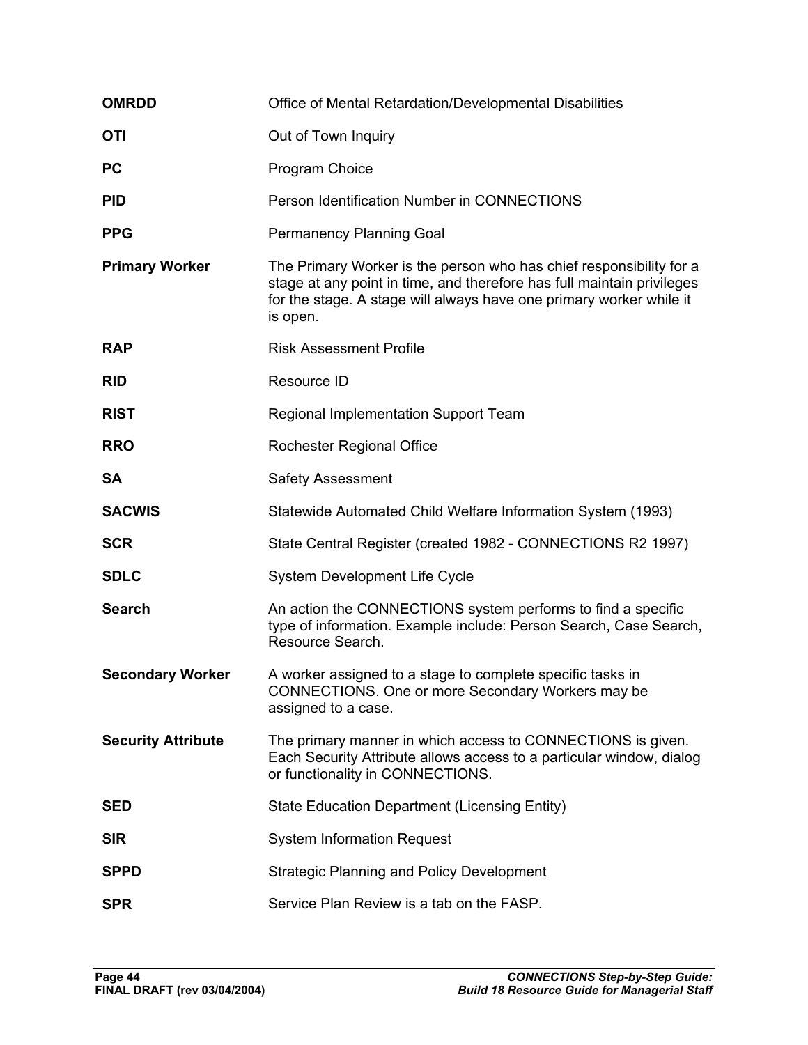| | |
|---|---|
| **OMRDD** | Office of Mental Retardation/Developmental Disabilities |
| **OTI** | Out of Town Inquiry |
| **PC** | Program Choice |
| **PID** | Person Identification Number in CONNECTIONS |
| **PPG** | Permanency Planning Goal |
| **Primary Worker** | The Primary Worker is the person who has chief responsibility for a stage at any point in time, and therefore has full maintain privileges for the stage. A stage will always have one primary worker while it is open. |
| **RAP** | Risk Assessment Profile |
| **RID** | Resource ID |
| **RIST** | Regional Implementation Support Team |
| **RRO** | Rochester Regional Office |
| **SA** | Safety Assessment |
| **SACWIS** | Statewide Automated Child Welfare Information System (1993) |
| **SCR** | State Central Register (created 1982 - CONNECTIONS R2 1997) |
| **SDLC** | System Development Life Cycle |
| **Search** | An action the CONNECTIONS system performs to find a specific type of information. Example include: Person Search, Case Search, Resource Search. |
| **Secondary Worker** | A worker assigned to a stage to complete specific tasks in CONNECTIONS. One or more Secondary Workers may be assigned to a case. |
| **Security Attribute** | The primary manner in which access to CONNECTIONS is given. Each Security Attribute allows access to a particular window, dialog or functionality in CONNECTIONS. |
| **SED** | State Education Department (Licensing Entity) |
| **SIR** | System Information Request |
| **SPPD** | Strategic Planning and Policy Development |
| **SPR** | Service Plan Review is a tab on the FASP. |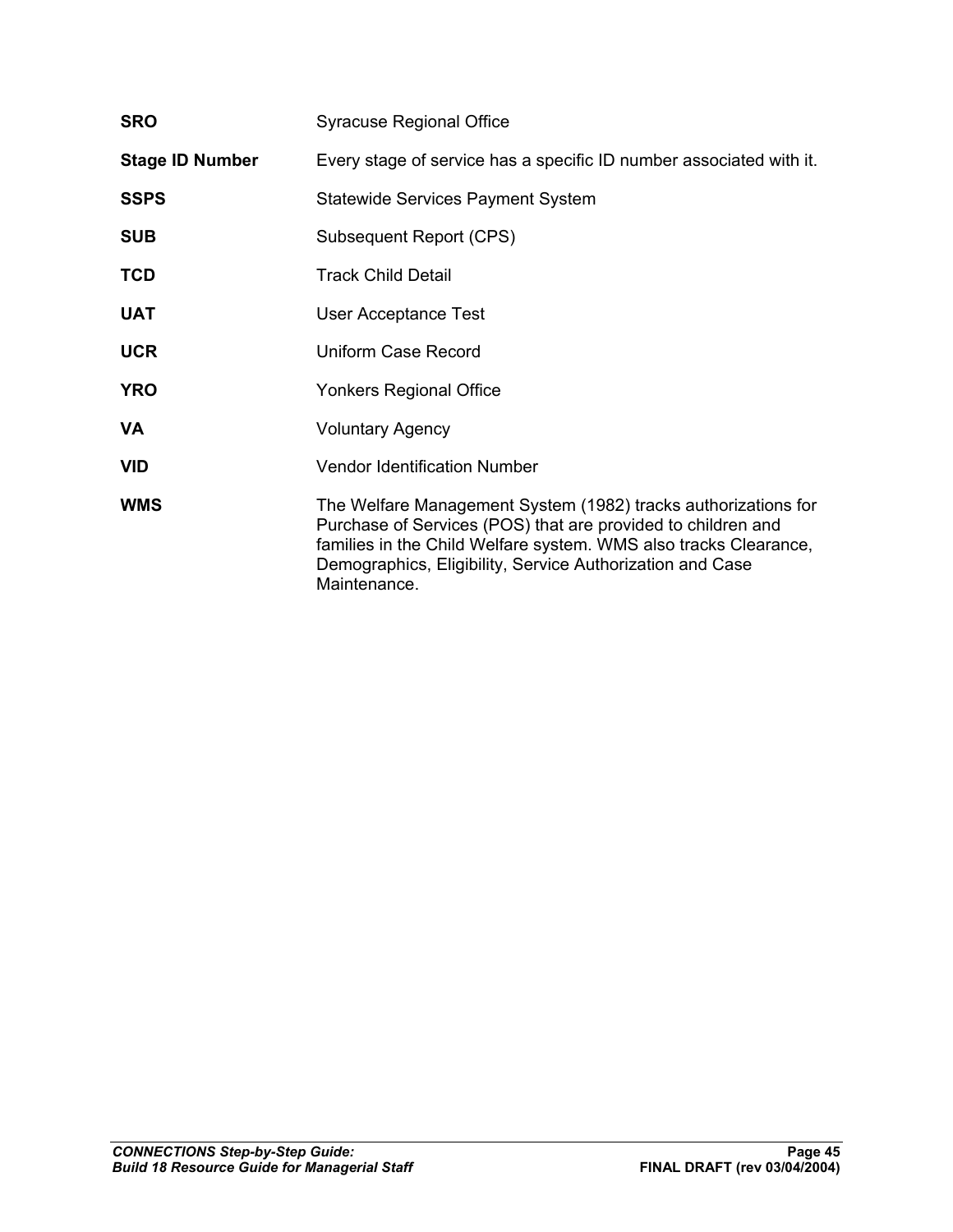| | |
|---|---|
| **SRO** | Syracuse Regional Office |
| **Stage ID Number** | Every stage of service has a specific ID number associated with it. |
| **SSPS** | Statewide Services Payment System |
| **SUB** | Subsequent Report (CPS) |
| **TCD** | Track Child Detail |
| **UAT** | User Acceptance Test |
| **UCR** | Uniform Case Record |
| **YRO** | Yonkers Regional Office |
| **VA** | Voluntary Agency |
| **VID** | Vendor Identification Number |
| **WMS** | The Welfare Management System (1982) tracks authorizations for Purchase of Services (POS) that are provided to children and families in the Child Welfare system. WMS also tracks Clearance, Demographics, Eligibility, Service Authorization and Case Maintenance. |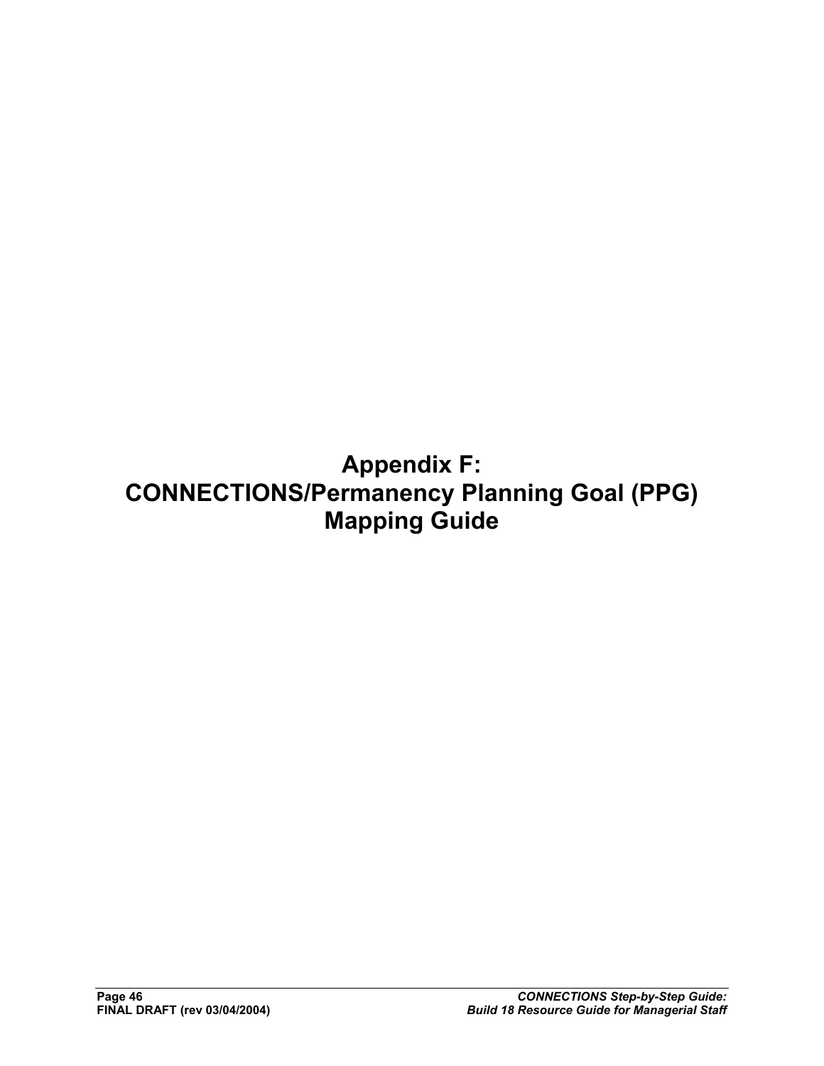# Appendix F: CONNECTIONS/Permanency Planning Goal (PPG) Mapping Guide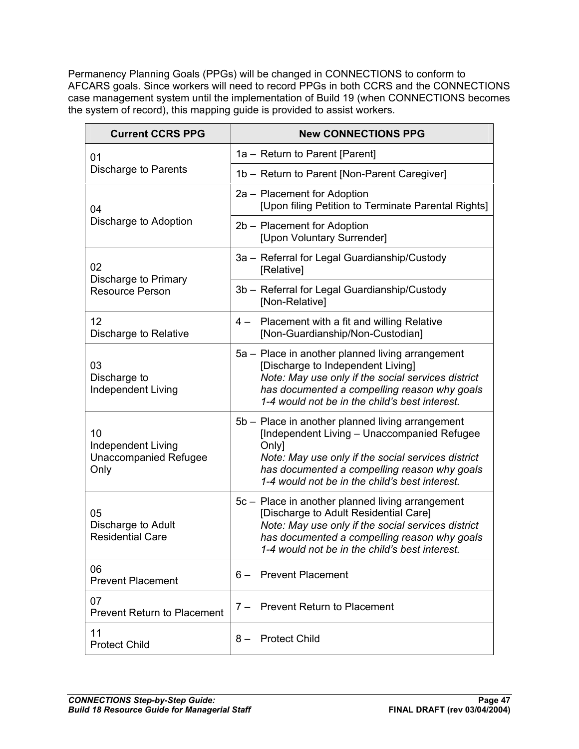Permanency Planning Goals (PPGs) will be changed in CONNECTIONS to conform to AFCARS goals. Since workers will need to record PPGs in both CCRS and the CONNECTIONS case management system until the implementation of Build 19 (when CONNECTIONS becomes the system of record), this mapping guide is provided to assist workers.

| Current CCRS PPG | New CONNECTIONS PPG |
|---|---|
| 01<br>Discharge to Parents | 1a – Return to Parent [Parent] |
| | 1b – Return to Parent [Non-Parent Caregiver] |
| 04<br>Discharge to Adoption | 2a – Placement for Adoption<br>[Upon filing Petition to Terminate Parental Rights] |
| | 2b – Placement for Adoption<br>[Upon Voluntary Surrender] |
| 02<br>Discharge to Primary Resource Person | 3a – Referral for Legal Guardianship/Custody<br>[Relative] |
| | 3b – Referral for Legal Guardianship/Custody<br>[Non-Relative] |
| 12<br>Discharge to Relative | 4 – Placement with a fit and willing Relative<br>[Non-Guardianship/Non-Custodian] |
| 03<br>Discharge to Independent Living | 5a – Place in another planned living arrangement<br>[Discharge to Independent Living]<br>*Note: May use only if the social services district has documented a compelling reason why goals 1-4 would not be in the child's best interest.* |
| 10<br>Independent Living Unaccompanied Refugee Only | 5b – Place in another planned living arrangement<br>[Independent Living – Unaccompanied Refugee Only]<br>*Note: May use only if the social services district has documented a compelling reason why goals 1-4 would not be in the child's best interest.* |
| 05<br>Discharge to Adult Residential Care | 5c – Place in another planned living arrangement<br>[Discharge to Adult Residential Care]<br>*Note: May use only if the social services district has documented a compelling reason why goals 1-4 would not be in the child's best interest.* |
| 06<br>Prevent Placement | 6 – Prevent Placement |
| 07<br>Prevent Return to Placement | 7 – Prevent Return to Placement |
| 11<br>Protect Child | 8 – Protect Child |